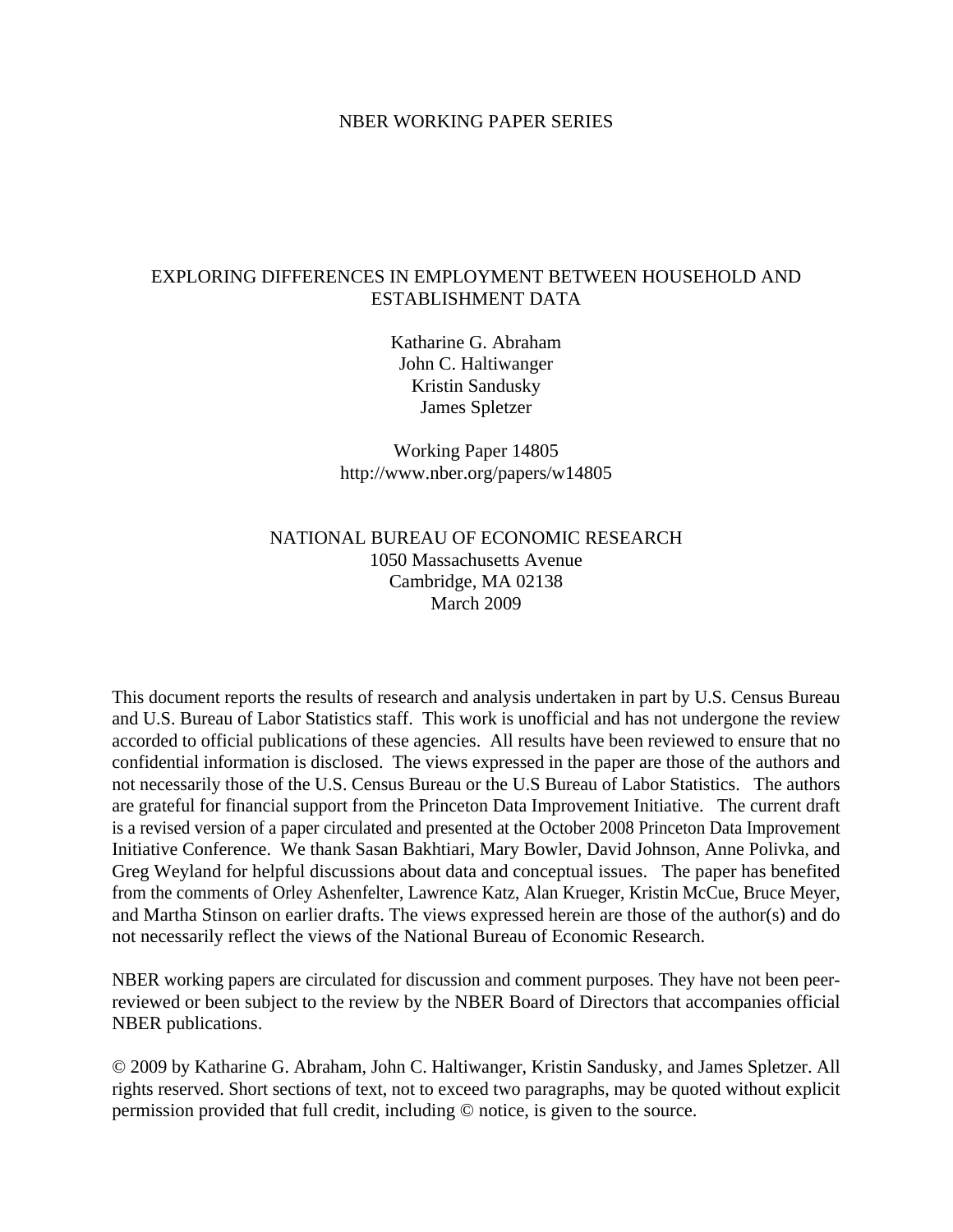NBER WORKING PAPER SERIES

# EXPLORING DIFFERENCES IN EMPLOYMENT BETWEEN HOUSEHOLD AND ESTABLISHMENT DATA

Katharine G. Abraham
John C. Haltiwanger
Kristin Sandusky
James Spletzer

Working Paper 14805
http://www.nber.org/papers/w14805

NATIONAL BUREAU OF ECONOMIC RESEARCH
1050 Massachusetts Avenue
Cambridge, MA 02138
March 2009

This document reports the results of research and analysis undertaken in part by U.S. Census Bureau and U.S. Bureau of Labor Statistics staff. This work is unofficial and has not undergone the review accorded to official publications of these agencies. All results have been reviewed to ensure that no confidential information is disclosed. The views expressed in the paper are those of the authors and not necessarily those of the U.S. Census Bureau or the U.S Bureau of Labor Statistics. The authors are grateful for financial support from the Princeton Data Improvement Initiative. The current draft is a revised version of a paper circulated and presented at the October 2008 Princeton Data Improvement Initiative Conference. We thank Sasan Bakhtiari, Mary Bowler, David Johnson, Anne Polivka, and Greg Weyland for helpful discussions about data and conceptual issues. The paper has benefited from the comments of Orley Ashenfelter, Lawrence Katz, Alan Krueger, Kristin McCue, Bruce Meyer, and Martha Stinson on earlier drafts. The views expressed herein are those of the author(s) and do not necessarily reflect the views of the National Bureau of Economic Research.

NBER working papers are circulated for discussion and comment purposes. They have not been peer-reviewed or been subject to the review by the NBER Board of Directors that accompanies official NBER publications.

© 2009 by Katharine G. Abraham, John C. Haltiwanger, Kristin Sandusky, and James Spletzer. All rights reserved. Short sections of text, not to exceed two paragraphs, may be quoted without explicit permission provided that full credit, including © notice, is given to the source.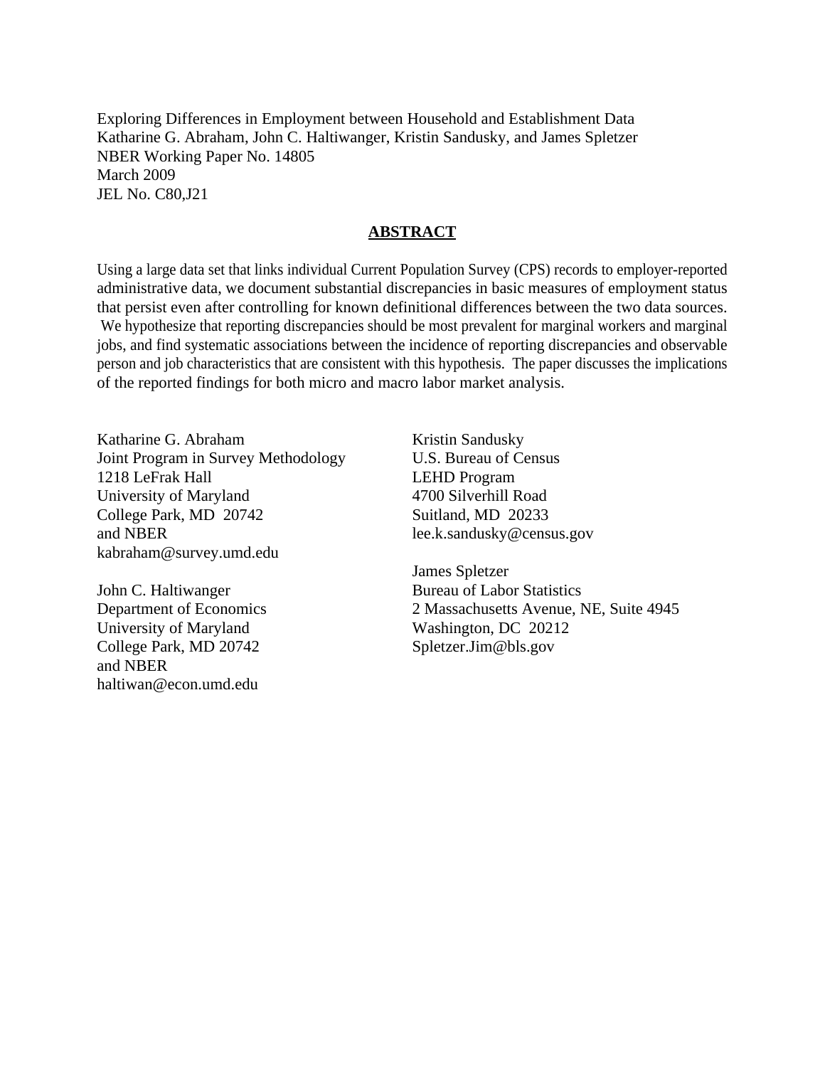Exploring Differences in Employment between Household and Establishment Data
Katharine G. Abraham, John C. Haltiwanger, Kristin Sandusky, and James Spletzer
NBER Working Paper No. 14805
March 2009
JEL No. C80,J21

## ABSTRACT

Using a large data set that links individual Current Population Survey (CPS) records to employer-reported administrative data, we document substantial discrepancies in basic measures of employment status that persist even after controlling for known definitional differences between the two data sources. We hypothesize that reporting discrepancies should be most prevalent for marginal workers and marginal jobs, and find systematic associations between the incidence of reporting discrepancies and observable person and job characteristics that are consistent with this hypothesis. The paper discusses the implications of the reported findings for both micro and macro labor market analysis.

Katharine G. Abraham
Joint Program in Survey Methodology
1218 LeFrak Hall
University of Maryland
College Park, MD 20742
and NBER
kabraham@survey.umd.edu

John C. Haltiwanger
Department of Economics
University of Maryland
College Park, MD 20742
and NBER
haltiwan@econ.umd.edu

Kristin Sandusky
U.S. Bureau of Census
LEHD Program
4700 Silverhill Road
Suitland, MD 20233
lee.k.sandusky@census.gov

James Spletzer
Bureau of Labor Statistics
2 Massachusetts Avenue, NE, Suite 4945
Washington, DC 20212
Spletzer.Jim@bls.gov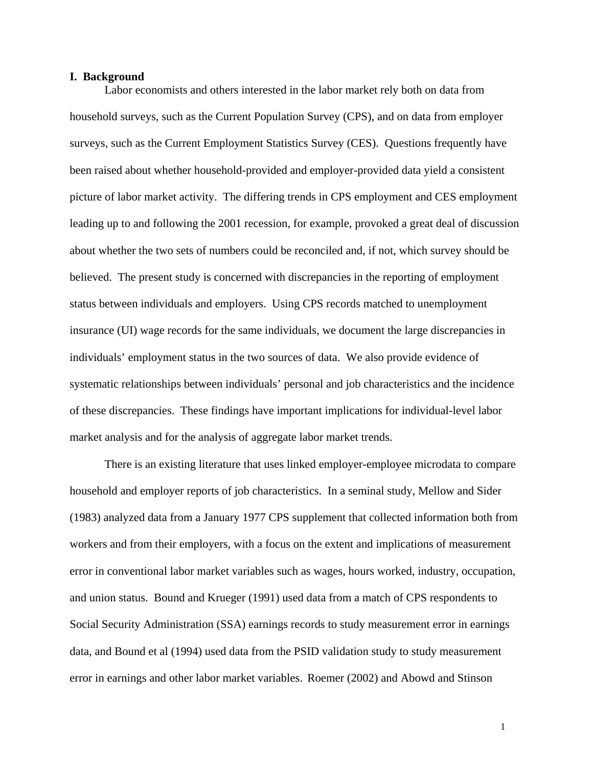## I. Background

Labor economists and others interested in the labor market rely both on data from household surveys, such as the Current Population Survey (CPS), and on data from employer surveys, such as the Current Employment Statistics Survey (CES). Questions frequently have been raised about whether household-provided and employer-provided data yield a consistent picture of labor market activity. The differing trends in CPS employment and CES employment leading up to and following the 2001 recession, for example, provoked a great deal of discussion about whether the two sets of numbers could be reconciled and, if not, which survey should be believed. The present study is concerned with discrepancies in the reporting of employment status between individuals and employers. Using CPS records matched to unemployment insurance (UI) wage records for the same individuals, we document the large discrepancies in individuals' employment status in the two sources of data. We also provide evidence of systematic relationships between individuals' personal and job characteristics and the incidence of these discrepancies. These findings have important implications for individual-level labor market analysis and for the analysis of aggregate labor market trends.

There is an existing literature that uses linked employer-employee microdata to compare household and employer reports of job characteristics. In a seminal study, Mellow and Sider (1983) analyzed data from a January 1977 CPS supplement that collected information both from workers and from their employers, with a focus on the extent and implications of measurement error in conventional labor market variables such as wages, hours worked, industry, occupation, and union status. Bound and Krueger (1991) used data from a match of CPS respondents to Social Security Administration (SSA) earnings records to study measurement error in earnings data, and Bound et al (1994) used data from the PSID validation study to study measurement error in earnings and other labor market variables. Roemer (2002) and Abowd and Stinson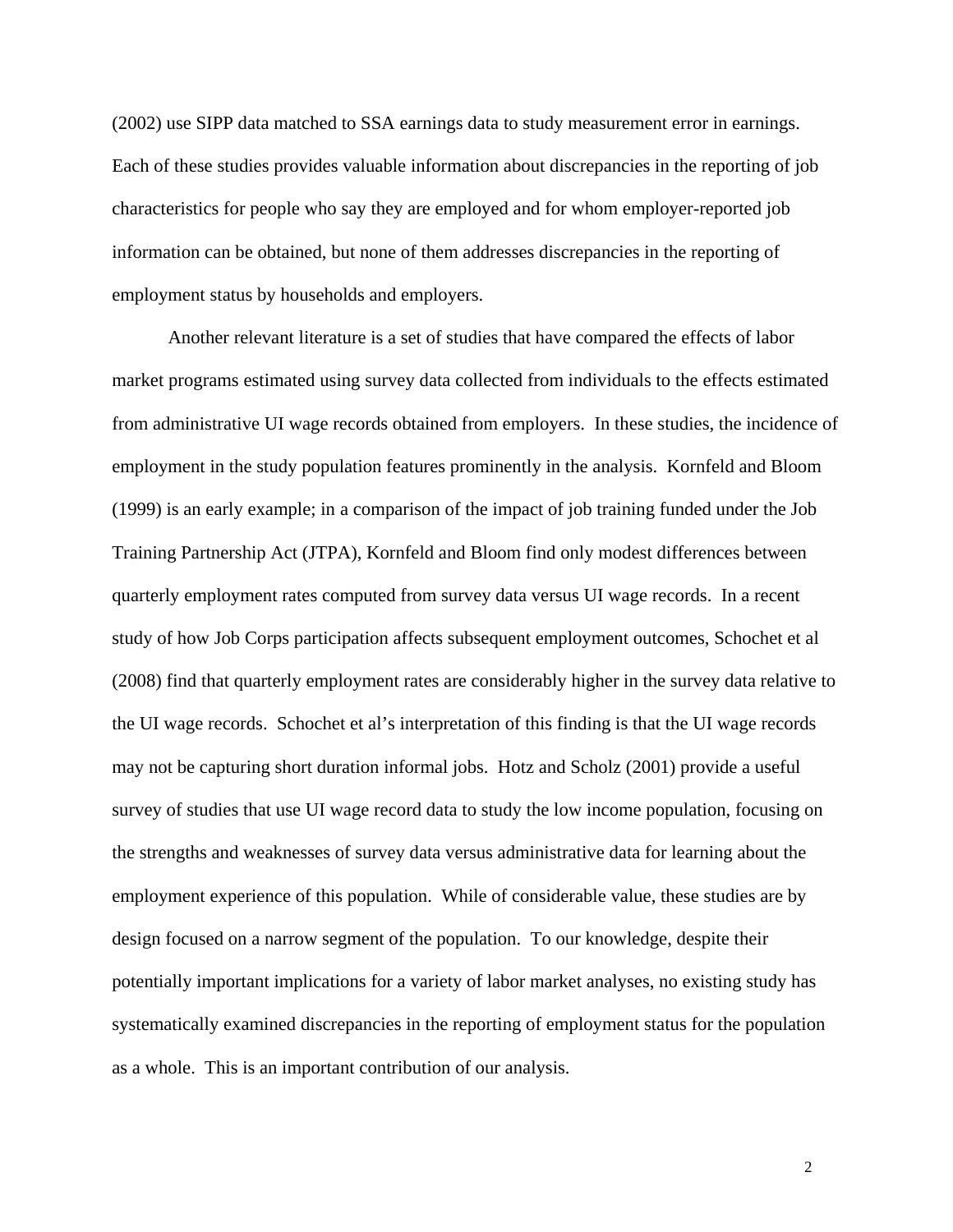(2002) use SIPP data matched to SSA earnings data to study measurement error in earnings. Each of these studies provides valuable information about discrepancies in the reporting of job characteristics for people who say they are employed and for whom employer-reported job information can be obtained, but none of them addresses discrepancies in the reporting of employment status by households and employers.

Another relevant literature is a set of studies that have compared the effects of labor market programs estimated using survey data collected from individuals to the effects estimated from administrative UI wage records obtained from employers. In these studies, the incidence of employment in the study population features prominently in the analysis. Kornfeld and Bloom (1999) is an early example; in a comparison of the impact of job training funded under the Job Training Partnership Act (JTPA), Kornfeld and Bloom find only modest differences between quarterly employment rates computed from survey data versus UI wage records. In a recent study of how Job Corps participation affects subsequent employment outcomes, Schochet et al (2008) find that quarterly employment rates are considerably higher in the survey data relative to the UI wage records. Schochet et al's interpretation of this finding is that the UI wage records may not be capturing short duration informal jobs. Hotz and Scholz (2001) provide a useful survey of studies that use UI wage record data to study the low income population, focusing on the strengths and weaknesses of survey data versus administrative data for learning about the employment experience of this population. While of considerable value, these studies are by design focused on a narrow segment of the population. To our knowledge, despite their potentially important implications for a variety of labor market analyses, no existing study has systematically examined discrepancies in the reporting of employment status for the population as a whole. This is an important contribution of our analysis.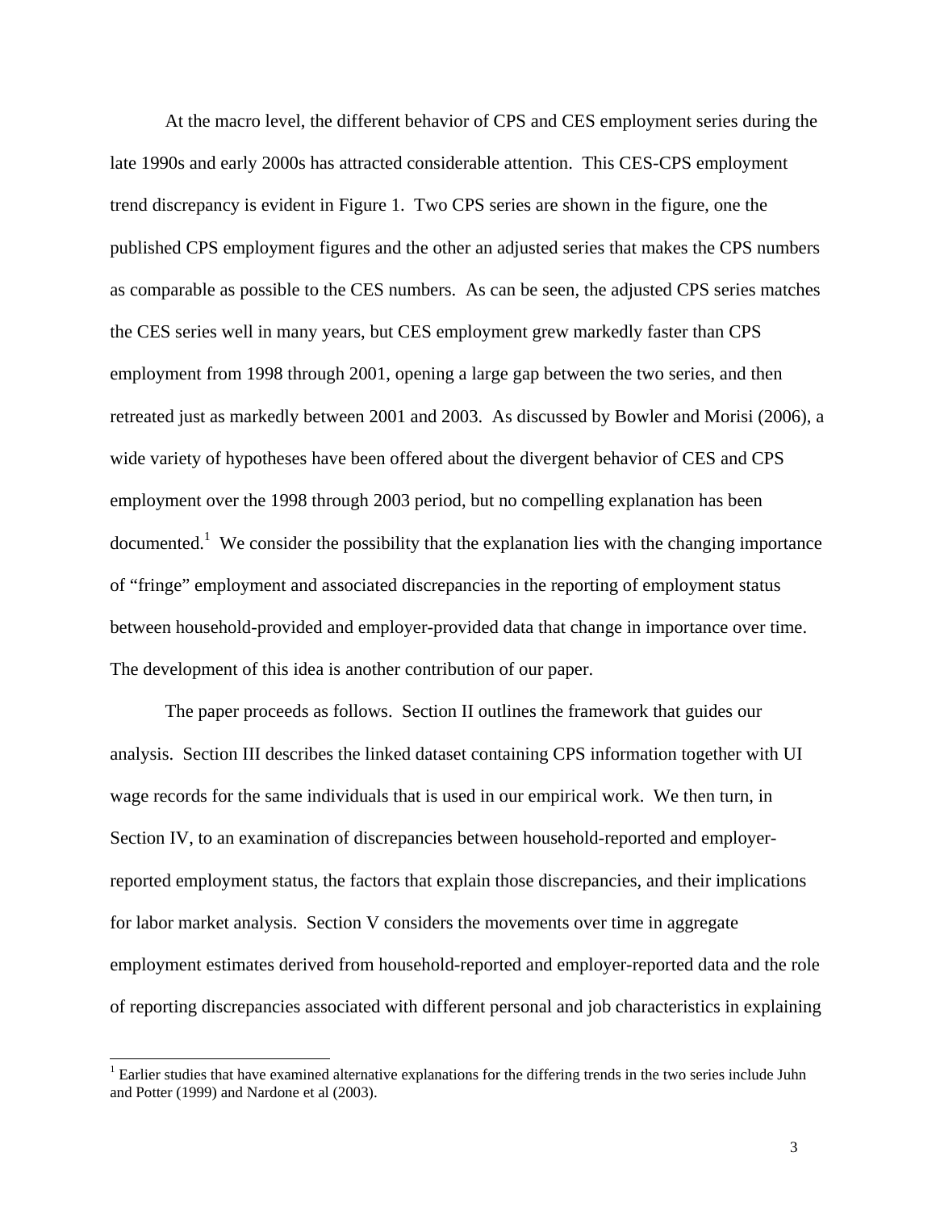At the macro level, the different behavior of CPS and CES employment series during the late 1990s and early 2000s has attracted considerable attention. This CES-CPS employment trend discrepancy is evident in Figure 1. Two CPS series are shown in the figure, one the published CPS employment figures and the other an adjusted series that makes the CPS numbers as comparable as possible to the CES numbers. As can be seen, the adjusted CPS series matches the CES series well in many years, but CES employment grew markedly faster than CPS employment from 1998 through 2001, opening a large gap between the two series, and then retreated just as markedly between 2001 and 2003. As discussed by Bowler and Morisi (2006), a wide variety of hypotheses have been offered about the divergent behavior of CES and CPS employment over the 1998 through 2003 period, but no compelling explanation has been documented.[1] We consider the possibility that the explanation lies with the changing importance of "fringe" employment and associated discrepancies in the reporting of employment status between household-provided and employer-provided data that change in importance over time. The development of this idea is another contribution of our paper.

The paper proceeds as follows. Section II outlines the framework that guides our analysis. Section III describes the linked dataset containing CPS information together with UI wage records for the same individuals that is used in our empirical work. We then turn, in Section IV, to an examination of discrepancies between household-reported and employer-reported employment status, the factors that explain those discrepancies, and their implications for labor market analysis. Section V considers the movements over time in aggregate employment estimates derived from household-reported and employer-reported data and the role of reporting discrepancies associated with different personal and job characteristics in explaining

[1] Earlier studies that have examined alternative explanations for the differing trends in the two series include Juhn and Potter (1999) and Nardone et al (2003).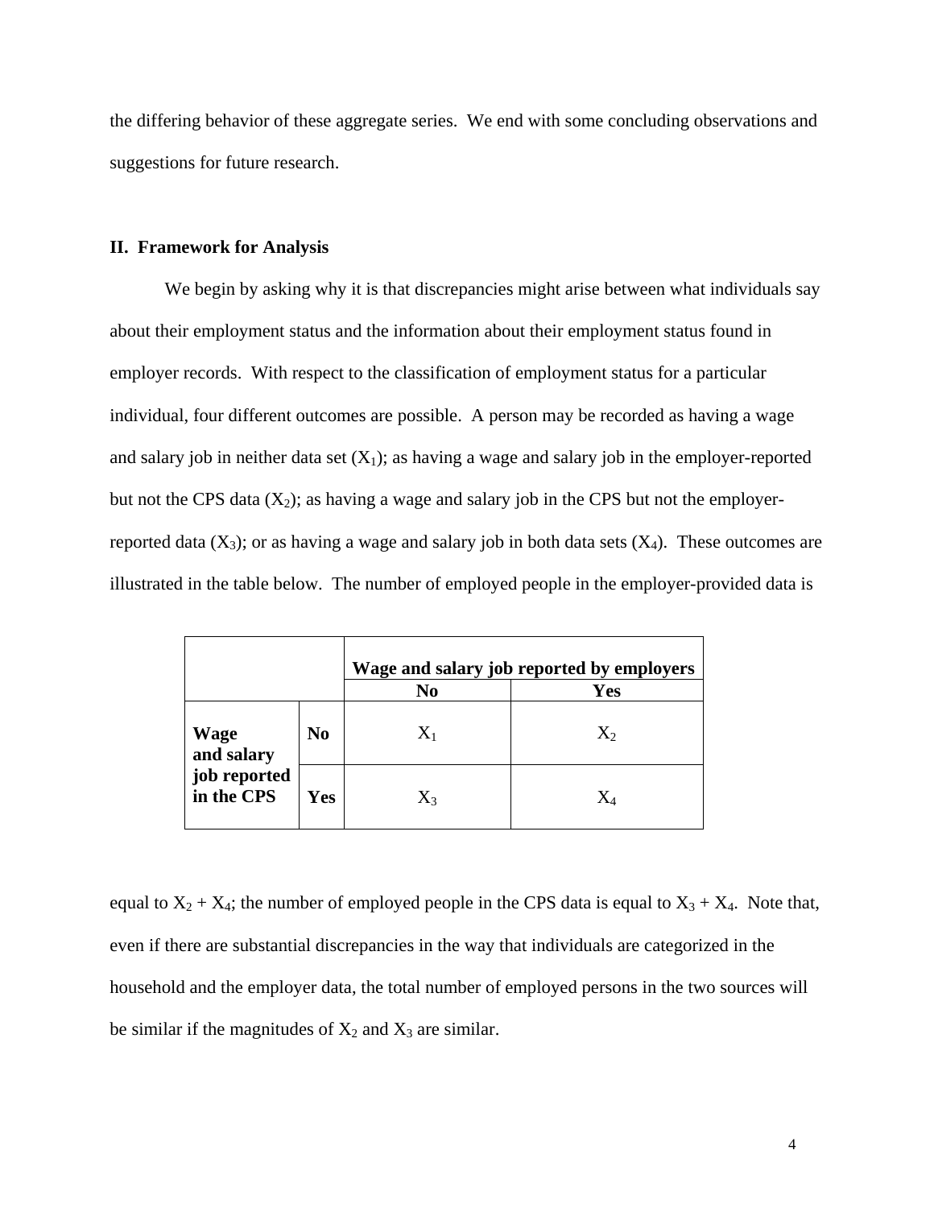the differing behavior of these aggregate series. We end with some concluding observations and suggestions for future research.

## II. Framework for Analysis

We begin by asking why it is that discrepancies might arise between what individuals say about their employment status and the information about their employment status found in employer records. With respect to the classification of employment status for a particular individual, four different outcomes are possible. A person may be recorded as having a wage and salary job in neither data set ($X_1$); as having a wage and salary job in the employer-reported but not the CPS data ($X_2$); as having a wage and salary job in the CPS but not the employer-reported data ($X_3$); or as having a wage and salary job in both data sets ($X_4$). These outcomes are illustrated in the table below. The number of employed people in the employer-provided data is

| | | **Wage and salary job reported by employers** | |
|---|---|---|---|
| | | **No** | **Yes** |
| **Wage and salary job reported in the CPS** | **No** | $X_1$ | $X_2$ |
| | **Yes** | $X_3$ | $X_4$ |

equal to $X_2 + X_4$; the number of employed people in the CPS data is equal to $X_3 + X_4$. Note that, even if there are substantial discrepancies in the way that individuals are categorized in the household and the employer data, the total number of employed persons in the two sources will be similar if the magnitudes of $X_2$ and $X_3$ are similar.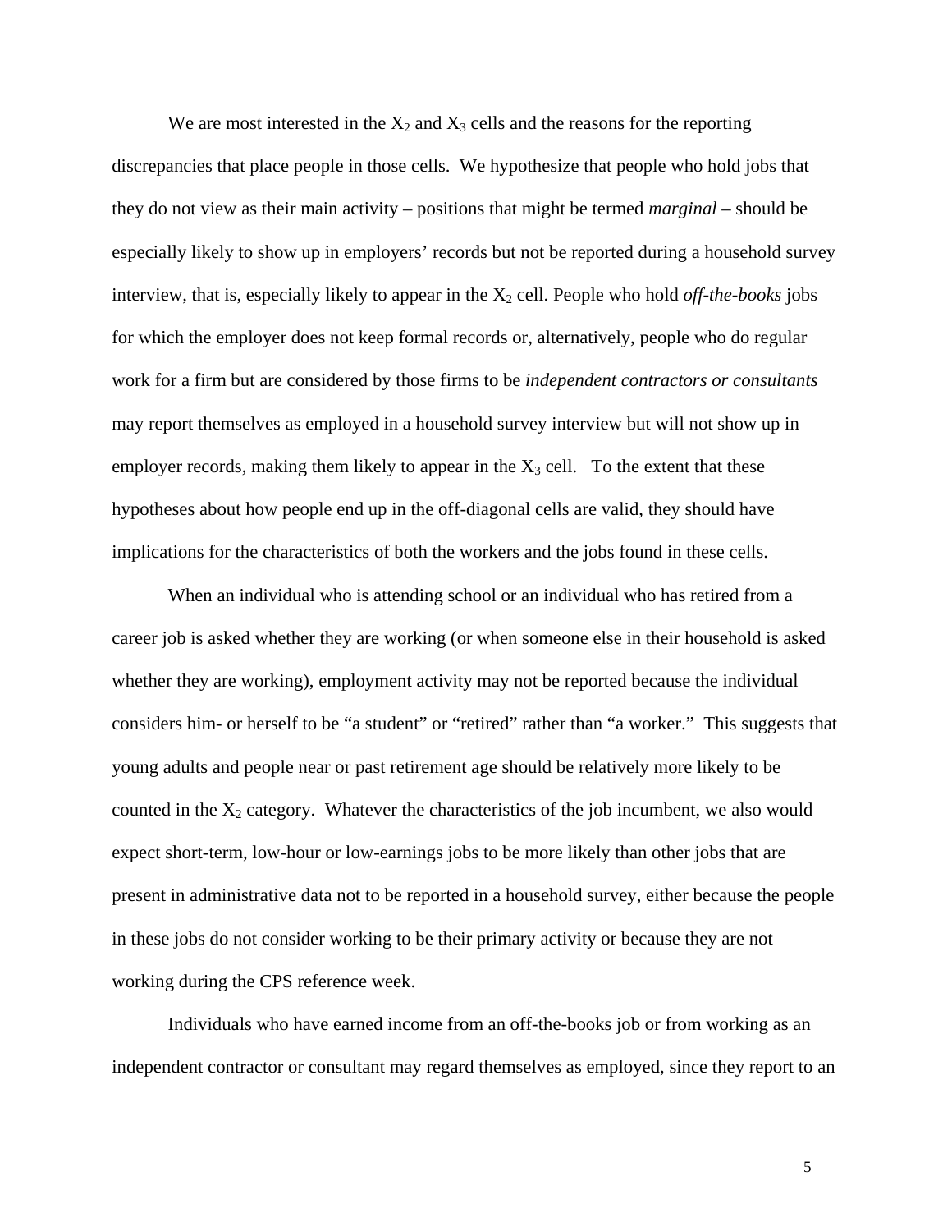We are most interested in the $X_2$ and $X_3$ cells and the reasons for the reporting discrepancies that place people in those cells. We hypothesize that people who hold jobs that they do not view as their main activity – positions that might be termed *marginal* – should be especially likely to show up in employers' records but not be reported during a household survey interview, that is, especially likely to appear in the $X_2$ cell. People who hold *off-the-books* jobs for which the employer does not keep formal records or, alternatively, people who do regular work for a firm but are considered by those firms to be *independent contractors or consultants* may report themselves as employed in a household survey interview but will not show up in employer records, making them likely to appear in the $X_3$ cell. To the extent that these hypotheses about how people end up in the off-diagonal cells are valid, they should have implications for the characteristics of both the workers and the jobs found in these cells.

When an individual who is attending school or an individual who has retired from a career job is asked whether they are working (or when someone else in their household is asked whether they are working), employment activity may not be reported because the individual considers him- or herself to be "a student" or "retired" rather than "a worker." This suggests that young adults and people near or past retirement age should be relatively more likely to be counted in the $X_2$ category. Whatever the characteristics of the job incumbent, we also would expect short-term, low-hour or low-earnings jobs to be more likely than other jobs that are present in administrative data not to be reported in a household survey, either because the people in these jobs do not consider working to be their primary activity or because they are not working during the CPS reference week.

Individuals who have earned income from an off-the-books job or from working as an independent contractor or consultant may regard themselves as employed, since they report to an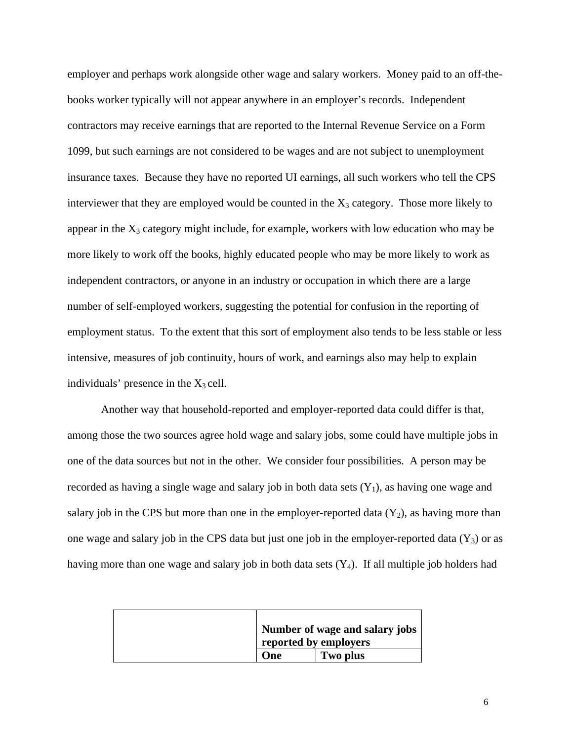employer and perhaps work alongside other wage and salary workers. Money paid to an off-the-books worker typically will not appear anywhere in an employer's records. Independent contractors may receive earnings that are reported to the Internal Revenue Service on a Form 1099, but such earnings are not considered to be wages and are not subject to unemployment insurance taxes. Because they have no reported UI earnings, all such workers who tell the CPS interviewer that they are employed would be counted in the $X_3$ category. Those more likely to appear in the $X_3$ category might include, for example, workers with low education who may be more likely to work off the books, highly educated people who may be more likely to work as independent contractors, or anyone in an industry or occupation in which there are a large number of self-employed workers, suggesting the potential for confusion in the reporting of employment status. To the extent that this sort of employment also tends to be less stable or less intensive, measures of job continuity, hours of work, and earnings also may help to explain individuals' presence in the $X_3$ cell.

Another way that household-reported and employer-reported data could differ is that, among those the two sources agree hold wage and salary jobs, some could have multiple jobs in one of the data sources but not in the other. We consider four possibilities. A person may be recorded as having a single wage and salary job in both data sets ($Y_1$), as having one wage and salary job in the CPS but more than one in the employer-reported data ($Y_2$), as having more than one wage and salary job in the CPS data but just one job in the employer-reported data ($Y_3$) or as having more than one wage and salary job in both data sets ($Y_4$). If all multiple job holders had

| | **Number of wage and salary jobs reported by employers** | |
|---|---|---|
| | **One** | **Two plus** |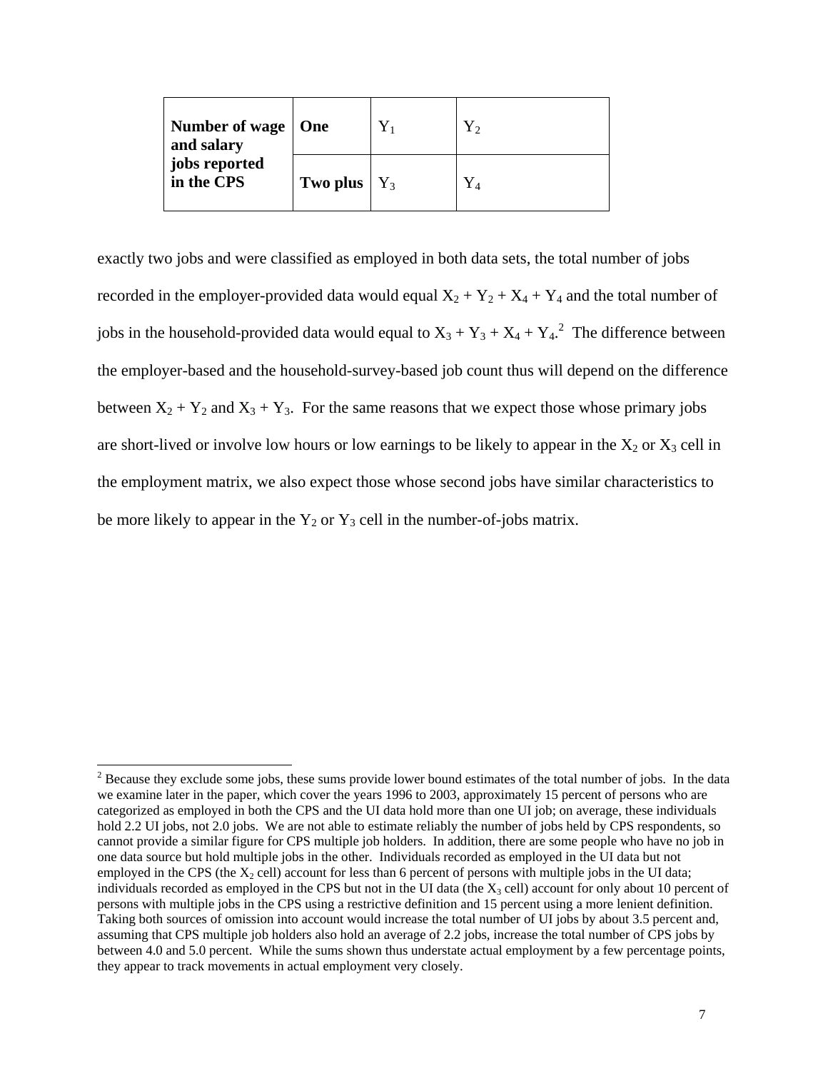| Number of wage and salary jobs reported in the CPS | One | $Y_1$ | $Y_2$ |
|---|---|---|---|
| | Two plus | $Y_3$ | $Y_4$ |

exactly two jobs and were classified as employed in both data sets, the total number of jobs recorded in the employer-provided data would equal $X_2 + Y_2 + X_4 + Y_4$ and the total number of jobs in the household-provided data would equal to $X_3 + Y_3 + X_4 + Y_4$.[2] The difference between the employer-based and the household-survey-based job count thus will depend on the difference between $X_2 + Y_2$ and $X_3 + Y_3$. For the same reasons that we expect those whose primary jobs are short-lived or involve low hours or low earnings to be likely to appear in the $X_2$ or $X_3$ cell in the employment matrix, we also expect those whose second jobs have similar characteristics to be more likely to appear in the $Y_2$ or $Y_3$ cell in the number-of-jobs matrix.

---

[2] Because they exclude some jobs, these sums provide lower bound estimates of the total number of jobs. In the data we examine later in the paper, which cover the years 1996 to 2003, approximately 15 percent of persons who are categorized as employed in both the CPS and the UI data hold more than one UI job; on average, these individuals hold 2.2 UI jobs, not 2.0 jobs. We are not able to estimate reliably the number of jobs held by CPS respondents, so cannot provide a similar figure for CPS multiple job holders. In addition, there are some people who have no job in one data source but hold multiple jobs in the other. Individuals recorded as employed in the UI data but not employed in the CPS (the $X_2$ cell) account for less than 6 percent of persons with multiple jobs in the UI data; individuals recorded as employed in the CPS but not in the UI data (the $X_3$ cell) account for only about 10 percent of persons with multiple jobs in the CPS using a restrictive definition and 15 percent using a more lenient definition. Taking both sources of omission into account would increase the total number of UI jobs by about 3.5 percent and, assuming that CPS multiple job holders also hold an average of 2.2 jobs, increase the total number of CPS jobs by between 4.0 and 5.0 percent. While the sums shown thus understate actual employment by a few percentage points, they appear to track movements in actual employment very closely.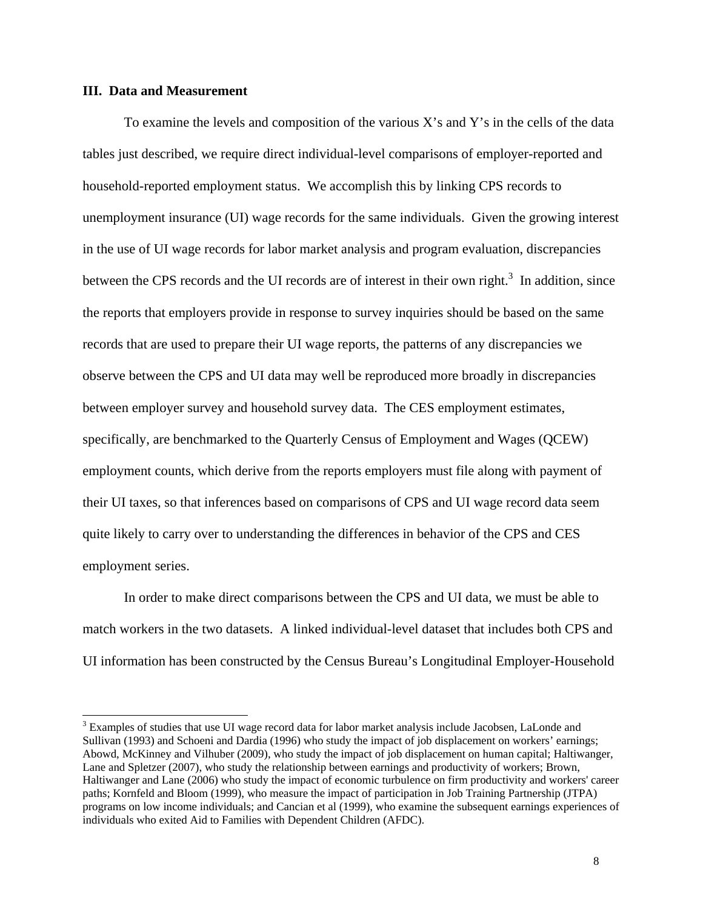## III. Data and Measurement

To examine the levels and composition of the various X's and Y's in the cells of the data tables just described, we require direct individual-level comparisons of employer-reported and household-reported employment status. We accomplish this by linking CPS records to unemployment insurance (UI) wage records for the same individuals. Given the growing interest in the use of UI wage records for labor market analysis and program evaluation, discrepancies between the CPS records and the UI records are of interest in their own right.[3] In addition, since the reports that employers provide in response to survey inquiries should be based on the same records that are used to prepare their UI wage reports, the patterns of any discrepancies we observe between the CPS and UI data may well be reproduced more broadly in discrepancies between employer survey and household survey data. The CES employment estimates, specifically, are benchmarked to the Quarterly Census of Employment and Wages (QCEW) employment counts, which derive from the reports employers must file along with payment of their UI taxes, so that inferences based on comparisons of CPS and UI wage record data seem quite likely to carry over to understanding the differences in behavior of the CPS and CES employment series.

In order to make direct comparisons between the CPS and UI data, we must be able to match workers in the two datasets. A linked individual-level dataset that includes both CPS and UI information has been constructed by the Census Bureau's Longitudinal Employer-Household

---

[3] Examples of studies that use UI wage record data for labor market analysis include Jacobsen, LaLonde and Sullivan (1993) and Schoeni and Dardia (1996) who study the impact of job displacement on workers' earnings; Abowd, McKinney and Vilhuber (2009), who study the impact of job displacement on human capital; Haltiwanger, Lane and Spletzer (2007), who study the relationship between earnings and productivity of workers; Brown, Haltiwanger and Lane (2006) who study the impact of economic turbulence on firm productivity and workers' career paths; Kornfeld and Bloom (1999), who measure the impact of participation in Job Training Partnership (JTPA) programs on low income individuals; and Cancian et al (1999), who examine the subsequent earnings experiences of individuals who exited Aid to Families with Dependent Children (AFDC).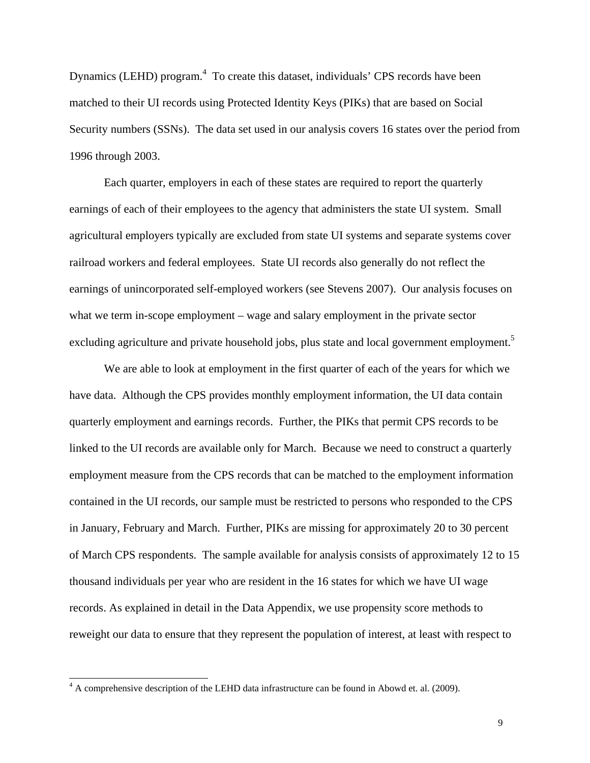Dynamics (LEHD) program.[4] To create this dataset, individuals' CPS records have been matched to their UI records using Protected Identity Keys (PIKs) that are based on Social Security numbers (SSNs). The data set used in our analysis covers 16 states over the period from 1996 through 2003.

Each quarter, employers in each of these states are required to report the quarterly earnings of each of their employees to the agency that administers the state UI system. Small agricultural employers typically are excluded from state UI systems and separate systems cover railroad workers and federal employees. State UI records also generally do not reflect the earnings of unincorporated self-employed workers (see Stevens 2007). Our analysis focuses on what we term in-scope employment – wage and salary employment in the private sector excluding agriculture and private household jobs, plus state and local government employment.[5]

We are able to look at employment in the first quarter of each of the years for which we have data. Although the CPS provides monthly employment information, the UI data contain quarterly employment and earnings records. Further, the PIKs that permit CPS records to be linked to the UI records are available only for March. Because we need to construct a quarterly employment measure from the CPS records that can be matched to the employment information contained in the UI records, our sample must be restricted to persons who responded to the CPS in January, February and March. Further, PIKs are missing for approximately 20 to 30 percent of March CPS respondents. The sample available for analysis consists of approximately 12 to 15 thousand individuals per year who are resident in the 16 states for which we have UI wage records. As explained in detail in the Data Appendix, we use propensity score methods to reweight our data to ensure that they represent the population of interest, at least with respect to

[4] A comprehensive description of the LEHD data infrastructure can be found in Abowd et. al. (2009).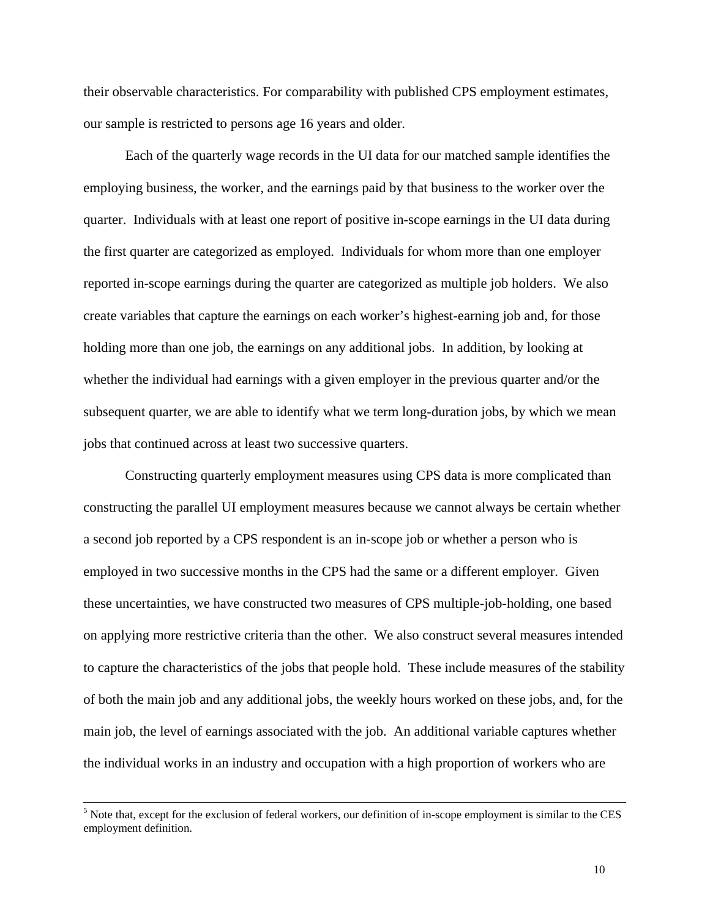their observable characteristics. For comparability with published CPS employment estimates, our sample is restricted to persons age 16 years and older.

Each of the quarterly wage records in the UI data for our matched sample identifies the employing business, the worker, and the earnings paid by that business to the worker over the quarter. Individuals with at least one report of positive in-scope earnings in the UI data during the first quarter are categorized as employed. Individuals for whom more than one employer reported in-scope earnings during the quarter are categorized as multiple job holders. We also create variables that capture the earnings on each worker's highest-earning job and, for those holding more than one job, the earnings on any additional jobs. In addition, by looking at whether the individual had earnings with a given employer in the previous quarter and/or the subsequent quarter, we are able to identify what we term long-duration jobs, by which we mean jobs that continued across at least two successive quarters.

Constructing quarterly employment measures using CPS data is more complicated than constructing the parallel UI employment measures because we cannot always be certain whether a second job reported by a CPS respondent is an in-scope job or whether a person who is employed in two successive months in the CPS had the same or a different employer. Given these uncertainties, we have constructed two measures of CPS multiple-job-holding, one based on applying more restrictive criteria than the other. We also construct several measures intended to capture the characteristics of the jobs that people hold. These include measures of the stability of both the main job and any additional jobs, the weekly hours worked on these jobs, and, for the main job, the level of earnings associated with the job. An additional variable captures whether the individual works in an industry and occupation with a high proportion of workers who are

[5] Note that, except for the exclusion of federal workers, our definition of in-scope employment is similar to the CES employment definition.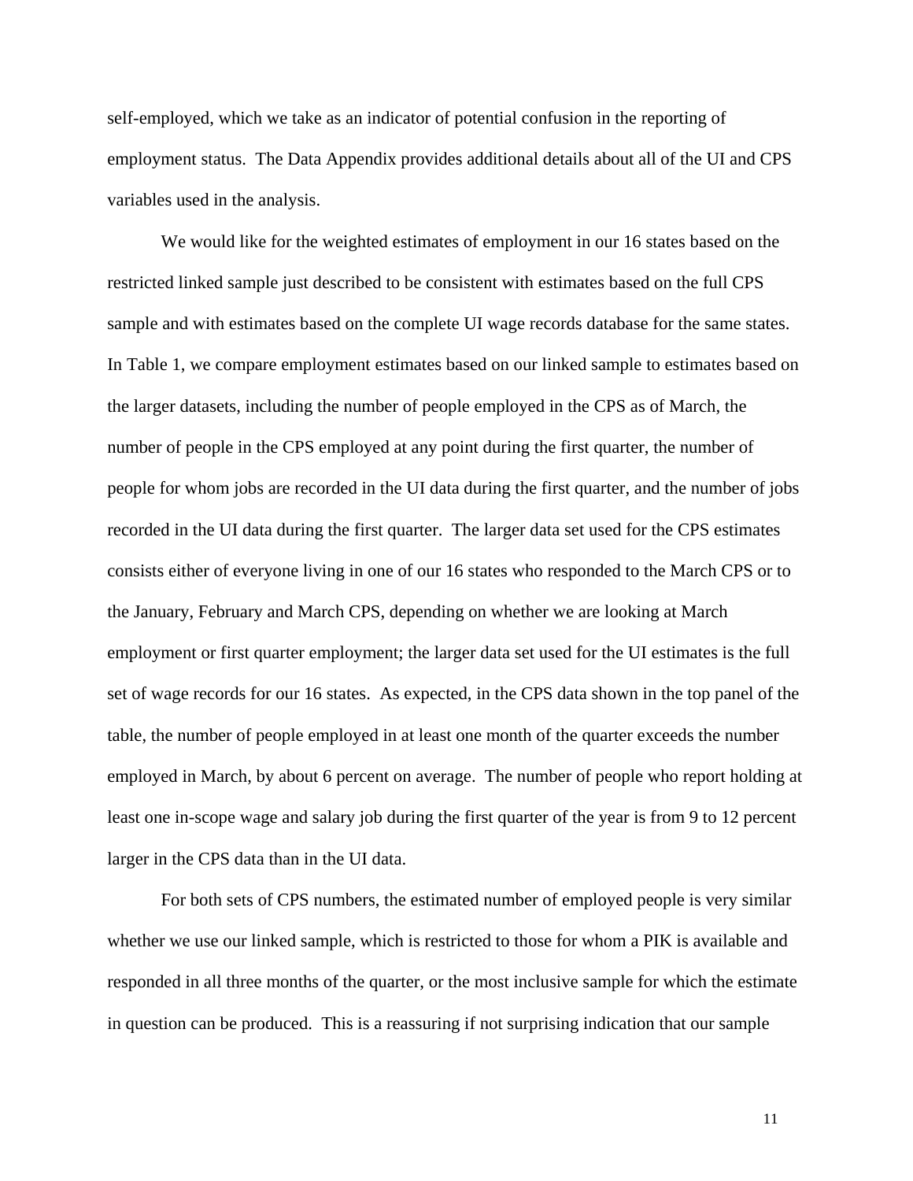self-employed, which we take as an indicator of potential confusion in the reporting of employment status. The Data Appendix provides additional details about all of the UI and CPS variables used in the analysis.

We would like for the weighted estimates of employment in our 16 states based on the restricted linked sample just described to be consistent with estimates based on the full CPS sample and with estimates based on the complete UI wage records database for the same states. In Table 1, we compare employment estimates based on our linked sample to estimates based on the larger datasets, including the number of people employed in the CPS as of March, the number of people in the CPS employed at any point during the first quarter, the number of people for whom jobs are recorded in the UI data during the first quarter, and the number of jobs recorded in the UI data during the first quarter. The larger data set used for the CPS estimates consists either of everyone living in one of our 16 states who responded to the March CPS or to the January, February and March CPS, depending on whether we are looking at March employment or first quarter employment; the larger data set used for the UI estimates is the full set of wage records for our 16 states. As expected, in the CPS data shown in the top panel of the table, the number of people employed in at least one month of the quarter exceeds the number employed in March, by about 6 percent on average. The number of people who report holding at least one in-scope wage and salary job during the first quarter of the year is from 9 to 12 percent larger in the CPS data than in the UI data.

For both sets of CPS numbers, the estimated number of employed people is very similar whether we use our linked sample, which is restricted to those for whom a PIK is available and responded in all three months of the quarter, or the most inclusive sample for which the estimate in question can be produced. This is a reassuring if not surprising indication that our sample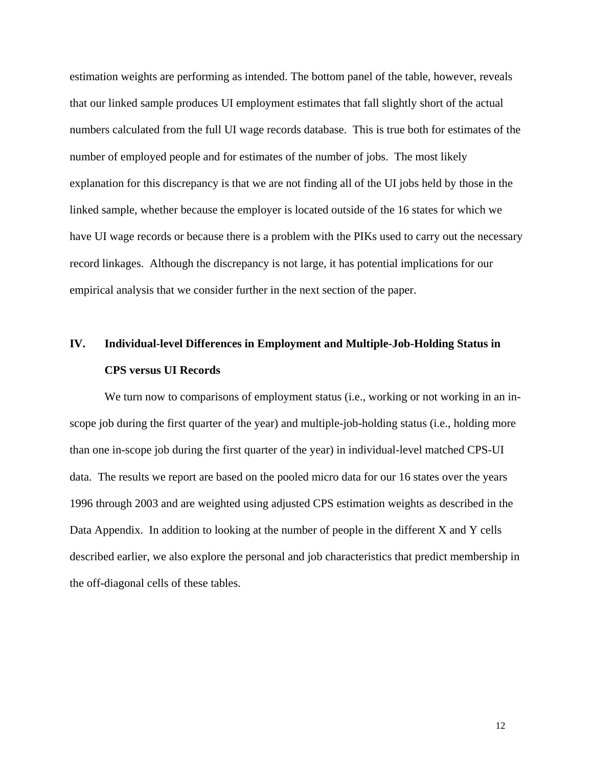estimation weights are performing as intended. The bottom panel of the table, however, reveals that our linked sample produces UI employment estimates that fall slightly short of the actual numbers calculated from the full UI wage records database. This is true both for estimates of the number of employed people and for estimates of the number of jobs. The most likely explanation for this discrepancy is that we are not finding all of the UI jobs held by those in the linked sample, whether because the employer is located outside of the 16 states for which we have UI wage records or because there is a problem with the PIKs used to carry out the necessary record linkages. Although the discrepancy is not large, it has potential implications for our empirical analysis that we consider further in the next section of the paper.

## IV. Individual-level Differences in Employment and Multiple-Job-Holding Status in CPS versus UI Records

We turn now to comparisons of employment status (i.e., working or not working in an in-scope job during the first quarter of the year) and multiple-job-holding status (i.e., holding more than one in-scope job during the first quarter of the year) in individual-level matched CPS-UI data. The results we report are based on the pooled micro data for our 16 states over the years 1996 through 2003 and are weighted using adjusted CPS estimation weights as described in the Data Appendix. In addition to looking at the number of people in the different X and Y cells described earlier, we also explore the personal and job characteristics that predict membership in the off-diagonal cells of these tables.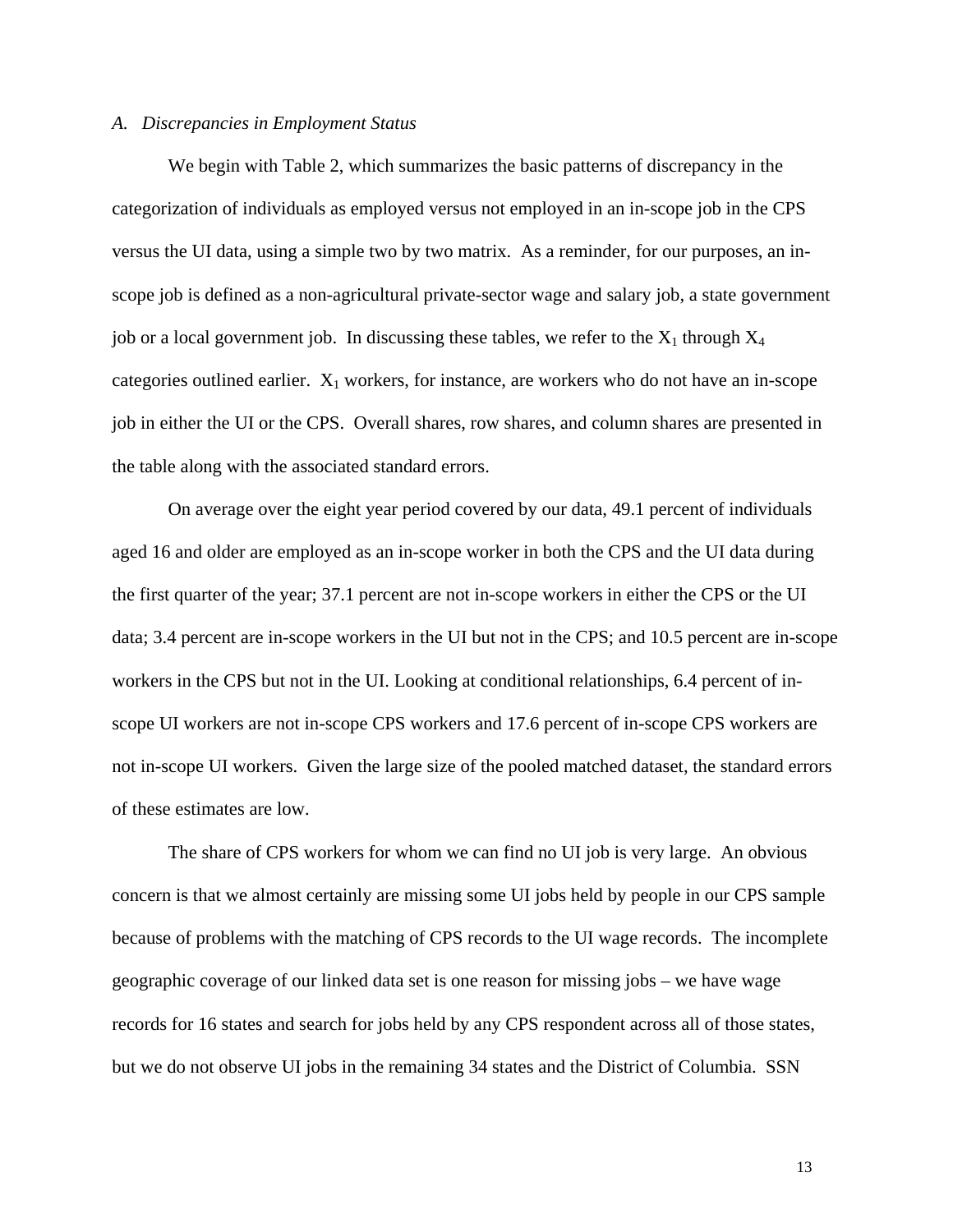### *A. Discrepancies in Employment Status*

We begin with Table 2, which summarizes the basic patterns of discrepancy in the categorization of individuals as employed versus not employed in an in-scope job in the CPS versus the UI data, using a simple two by two matrix. As a reminder, for our purposes, an in-scope job is defined as a non-agricultural private-sector wage and salary job, a state government job or a local government job. In discussing these tables, we refer to the $X_1$ through $X_4$ categories outlined earlier. $X_1$ workers, for instance, are workers who do not have an in-scope job in either the UI or the CPS. Overall shares, row shares, and column shares are presented in the table along with the associated standard errors.

On average over the eight year period covered by our data, 49.1 percent of individuals aged 16 and older are employed as an in-scope worker in both the CPS and the UI data during the first quarter of the year; 37.1 percent are not in-scope workers in either the CPS or the UI data; 3.4 percent are in-scope workers in the UI but not in the CPS; and 10.5 percent are in-scope workers in the CPS but not in the UI. Looking at conditional relationships, 6.4 percent of in-scope UI workers are not in-scope CPS workers and 17.6 percent of in-scope CPS workers are not in-scope UI workers. Given the large size of the pooled matched dataset, the standard errors of these estimates are low.

The share of CPS workers for whom we can find no UI job is very large. An obvious concern is that we almost certainly are missing some UI jobs held by people in our CPS sample because of problems with the matching of CPS records to the UI wage records. The incomplete geographic coverage of our linked data set is one reason for missing jobs – we have wage records for 16 states and search for jobs held by any CPS respondent across all of those states, but we do not observe UI jobs in the remaining 34 states and the District of Columbia. SSN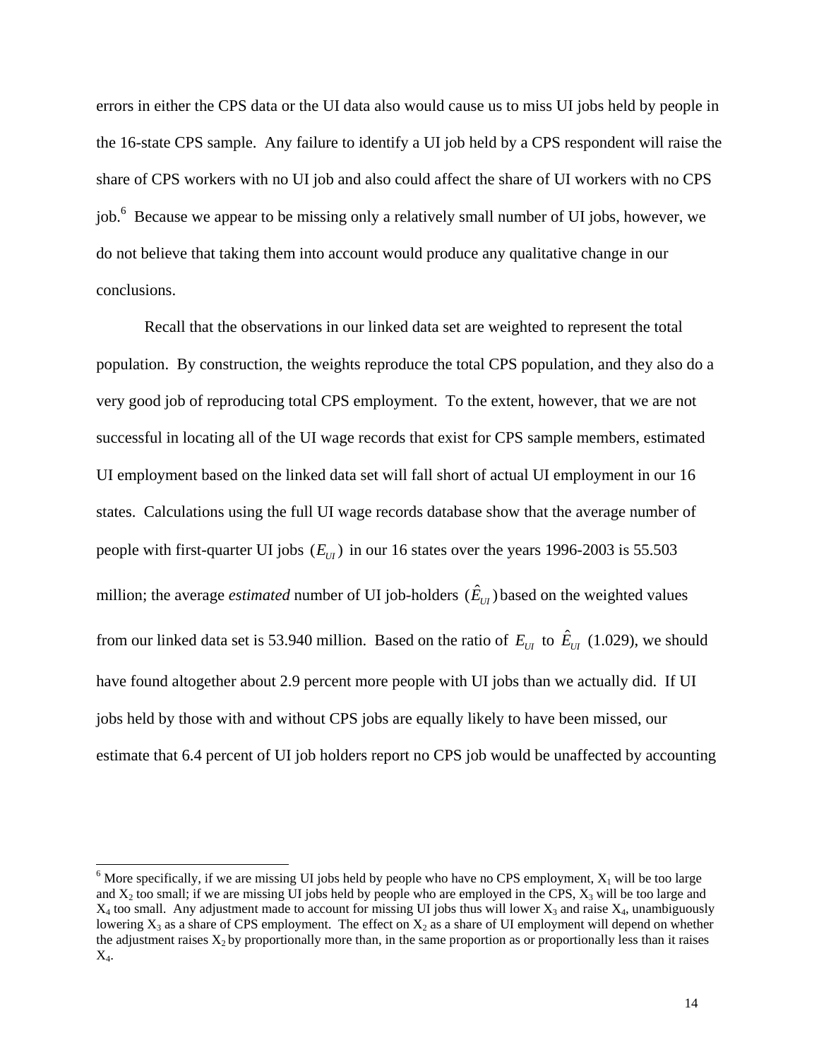errors in either the CPS data or the UI data also would cause us to miss UI jobs held by people in the 16-state CPS sample. Any failure to identify a UI job held by a CPS respondent will raise the share of CPS workers with no UI job and also could affect the share of UI workers with no CPS job.[6] Because we appear to be missing only a relatively small number of UI jobs, however, we do not believe that taking them into account would produce any qualitative change in our conclusions.

Recall that the observations in our linked data set are weighted to represent the total population. By construction, the weights reproduce the total CPS population, and they also do a very good job of reproducing total CPS employment. To the extent, however, that we are not successful in locating all of the UI wage records that exist for CPS sample members, estimated UI employment based on the linked data set will fall short of actual UI employment in our 16 states. Calculations using the full UI wage records database show that the average number of people with first-quarter UI jobs $(E_{UI})$ in our 16 states over the years 1996-2003 is 55.503 million; the average *estimated* number of UI job-holders $(\hat{E}_{UI})$ based on the weighted values from our linked data set is 53.940 million. Based on the ratio of $E_{UI}$ to $\hat{E}_{UI}$ (1.029), we should have found altogether about 2.9 percent more people with UI jobs than we actually did. If UI jobs held by those with and without CPS jobs are equally likely to have been missed, our estimate that 6.4 percent of UI job holders report no CPS job would be unaffected by accounting

[6] More specifically, if we are missing UI jobs held by people who have no CPS employment, $X_1$ will be too large and $X_2$ too small; if we are missing UI jobs held by people who are employed in the CPS, $X_3$ will be too large and $X_4$ too small. Any adjustment made to account for missing UI jobs thus will lower $X_3$ and raise $X_4$, unambiguously lowering $X_3$ as a share of CPS employment. The effect on $X_2$ as a share of UI employment will depend on whether the adjustment raises $X_2$ by proportionally more than, in the same proportion as or proportionally less than it raises $X_4$.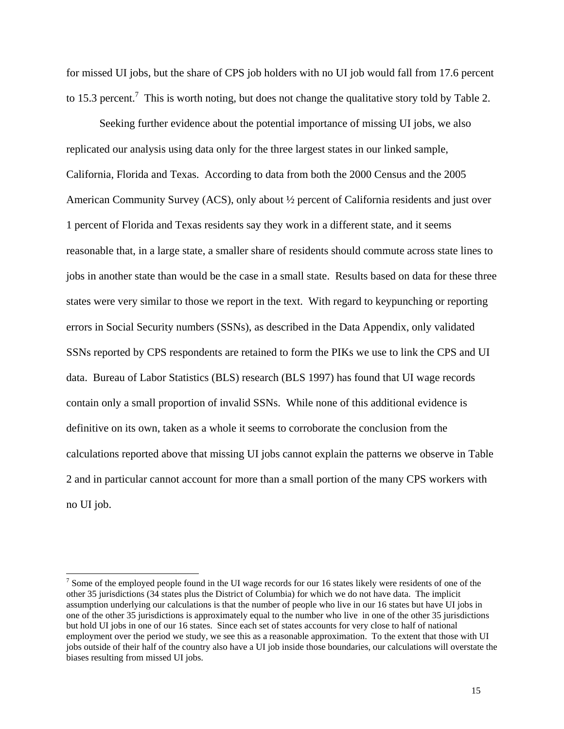for missed UI jobs, but the share of CPS job holders with no UI job would fall from 17.6 percent to 15.3 percent.[7] This is worth noting, but does not change the qualitative story told by Table 2.

Seeking further evidence about the potential importance of missing UI jobs, we also replicated our analysis using data only for the three largest states in our linked sample, California, Florida and Texas. According to data from both the 2000 Census and the 2005 American Community Survey (ACS), only about ½ percent of California residents and just over 1 percent of Florida and Texas residents say they work in a different state, and it seems reasonable that, in a large state, a smaller share of residents should commute across state lines to jobs in another state than would be the case in a small state. Results based on data for these three states were very similar to those we report in the text. With regard to keypunching or reporting errors in Social Security numbers (SSNs), as described in the Data Appendix, only validated SSNs reported by CPS respondents are retained to form the PIKs we use to link the CPS and UI data. Bureau of Labor Statistics (BLS) research (BLS 1997) has found that UI wage records contain only a small proportion of invalid SSNs. While none of this additional evidence is definitive on its own, taken as a whole it seems to corroborate the conclusion from the calculations reported above that missing UI jobs cannot explain the patterns we observe in Table 2 and in particular cannot account for more than a small portion of the many CPS workers with no UI job.

---

[7] Some of the employed people found in the UI wage records for our 16 states likely were residents of one of the other 35 jurisdictions (34 states plus the District of Columbia) for which we do not have data. The implicit assumption underlying our calculations is that the number of people who live in our 16 states but have UI jobs in one of the other 35 jurisdictions is approximately equal to the number who live in one of the other 35 jurisdictions but hold UI jobs in one of our 16 states. Since each set of states accounts for very close to half of national employment over the period we study, we see this as a reasonable approximation. To the extent that those with UI jobs outside of their half of the country also have a UI job inside those boundaries, our calculations will overstate the biases resulting from missed UI jobs.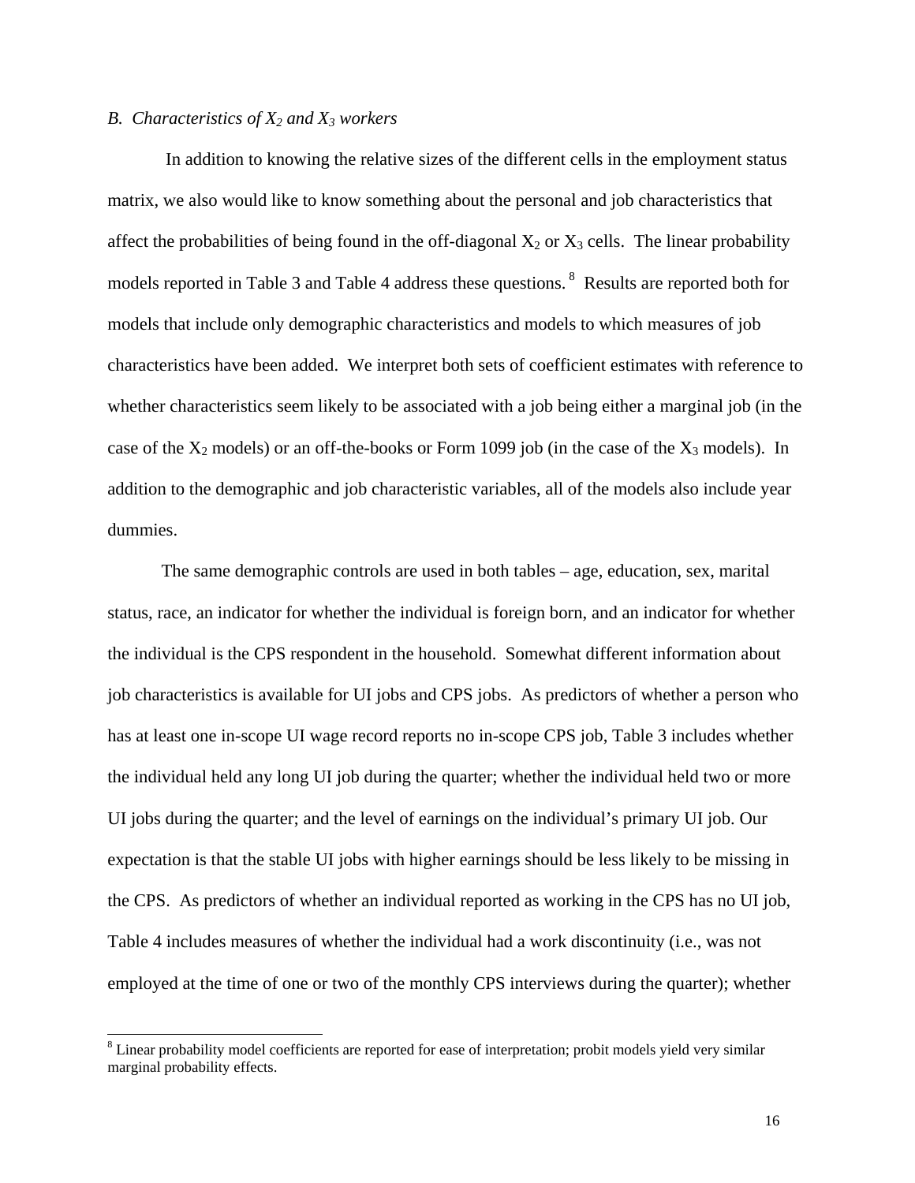*B. Characteristics of $X_2$ and $X_3$ workers*

In addition to knowing the relative sizes of the different cells in the employment status matrix, we also would like to know something about the personal and job characteristics that affect the probabilities of being found in the off-diagonal $X_2$ or $X_3$ cells. The linear probability models reported in Table 3 and Table 4 address these questions.[8] Results are reported both for models that include only demographic characteristics and models to which measures of job characteristics have been added. We interpret both sets of coefficient estimates with reference to whether characteristics seem likely to be associated with a job being either a marginal job (in the case of the $X_2$ models) or an off-the-books or Form 1099 job (in the case of the $X_3$ models). In addition to the demographic and job characteristic variables, all of the models also include year dummies.

The same demographic controls are used in both tables – age, education, sex, marital status, race, an indicator for whether the individual is foreign born, and an indicator for whether the individual is the CPS respondent in the household. Somewhat different information about job characteristics is available for UI jobs and CPS jobs. As predictors of whether a person who has at least one in-scope UI wage record reports no in-scope CPS job, Table 3 includes whether the individual held any long UI job during the quarter; whether the individual held two or more UI jobs during the quarter; and the level of earnings on the individual's primary UI job. Our expectation is that the stable UI jobs with higher earnings should be less likely to be missing in the CPS. As predictors of whether an individual reported as working in the CPS has no UI job, Table 4 includes measures of whether the individual had a work discontinuity (i.e., was not employed at the time of one or two of the monthly CPS interviews during the quarter); whether

[8] Linear probability model coefficients are reported for ease of interpretation; probit models yield very similar marginal probability effects.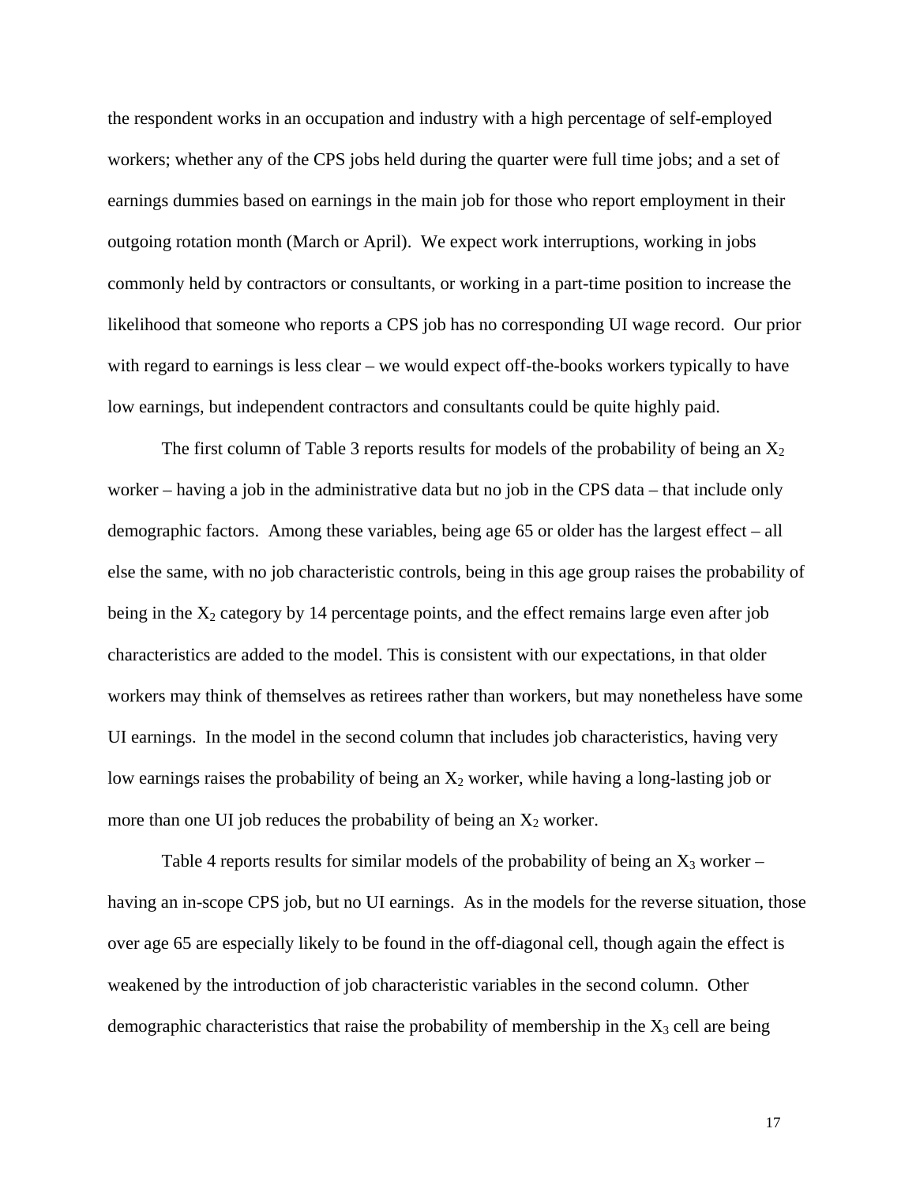the respondent works in an occupation and industry with a high percentage of self-employed workers; whether any of the CPS jobs held during the quarter were full time jobs; and a set of earnings dummies based on earnings in the main job for those who report employment in their outgoing rotation month (March or April). We expect work interruptions, working in jobs commonly held by contractors or consultants, or working in a part-time position to increase the likelihood that someone who reports a CPS job has no corresponding UI wage record. Our prior with regard to earnings is less clear – we would expect off-the-books workers typically to have low earnings, but independent contractors and consultants could be quite highly paid.

The first column of Table 3 reports results for models of the probability of being an $X_2$ worker – having a job in the administrative data but no job in the CPS data – that include only demographic factors. Among these variables, being age 65 or older has the largest effect – all else the same, with no job characteristic controls, being in this age group raises the probability of being in the $X_2$ category by 14 percentage points, and the effect remains large even after job characteristics are added to the model. This is consistent with our expectations, in that older workers may think of themselves as retirees rather than workers, but may nonetheless have some UI earnings. In the model in the second column that includes job characteristics, having very low earnings raises the probability of being an $X_2$ worker, while having a long-lasting job or more than one UI job reduces the probability of being an $X_2$ worker.

Table 4 reports results for similar models of the probability of being an $X_3$ worker – having an in-scope CPS job, but no UI earnings. As in the models for the reverse situation, those over age 65 are especially likely to be found in the off-diagonal cell, though again the effect is weakened by the introduction of job characteristic variables in the second column. Other demographic characteristics that raise the probability of membership in the $X_3$ cell are being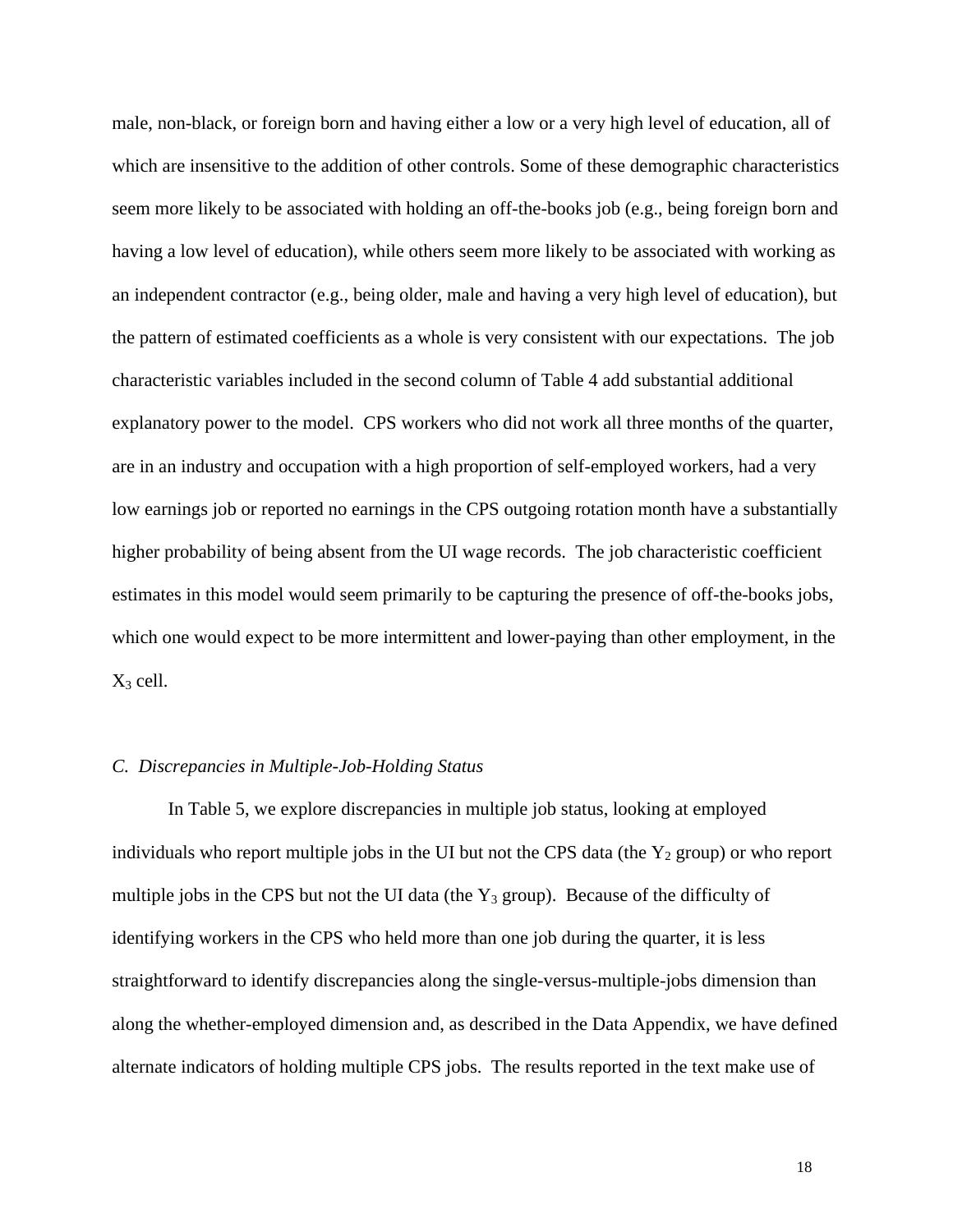male, non-black, or foreign born and having either a low or a very high level of education, all of which are insensitive to the addition of other controls. Some of these demographic characteristics seem more likely to be associated with holding an off-the-books job (e.g., being foreign born and having a low level of education), while others seem more likely to be associated with working as an independent contractor (e.g., being older, male and having a very high level of education), but the pattern of estimated coefficients as a whole is very consistent with our expectations. The job characteristic variables included in the second column of Table 4 add substantial additional explanatory power to the model. CPS workers who did not work all three months of the quarter, are in an industry and occupation with a high proportion of self-employed workers, had a very low earnings job or reported no earnings in the CPS outgoing rotation month have a substantially higher probability of being absent from the UI wage records. The job characteristic coefficient estimates in this model would seem primarily to be capturing the presence of off-the-books jobs, which one would expect to be more intermittent and lower-paying than other employment, in the $X_3$ cell.

### *C. Discrepancies in Multiple-Job-Holding Status*

In Table 5, we explore discrepancies in multiple job status, looking at employed individuals who report multiple jobs in the UI but not the CPS data (the $Y_2$ group) or who report multiple jobs in the CPS but not the UI data (the $Y_3$ group). Because of the difficulty of identifying workers in the CPS who held more than one job during the quarter, it is less straightforward to identify discrepancies along the single-versus-multiple-jobs dimension than along the whether-employed dimension and, as described in the Data Appendix, we have defined alternate indicators of holding multiple CPS jobs. The results reported in the text make use of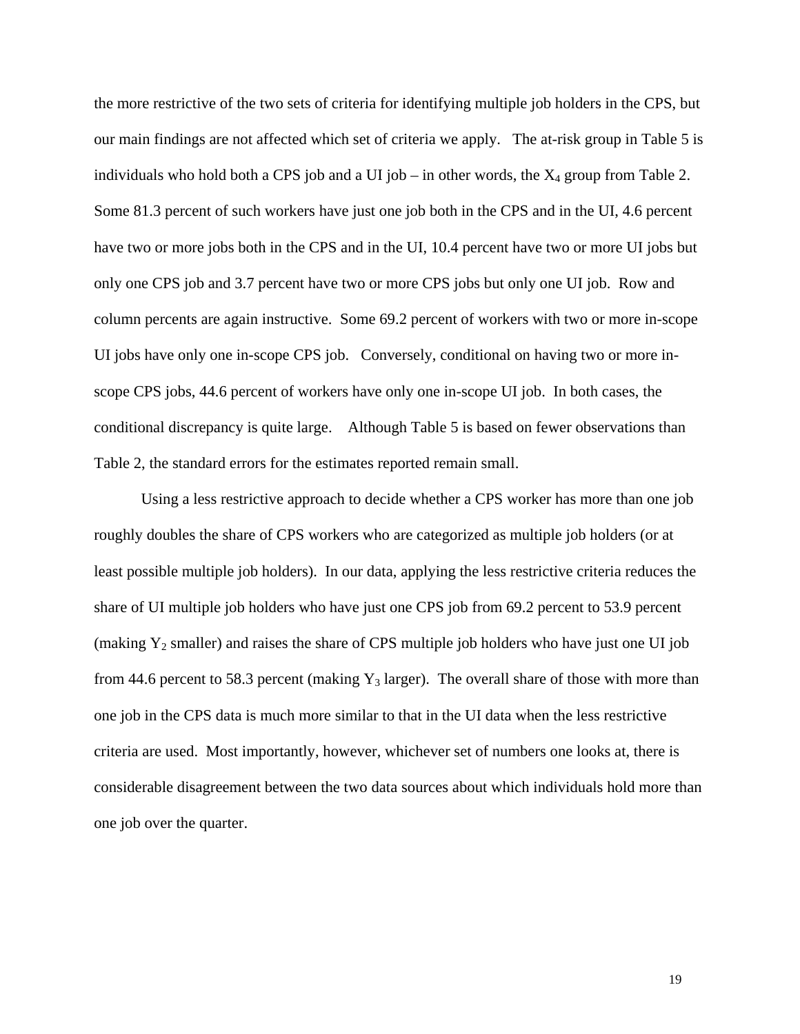the more restrictive of the two sets of criteria for identifying multiple job holders in the CPS, but our main findings are not affected which set of criteria we apply. The at-risk group in Table 5 is individuals who hold both a CPS job and a UI job – in other words, the $X_4$ group from Table 2. Some 81.3 percent of such workers have just one job both in the CPS and in the UI, 4.6 percent have two or more jobs both in the CPS and in the UI, 10.4 percent have two or more UI jobs but only one CPS job and 3.7 percent have two or more CPS jobs but only one UI job. Row and column percents are again instructive. Some 69.2 percent of workers with two or more in-scope UI jobs have only one in-scope CPS job. Conversely, conditional on having two or more in-scope CPS jobs, 44.6 percent of workers have only one in-scope UI job. In both cases, the conditional discrepancy is quite large. Although Table 5 is based on fewer observations than Table 2, the standard errors for the estimates reported remain small.

Using a less restrictive approach to decide whether a CPS worker has more than one job roughly doubles the share of CPS workers who are categorized as multiple job holders (or at least possible multiple job holders). In our data, applying the less restrictive criteria reduces the share of UI multiple job holders who have just one CPS job from 69.2 percent to 53.9 percent (making $Y_2$ smaller) and raises the share of CPS multiple job holders who have just one UI job from 44.6 percent to 58.3 percent (making $Y_3$ larger). The overall share of those with more than one job in the CPS data is much more similar to that in the UI data when the less restrictive criteria are used. Most importantly, however, whichever set of numbers one looks at, there is considerable disagreement between the two data sources about which individuals hold more than one job over the quarter.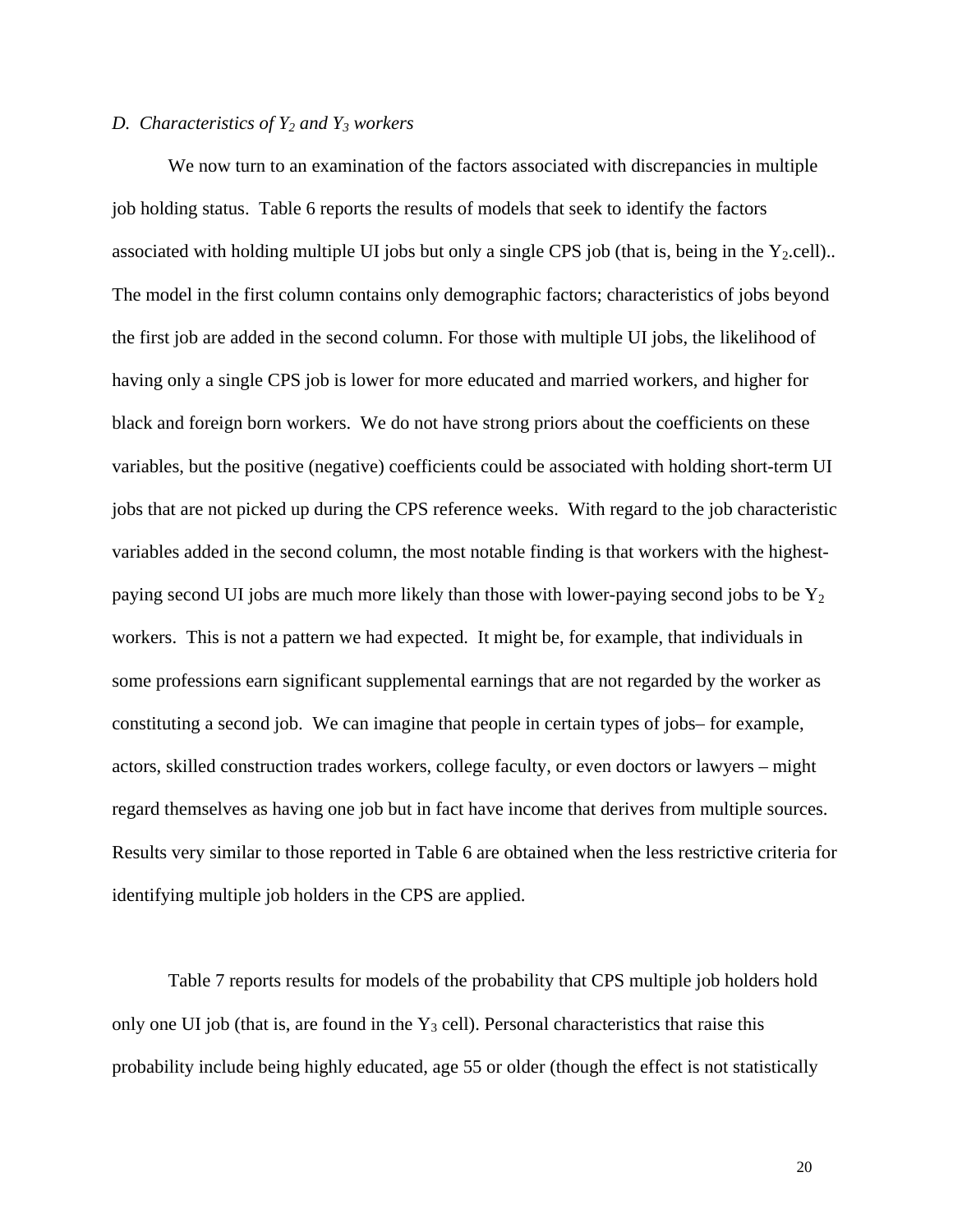*D. Characteristics of $Y_2$ and $Y_3$ workers*

We now turn to an examination of the factors associated with discrepancies in multiple job holding status. Table 6 reports the results of models that seek to identify the factors associated with holding multiple UI jobs but only a single CPS job (that is, being in the $Y_2$.cell).. The model in the first column contains only demographic factors; characteristics of jobs beyond the first job are added in the second column. For those with multiple UI jobs, the likelihood of having only a single CPS job is lower for more educated and married workers, and higher for black and foreign born workers. We do not have strong priors about the coefficients on these variables, but the positive (negative) coefficients could be associated with holding short-term UI jobs that are not picked up during the CPS reference weeks. With regard to the job characteristic variables added in the second column, the most notable finding is that workers with the highest-paying second UI jobs are much more likely than those with lower-paying second jobs to be $Y_2$ workers. This is not a pattern we had expected. It might be, for example, that individuals in some professions earn significant supplemental earnings that are not regarded by the worker as constituting a second job. We can imagine that people in certain types of jobs– for example, actors, skilled construction trades workers, college faculty, or even doctors or lawyers – might regard themselves as having one job but in fact have income that derives from multiple sources. Results very similar to those reported in Table 6 are obtained when the less restrictive criteria for identifying multiple job holders in the CPS are applied.

Table 7 reports results for models of the probability that CPS multiple job holders hold only one UI job (that is, are found in the $Y_3$ cell). Personal characteristics that raise this probability include being highly educated, age 55 or older (though the effect is not statistically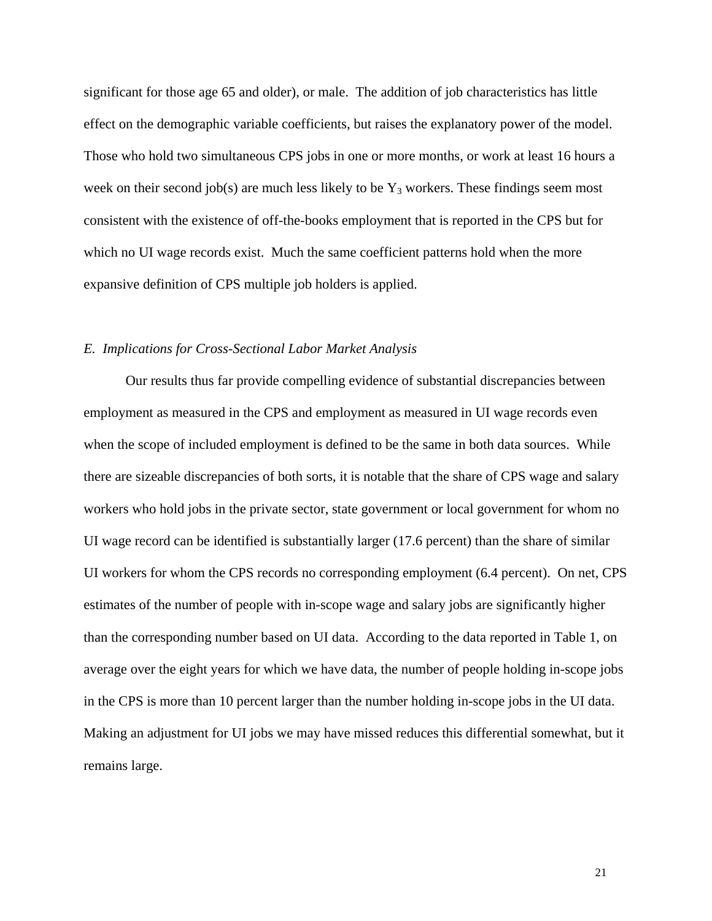significant for those age 65 and older), or male. The addition of job characteristics has little effect on the demographic variable coefficients, but raises the explanatory power of the model. Those who hold two simultaneous CPS jobs in one or more months, or work at least 16 hours a week on their second job(s) are much less likely to be $Y_3$ workers. These findings seem most consistent with the existence of off-the-books employment that is reported in the CPS but for which no UI wage records exist. Much the same coefficient patterns hold when the more expansive definition of CPS multiple job holders is applied.

### *E. Implications for Cross-Sectional Labor Market Analysis*

Our results thus far provide compelling evidence of substantial discrepancies between employment as measured in the CPS and employment as measured in UI wage records even when the scope of included employment is defined to be the same in both data sources. While there are sizeable discrepancies of both sorts, it is notable that the share of CPS wage and salary workers who hold jobs in the private sector, state government or local government for whom no UI wage record can be identified is substantially larger (17.6 percent) than the share of similar UI workers for whom the CPS records no corresponding employment (6.4 percent). On net, CPS estimates of the number of people with in-scope wage and salary jobs are significantly higher than the corresponding number based on UI data. According to the data reported in Table 1, on average over the eight years for which we have data, the number of people holding in-scope jobs in the CPS is more than 10 percent larger than the number holding in-scope jobs in the UI data. Making an adjustment for UI jobs we may have missed reduces this differential somewhat, but it remains large.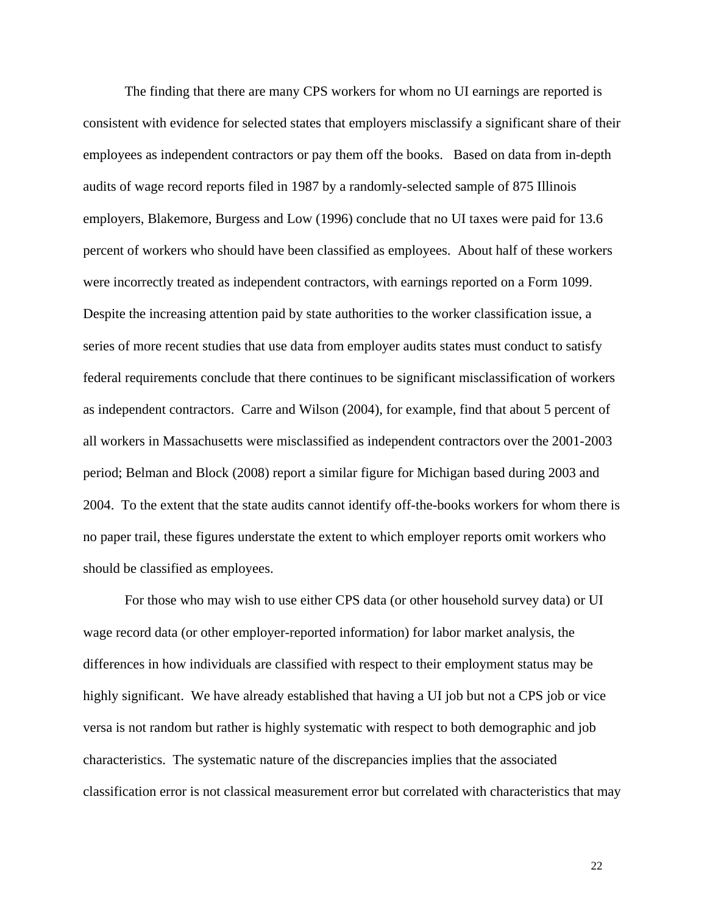The finding that there are many CPS workers for whom no UI earnings are reported is consistent with evidence for selected states that employers misclassify a significant share of their employees as independent contractors or pay them off the books. Based on data from in-depth audits of wage record reports filed in 1987 by a randomly-selected sample of 875 Illinois employers, Blakemore, Burgess and Low (1996) conclude that no UI taxes were paid for 13.6 percent of workers who should have been classified as employees. About half of these workers were incorrectly treated as independent contractors, with earnings reported on a Form 1099. Despite the increasing attention paid by state authorities to the worker classification issue, a series of more recent studies that use data from employer audits states must conduct to satisfy federal requirements conclude that there continues to be significant misclassification of workers as independent contractors. Carre and Wilson (2004), for example, find that about 5 percent of all workers in Massachusetts were misclassified as independent contractors over the 2001-2003 period; Belman and Block (2008) report a similar figure for Michigan based during 2003 and 2004. To the extent that the state audits cannot identify off-the-books workers for whom there is no paper trail, these figures understate the extent to which employer reports omit workers who should be classified as employees.

For those who may wish to use either CPS data (or other household survey data) or UI wage record data (or other employer-reported information) for labor market analysis, the differences in how individuals are classified with respect to their employment status may be highly significant. We have already established that having a UI job but not a CPS job or vice versa is not random but rather is highly systematic with respect to both demographic and job characteristics. The systematic nature of the discrepancies implies that the associated classification error is not classical measurement error but correlated with characteristics that may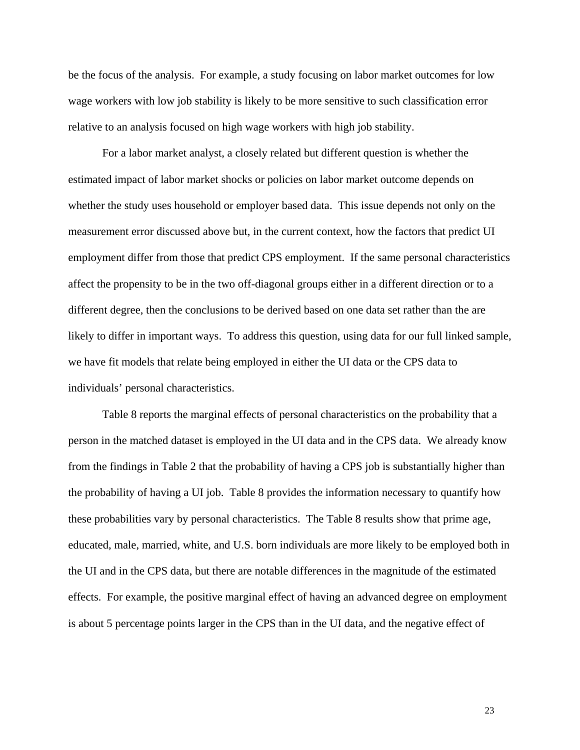be the focus of the analysis. For example, a study focusing on labor market outcomes for low wage workers with low job stability is likely to be more sensitive to such classification error relative to an analysis focused on high wage workers with high job stability.

For a labor market analyst, a closely related but different question is whether the estimated impact of labor market shocks or policies on labor market outcome depends on whether the study uses household or employer based data. This issue depends not only on the measurement error discussed above but, in the current context, how the factors that predict UI employment differ from those that predict CPS employment. If the same personal characteristics affect the propensity to be in the two off-diagonal groups either in a different direction or to a different degree, then the conclusions to be derived based on one data set rather than the are likely to differ in important ways. To address this question, using data for our full linked sample, we have fit models that relate being employed in either the UI data or the CPS data to individuals' personal characteristics.

Table 8 reports the marginal effects of personal characteristics on the probability that a person in the matched dataset is employed in the UI data and in the CPS data. We already know from the findings in Table 2 that the probability of having a CPS job is substantially higher than the probability of having a UI job. Table 8 provides the information necessary to quantify how these probabilities vary by personal characteristics. The Table 8 results show that prime age, educated, male, married, white, and U.S. born individuals are more likely to be employed both in the UI and in the CPS data, but there are notable differences in the magnitude of the estimated effects. For example, the positive marginal effect of having an advanced degree on employment is about 5 percentage points larger in the CPS than in the UI data, and the negative effect of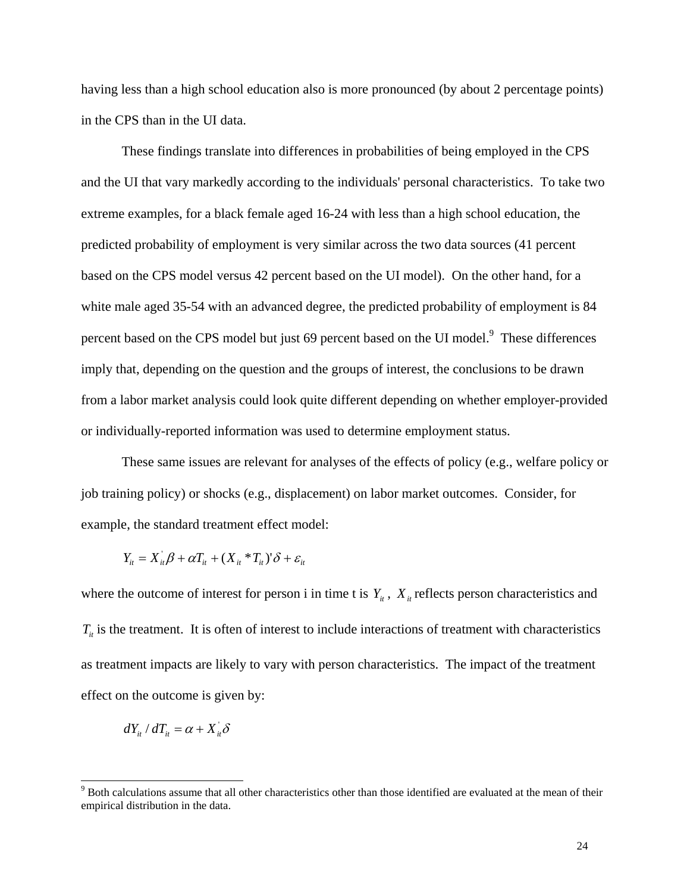having less than a high school education also is more pronounced (by about 2 percentage points) in the CPS than in the UI data.

These findings translate into differences in probabilities of being employed in the CPS and the UI that vary markedly according to the individuals' personal characteristics. To take two extreme examples, for a black female aged 16-24 with less than a high school education, the predicted probability of employment is very similar across the two data sources (41 percent based on the CPS model versus 42 percent based on the UI model). On the other hand, for a white male aged 35-54 with an advanced degree, the predicted probability of employment is 84 percent based on the CPS model but just 69 percent based on the UI model.[9] These differences imply that, depending on the question and the groups of interest, the conclusions to be drawn from a labor market analysis could look quite different depending on whether employer-provided or individually-reported information was used to determine employment status.

These same issues are relevant for analyses of the effects of policy (e.g., welfare policy or job training policy) or shocks (e.g., displacement) on labor market outcomes. Consider, for example, the standard treatment effect model:

$$Y_{it} = X_{it}^{'}\beta + \alpha T_{it} + (X_{it} * T_{it})'\delta + \varepsilon_{it}$$

where the outcome of interest for person i in time t is $Y_{it}$, $X_{it}$ reflects person characteristics and $T_{it}$ is the treatment. It is often of interest to include interactions of treatment with characteristics as treatment impacts are likely to vary with person characteristics. The impact of the treatment effect on the outcome is given by:

$$dY_{it} / dT_{it} = \alpha + X_{it}^{'}\delta$$

[9] Both calculations assume that all other characteristics other than those identified are evaluated at the mean of their empirical distribution in the data.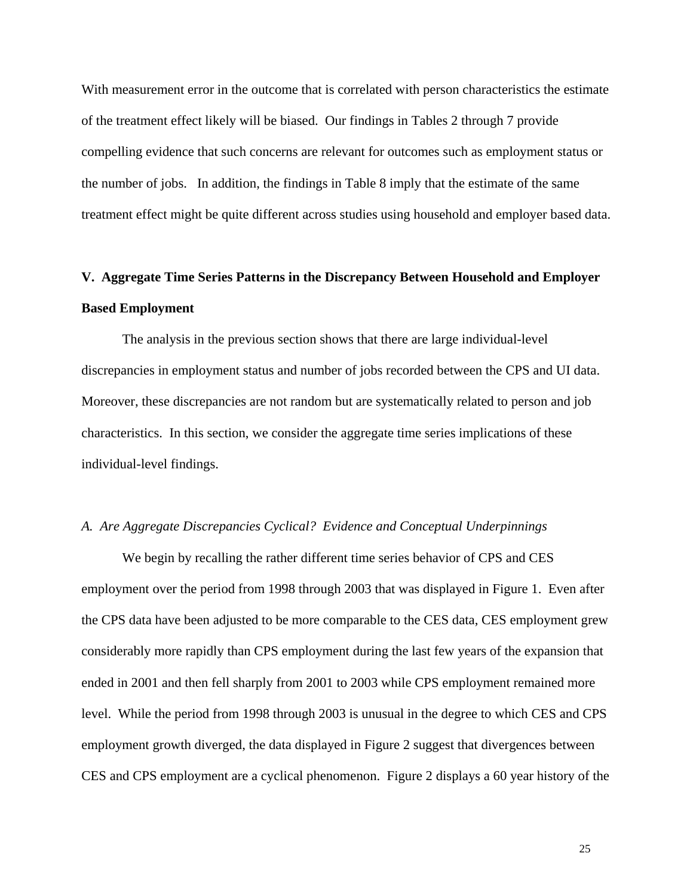With measurement error in the outcome that is correlated with person characteristics the estimate of the treatment effect likely will be biased. Our findings in Tables 2 through 7 provide compelling evidence that such concerns are relevant for outcomes such as employment status or the number of jobs. In addition, the findings in Table 8 imply that the estimate of the same treatment effect might be quite different across studies using household and employer based data.

## V. Aggregate Time Series Patterns in the Discrepancy Between Household and Employer Based Employment

The analysis in the previous section shows that there are large individual-level discrepancies in employment status and number of jobs recorded between the CPS and UI data. Moreover, these discrepancies are not random but are systematically related to person and job characteristics. In this section, we consider the aggregate time series implications of these individual-level findings.

### *A. Are Aggregate Discrepancies Cyclical? Evidence and Conceptual Underpinnings*

We begin by recalling the rather different time series behavior of CPS and CES employment over the period from 1998 through 2003 that was displayed in Figure 1. Even after the CPS data have been adjusted to be more comparable to the CES data, CES employment grew considerably more rapidly than CPS employment during the last few years of the expansion that ended in 2001 and then fell sharply from 2001 to 2003 while CPS employment remained more level. While the period from 1998 through 2003 is unusual in the degree to which CES and CPS employment growth diverged, the data displayed in Figure 2 suggest that divergences between CES and CPS employment are a cyclical phenomenon. Figure 2 displays a 60 year history of the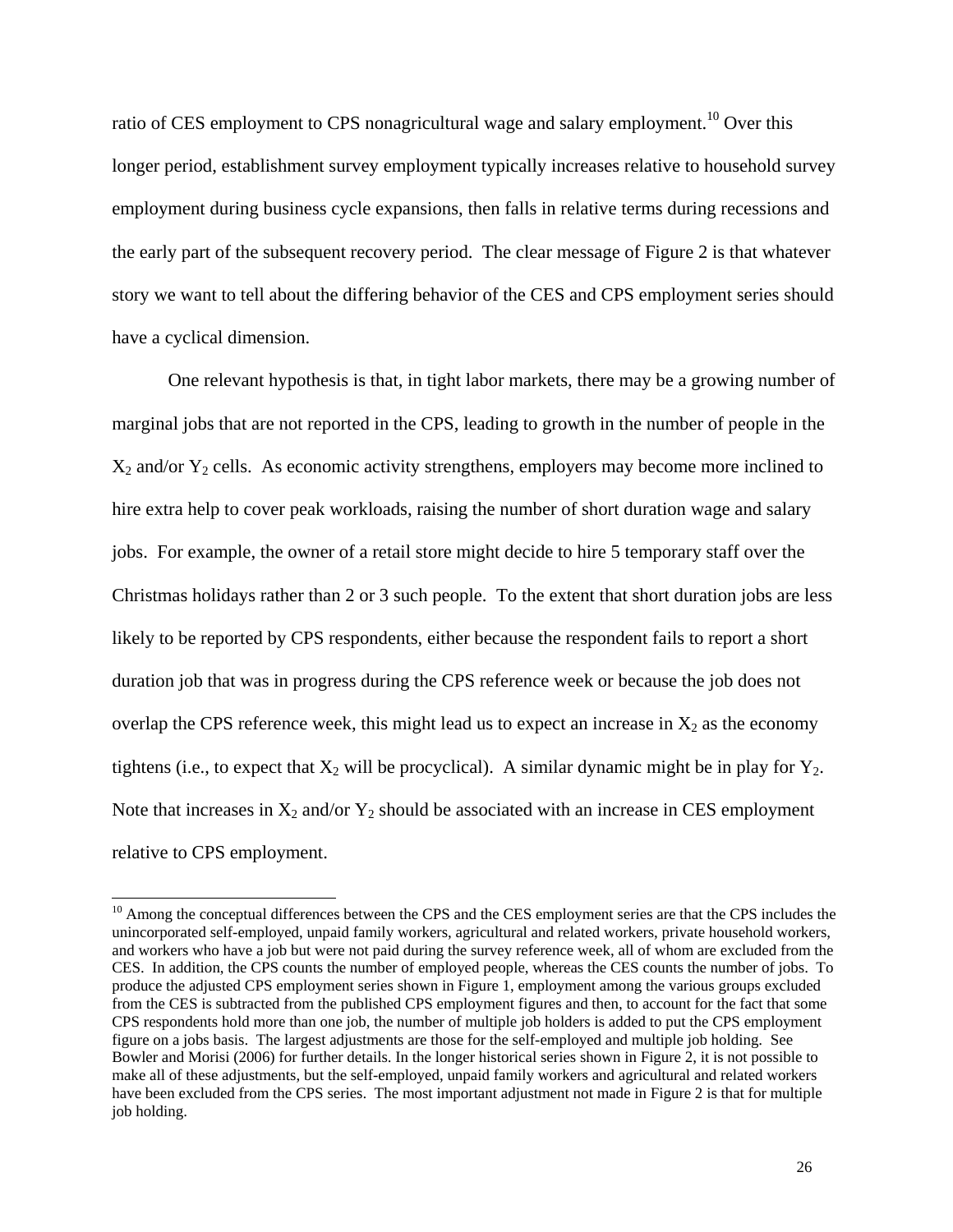ratio of CES employment to CPS nonagricultural wage and salary employment.[10] Over this longer period, establishment survey employment typically increases relative to household survey employment during business cycle expansions, then falls in relative terms during recessions and the early part of the subsequent recovery period. The clear message of Figure 2 is that whatever story we want to tell about the differing behavior of the CES and CPS employment series should have a cyclical dimension.

One relevant hypothesis is that, in tight labor markets, there may be a growing number of marginal jobs that are not reported in the CPS, leading to growth in the number of people in the $X_2$ and/or $Y_2$ cells. As economic activity strengthens, employers may become more inclined to hire extra help to cover peak workloads, raising the number of short duration wage and salary jobs. For example, the owner of a retail store might decide to hire 5 temporary staff over the Christmas holidays rather than 2 or 3 such people. To the extent that short duration jobs are less likely to be reported by CPS respondents, either because the respondent fails to report a short duration job that was in progress during the CPS reference week or because the job does not overlap the CPS reference week, this might lead us to expect an increase in $X_2$ as the economy tightens (i.e., to expect that $X_2$ will be procyclical). A similar dynamic might be in play for $Y_2$. Note that increases in $X_2$ and/or $Y_2$ should be associated with an increase in CES employment relative to CPS employment.

[10] Among the conceptual differences between the CPS and the CES employment series are that the CPS includes the unincorporated self-employed, unpaid family workers, agricultural and related workers, private household workers, and workers who have a job but were not paid during the survey reference week, all of whom are excluded from the CES. In addition, the CPS counts the number of employed people, whereas the CES counts the number of jobs. To produce the adjusted CPS employment series shown in Figure 1, employment among the various groups excluded from the CES is subtracted from the published CPS employment figures and then, to account for the fact that some CPS respondents hold more than one job, the number of multiple job holders is added to put the CPS employment figure on a jobs basis. The largest adjustments are those for the self-employed and multiple job holding. See Bowler and Morisi (2006) for further details. In the longer historical series shown in Figure 2, it is not possible to make all of these adjustments, but the self-employed, unpaid family workers and agricultural and related workers have been excluded from the CPS series. The most important adjustment not made in Figure 2 is that for multiple job holding.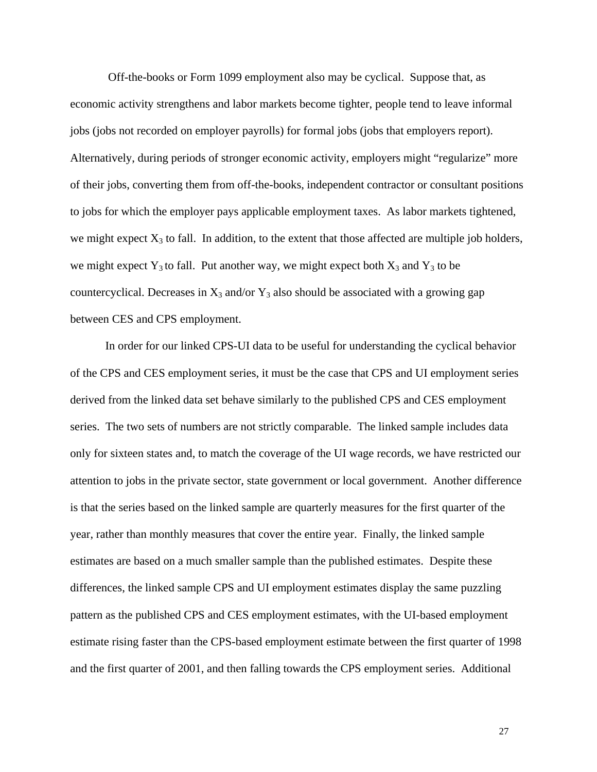Off-the-books or Form 1099 employment also may be cyclical. Suppose that, as economic activity strengthens and labor markets become tighter, people tend to leave informal jobs (jobs not recorded on employer payrolls) for formal jobs (jobs that employers report). Alternatively, during periods of stronger economic activity, employers might "regularize" more of their jobs, converting them from off-the-books, independent contractor or consultant positions to jobs for which the employer pays applicable employment taxes. As labor markets tightened, we might expect $X_3$ to fall. In addition, to the extent that those affected are multiple job holders, we might expect $Y_3$ to fall. Put another way, we might expect both $X_3$ and $Y_3$ to be countercyclical. Decreases in $X_3$ and/or $Y_3$ also should be associated with a growing gap between CES and CPS employment.

In order for our linked CPS-UI data to be useful for understanding the cyclical behavior of the CPS and CES employment series, it must be the case that CPS and UI employment series derived from the linked data set behave similarly to the published CPS and CES employment series. The two sets of numbers are not strictly comparable. The linked sample includes data only for sixteen states and, to match the coverage of the UI wage records, we have restricted our attention to jobs in the private sector, state government or local government. Another difference is that the series based on the linked sample are quarterly measures for the first quarter of the year, rather than monthly measures that cover the entire year. Finally, the linked sample estimates are based on a much smaller sample than the published estimates. Despite these differences, the linked sample CPS and UI employment estimates display the same puzzling pattern as the published CPS and CES employment estimates, with the UI-based employment estimate rising faster than the CPS-based employment estimate between the first quarter of 1998 and the first quarter of 2001, and then falling towards the CPS employment series. Additional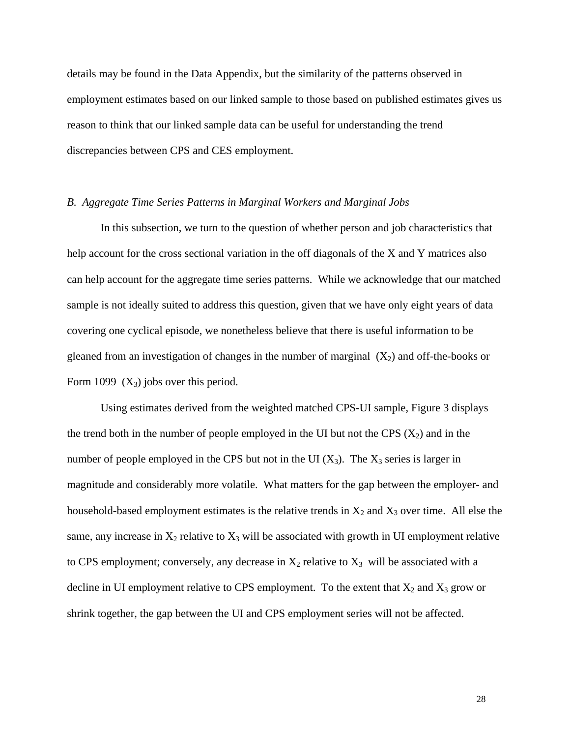details may be found in the Data Appendix, but the similarity of the patterns observed in employment estimates based on our linked sample to those based on published estimates gives us reason to think that our linked sample data can be useful for understanding the trend discrepancies between CPS and CES employment.

### *B. Aggregate Time Series Patterns in Marginal Workers and Marginal Jobs*

In this subsection, we turn to the question of whether person and job characteristics that help account for the cross sectional variation in the off diagonals of the X and Y matrices also can help account for the aggregate time series patterns. While we acknowledge that our matched sample is not ideally suited to address this question, given that we have only eight years of data covering one cyclical episode, we nonetheless believe that there is useful information to be gleaned from an investigation of changes in the number of marginal ($X_2$) and off-the-books or Form 1099 ($X_3$) jobs over this period.

Using estimates derived from the weighted matched CPS-UI sample, Figure 3 displays the trend both in the number of people employed in the UI but not the CPS ($X_2$) and in the number of people employed in the CPS but not in the UI ($X_3$). The $X_3$ series is larger in magnitude and considerably more volatile. What matters for the gap between the employer- and household-based employment estimates is the relative trends in $X_2$ and $X_3$ over time. All else the same, any increase in $X_2$ relative to $X_3$ will be associated with growth in UI employment relative to CPS employment; conversely, any decrease in $X_2$ relative to $X_3$ will be associated with a decline in UI employment relative to CPS employment. To the extent that $X_2$ and $X_3$ grow or shrink together, the gap between the UI and CPS employment series will not be affected.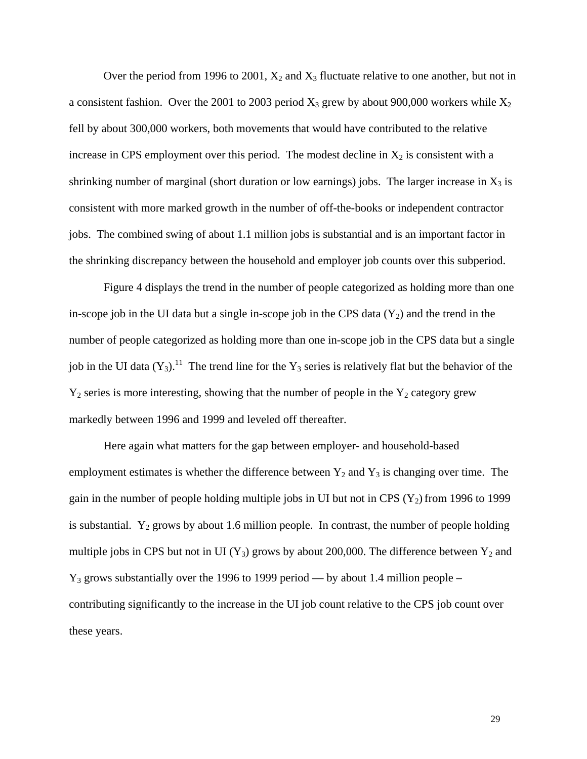Over the period from 1996 to 2001, $X_2$ and $X_3$ fluctuate relative to one another, but not in a consistent fashion. Over the 2001 to 2003 period $X_3$ grew by about 900,000 workers while $X_2$ fell by about 300,000 workers, both movements that would have contributed to the relative increase in CPS employment over this period. The modest decline in $X_2$ is consistent with a shrinking number of marginal (short duration or low earnings) jobs. The larger increase in $X_3$ is consistent with more marked growth in the number of off-the-books or independent contractor jobs. The combined swing of about 1.1 million jobs is substantial and is an important factor in the shrinking discrepancy between the household and employer job counts over this subperiod.

Figure 4 displays the trend in the number of people categorized as holding more than one in-scope job in the UI data but a single in-scope job in the CPS data ($Y_2$) and the trend in the number of people categorized as holding more than one in-scope job in the CPS data but a single job in the UI data ($Y_3$).[11] The trend line for the $Y_3$ series is relatively flat but the behavior of the $Y_2$ series is more interesting, showing that the number of people in the $Y_2$ category grew markedly between 1996 and 1999 and leveled off thereafter.

Here again what matters for the gap between employer- and household-based employment estimates is whether the difference between $Y_2$ and $Y_3$ is changing over time. The gain in the number of people holding multiple jobs in UI but not in CPS ($Y_2$) from 1996 to 1999 is substantial. $Y_2$ grows by about 1.6 million people. In contrast, the number of people holding multiple jobs in CPS but not in UI ($Y_3$) grows by about 200,000. The difference between $Y_2$ and $Y_3$ grows substantially over the 1996 to 1999 period — by about 1.4 million people – contributing significantly to the increase in the UI job count relative to the CPS job count over these years.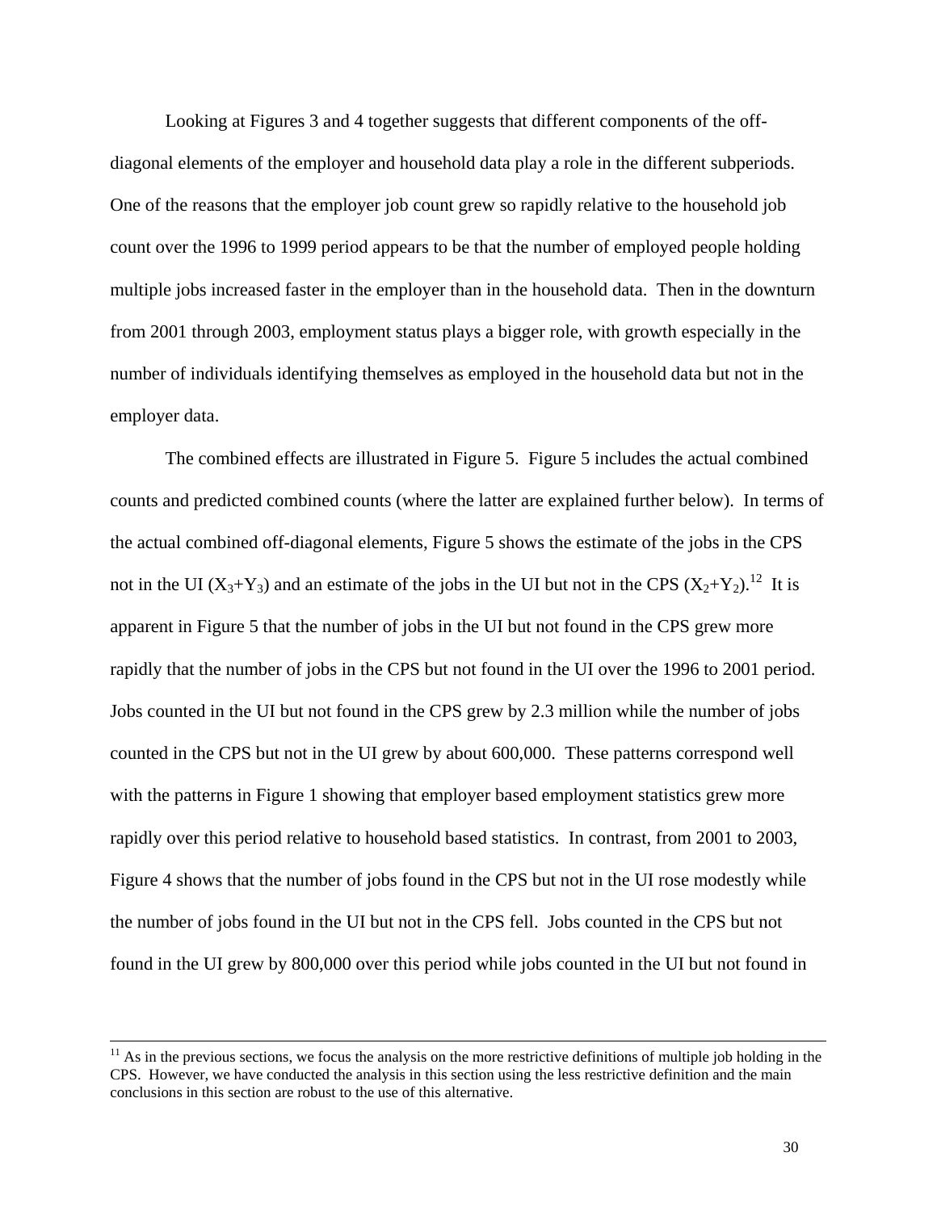Looking at Figures 3 and 4 together suggests that different components of the off-diagonal elements of the employer and household data play a role in the different subperiods. One of the reasons that the employer job count grew so rapidly relative to the household job count over the 1996 to 1999 period appears to be that the number of employed people holding multiple jobs increased faster in the employer than in the household data. Then in the downturn from 2001 through 2003, employment status plays a bigger role, with growth especially in the number of individuals identifying themselves as employed in the household data but not in the employer data.

The combined effects are illustrated in Figure 5. Figure 5 includes the actual combined counts and predicted combined counts (where the latter are explained further below). In terms of the actual combined off-diagonal elements, Figure 5 shows the estimate of the jobs in the CPS not in the UI ($X_3$+$Y_3$) and an estimate of the jobs in the UI but not in the CPS ($X_2$+$Y_2$).[12] It is apparent in Figure 5 that the number of jobs in the UI but not found in the CPS grew more rapidly that the number of jobs in the CPS but not found in the UI over the 1996 to 2001 period. Jobs counted in the UI but not found in the CPS grew by 2.3 million while the number of jobs counted in the CPS but not in the UI grew by about 600,000. These patterns correspond well with the patterns in Figure 1 showing that employer based employment statistics grew more rapidly over this period relative to household based statistics. In contrast, from 2001 to 2003, Figure 4 shows that the number of jobs found in the CPS but not in the UI rose modestly while the number of jobs found in the UI but not in the CPS fell. Jobs counted in the CPS but not found in the UI grew by 800,000 over this period while jobs counted in the UI but not found in

---

[11] As in the previous sections, we focus the analysis on the more restrictive definitions of multiple job holding in the CPS. However, we have conducted the analysis in this section using the less restrictive definition and the main conclusions in this section are robust to the use of this alternative.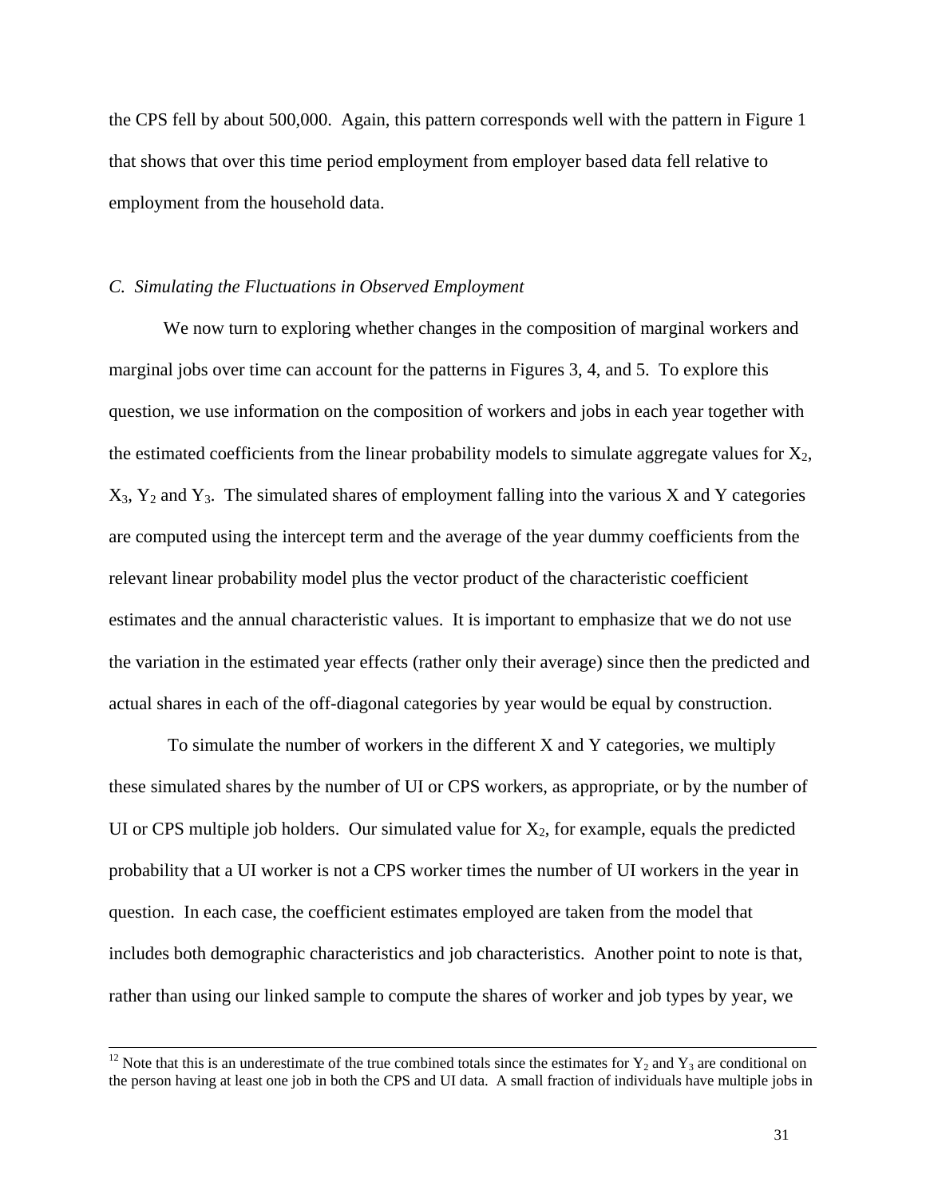the CPS fell by about 500,000. Again, this pattern corresponds well with the pattern in Figure 1 that shows that over this time period employment from employer based data fell relative to employment from the household data.

### *C. Simulating the Fluctuations in Observed Employment*

We now turn to exploring whether changes in the composition of marginal workers and marginal jobs over time can account for the patterns in Figures 3, 4, and 5. To explore this question, we use information on the composition of workers and jobs in each year together with the estimated coefficients from the linear probability models to simulate aggregate values for $X_2$, $X_3$, $Y_2$ and $Y_3$. The simulated shares of employment falling into the various X and Y categories are computed using the intercept term and the average of the year dummy coefficients from the relevant linear probability model plus the vector product of the characteristic coefficient estimates and the annual characteristic values. It is important to emphasize that we do not use the variation in the estimated year effects (rather only their average) since then the predicted and actual shares in each of the off-diagonal categories by year would be equal by construction.

To simulate the number of workers in the different X and Y categories, we multiply these simulated shares by the number of UI or CPS workers, as appropriate, or by the number of UI or CPS multiple job holders. Our simulated value for $X_2$, for example, equals the predicted probability that a UI worker is not a CPS worker times the number of UI workers in the year in question. In each case, the coefficient estimates employed are taken from the model that includes both demographic characteristics and job characteristics. Another point to note is that, rather than using our linked sample to compute the shares of worker and job types by year, we

[12] Note that this is an underestimate of the true combined totals since the estimates for $Y_2$ and $Y_3$ are conditional on the person having at least one job in both the CPS and UI data. A small fraction of individuals have multiple jobs in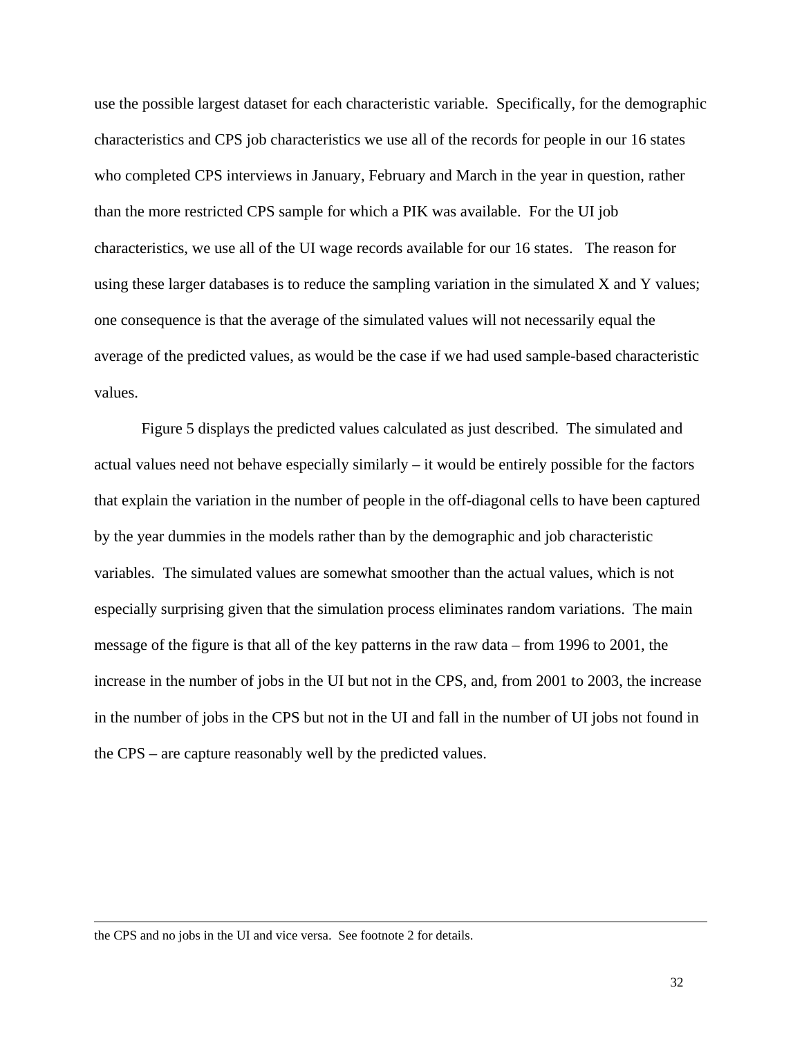use the possible largest dataset for each characteristic variable. Specifically, for the demographic characteristics and CPS job characteristics we use all of the records for people in our 16 states who completed CPS interviews in January, February and March in the year in question, rather than the more restricted CPS sample for which a PIK was available. For the UI job characteristics, we use all of the UI wage records available for our 16 states. The reason for using these larger databases is to reduce the sampling variation in the simulated X and Y values; one consequence is that the average of the simulated values will not necessarily equal the average of the predicted values, as would be the case if we had used sample-based characteristic values.

Figure 5 displays the predicted values calculated as just described. The simulated and actual values need not behave especially similarly – it would be entirely possible for the factors that explain the variation in the number of people in the off-diagonal cells to have been captured by the year dummies in the models rather than by the demographic and job characteristic variables. The simulated values are somewhat smoother than the actual values, which is not especially surprising given that the simulation process eliminates random variations. The main message of the figure is that all of the key patterns in the raw data – from 1996 to 2001, the increase in the number of jobs in the UI but not in the CPS, and, from 2001 to 2003, the increase in the number of jobs in the CPS but not in the UI and fall in the number of UI jobs not found in the CPS – are capture reasonably well by the predicted values.

---

the CPS and no jobs in the UI and vice versa. See footnote 2 for details.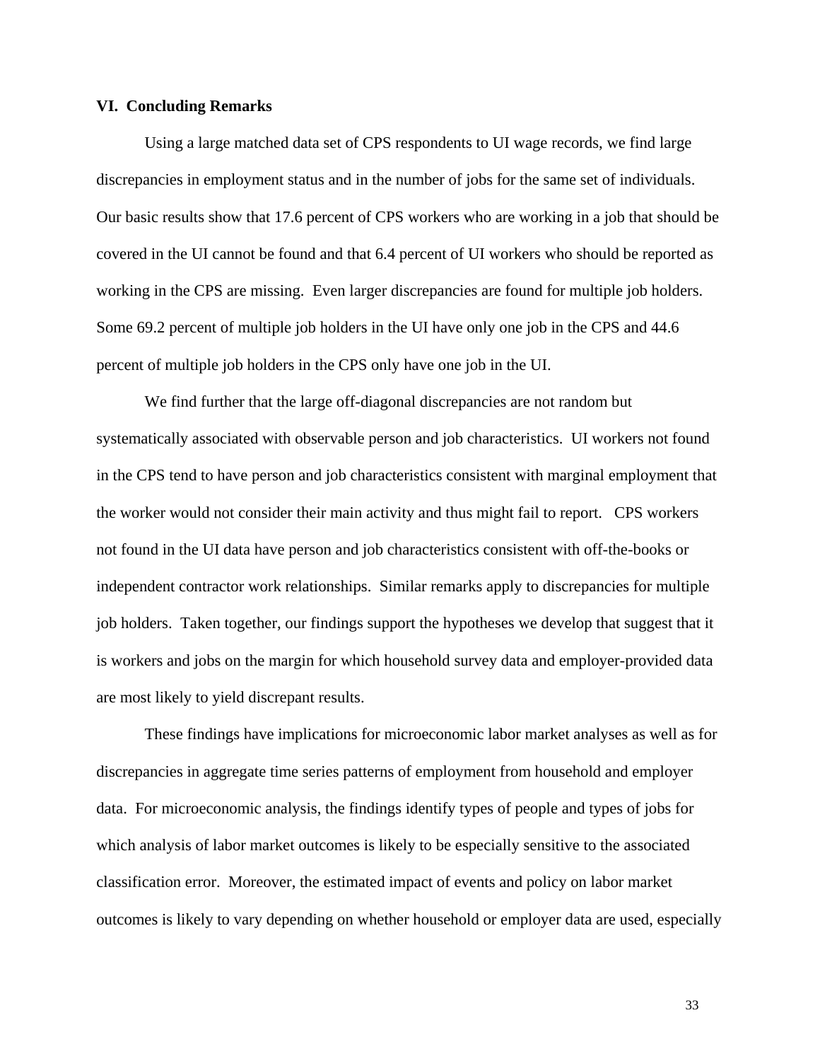## VI. Concluding Remarks

Using a large matched data set of CPS respondents to UI wage records, we find large discrepancies in employment status and in the number of jobs for the same set of individuals. Our basic results show that 17.6 percent of CPS workers who are working in a job that should be covered in the UI cannot be found and that 6.4 percent of UI workers who should be reported as working in the CPS are missing. Even larger discrepancies are found for multiple job holders. Some 69.2 percent of multiple job holders in the UI have only one job in the CPS and 44.6 percent of multiple job holders in the CPS only have one job in the UI.

We find further that the large off-diagonal discrepancies are not random but systematically associated with observable person and job characteristics. UI workers not found in the CPS tend to have person and job characteristics consistent with marginal employment that the worker would not consider their main activity and thus might fail to report. CPS workers not found in the UI data have person and job characteristics consistent with off-the-books or independent contractor work relationships. Similar remarks apply to discrepancies for multiple job holders. Taken together, our findings support the hypotheses we develop that suggest that it is workers and jobs on the margin for which household survey data and employer-provided data are most likely to yield discrepant results.

These findings have implications for microeconomic labor market analyses as well as for discrepancies in aggregate time series patterns of employment from household and employer data. For microeconomic analysis, the findings identify types of people and types of jobs for which analysis of labor market outcomes is likely to be especially sensitive to the associated classification error. Moreover, the estimated impact of events and policy on labor market outcomes is likely to vary depending on whether household or employer data are used, especially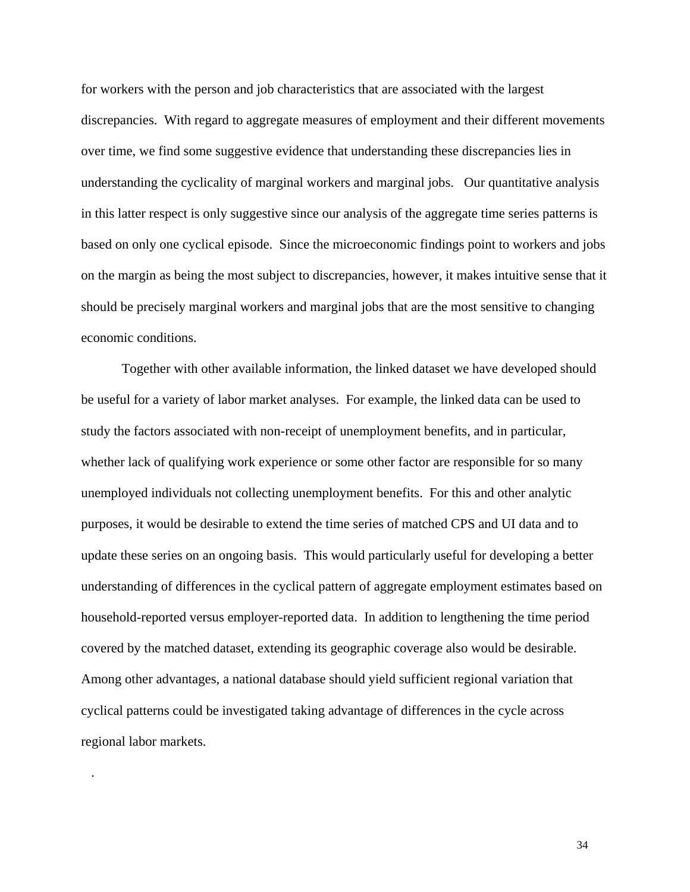for workers with the person and job characteristics that are associated with the largest discrepancies. With regard to aggregate measures of employment and their different movements over time, we find some suggestive evidence that understanding these discrepancies lies in understanding the cyclicality of marginal workers and marginal jobs. Our quantitative analysis in this latter respect is only suggestive since our analysis of the aggregate time series patterns is based on only one cyclical episode. Since the microeconomic findings point to workers and jobs on the margin as being the most subject to discrepancies, however, it makes intuitive sense that it should be precisely marginal workers and marginal jobs that are the most sensitive to changing economic conditions.

Together with other available information, the linked dataset we have developed should be useful for a variety of labor market analyses. For example, the linked data can be used to study the factors associated with non-receipt of unemployment benefits, and in particular, whether lack of qualifying work experience or some other factor are responsible for so many unemployed individuals not collecting unemployment benefits. For this and other analytic purposes, it would be desirable to extend the time series of matched CPS and UI data and to update these series on an ongoing basis. This would particularly useful for developing a better understanding of differences in the cyclical pattern of aggregate employment estimates based on household-reported versus employer-reported data. In addition to lengthening the time period covered by the matched dataset, extending its geographic coverage also would be desirable. Among other advantages, a national database should yield sufficient regional variation that cyclical patterns could be investigated taking advantage of differences in the cycle across regional labor markets.

.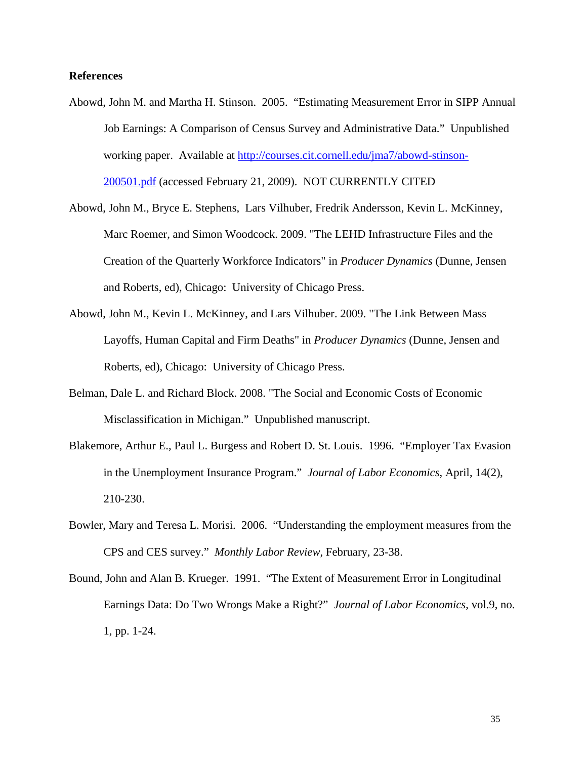**References**

Abowd, John M. and Martha H. Stinson. 2005. "Estimating Measurement Error in SIPP Annual Job Earnings: A Comparison of Census Survey and Administrative Data." Unpublished working paper. Available at http://courses.cit.cornell.edu/jma7/abowd-stinson-200501.pdf (accessed February 21, 2009). NOT CURRENTLY CITED

Abowd, John M., Bryce E. Stephens, Lars Vilhuber, Fredrik Andersson, Kevin L. McKinney, Marc Roemer, and Simon Woodcock. 2009. "The LEHD Infrastructure Files and the Creation of the Quarterly Workforce Indicators" in *Producer Dynamics* (Dunne, Jensen and Roberts, ed), Chicago: University of Chicago Press.

Abowd, John M., Kevin L. McKinney, and Lars Vilhuber. 2009. "The Link Between Mass Layoffs, Human Capital and Firm Deaths" in *Producer Dynamics* (Dunne, Jensen and Roberts, ed), Chicago: University of Chicago Press.

Belman, Dale L. and Richard Block. 2008. "The Social and Economic Costs of Economic Misclassification in Michigan." Unpublished manuscript.

Blakemore, Arthur E., Paul L. Burgess and Robert D. St. Louis. 1996. "Employer Tax Evasion in the Unemployment Insurance Program." *Journal of Labor Economics*, April, 14(2), 210-230.

Bowler, Mary and Teresa L. Morisi. 2006. "Understanding the employment measures from the CPS and CES survey." *Monthly Labor Review*, February, 23-38.

Bound, John and Alan B. Krueger. 1991. "The Extent of Measurement Error in Longitudinal Earnings Data: Do Two Wrongs Make a Right?" *Journal of Labor Economics*, vol.9, no. 1, pp. 1-24.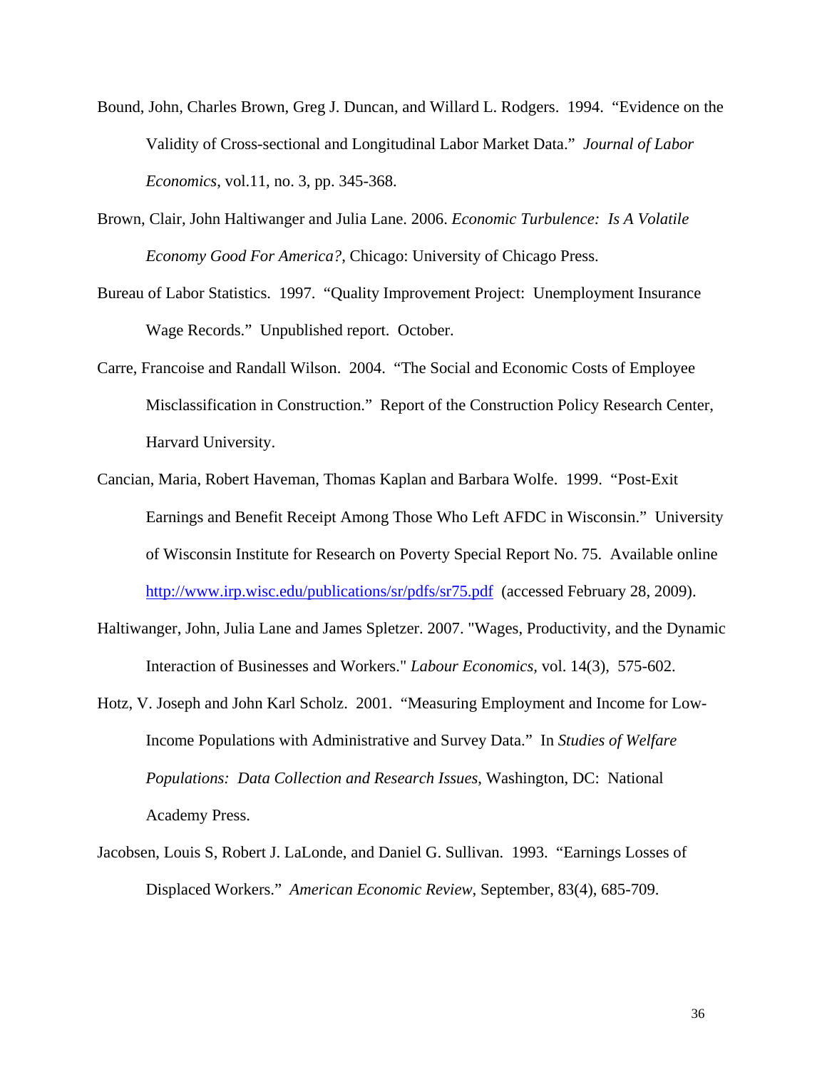Bound, John, Charles Brown, Greg J. Duncan, and Willard L. Rodgers. 1994. "Evidence on the Validity of Cross-sectional and Longitudinal Labor Market Data." *Journal of Labor Economics*, vol.11, no. 3, pp. 345-368.

Brown, Clair, John Haltiwanger and Julia Lane. 2006. *Economic Turbulence: Is A Volatile Economy Good For America?*, Chicago: University of Chicago Press.

Bureau of Labor Statistics. 1997. "Quality Improvement Project: Unemployment Insurance Wage Records." Unpublished report. October.

Carre, Francoise and Randall Wilson. 2004. "The Social and Economic Costs of Employee Misclassification in Construction." Report of the Construction Policy Research Center, Harvard University.

Cancian, Maria, Robert Haveman, Thomas Kaplan and Barbara Wolfe. 1999. "Post-Exit Earnings and Benefit Receipt Among Those Who Left AFDC in Wisconsin." University of Wisconsin Institute for Research on Poverty Special Report No. 75. Available online http://www.irp.wisc.edu/publications/sr/pdfs/sr75.pdf (accessed February 28, 2009).

Haltiwanger, John, Julia Lane and James Spletzer. 2007. "Wages, Productivity, and the Dynamic Interaction of Businesses and Workers." *Labour Economics,* vol. 14(3), 575-602.

Hotz, V. Joseph and John Karl Scholz. 2001. "Measuring Employment and Income for Low-Income Populations with Administrative and Survey Data." In *Studies of Welfare Populations: Data Collection and Research Issues*, Washington, DC: National Academy Press.

Jacobsen, Louis S, Robert J. LaLonde, and Daniel G. Sullivan. 1993. "Earnings Losses of Displaced Workers." *American Economic Review*, September, 83(4), 685-709.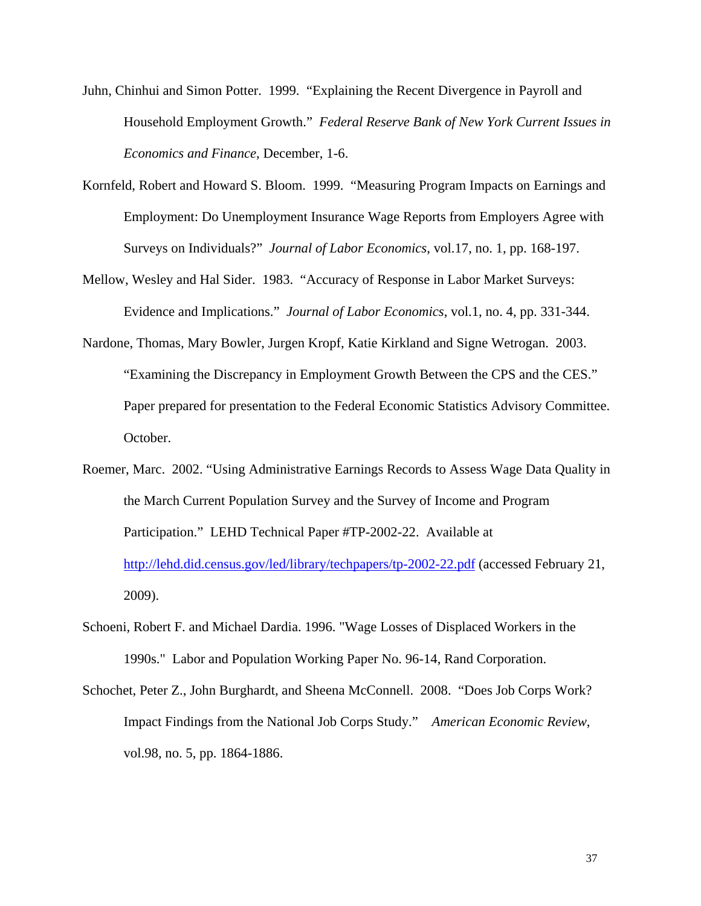Juhn, Chinhui and Simon Potter. 1999. "Explaining the Recent Divergence in Payroll and Household Employment Growth." *Federal Reserve Bank of New York Current Issues in Economics and Finance*, December, 1-6.

Kornfeld, Robert and Howard S. Bloom. 1999. "Measuring Program Impacts on Earnings and Employment: Do Unemployment Insurance Wage Reports from Employers Agree with Surveys on Individuals?" *Journal of Labor Economics*, vol.17, no. 1, pp. 168-197.

Mellow, Wesley and Hal Sider. 1983. "Accuracy of Response in Labor Market Surveys: Evidence and Implications." *Journal of Labor Economics*, vol.1, no. 4, pp. 331-344.

Nardone, Thomas, Mary Bowler, Jurgen Kropf, Katie Kirkland and Signe Wetrogan. 2003. "Examining the Discrepancy in Employment Growth Between the CPS and the CES." Paper prepared for presentation to the Federal Economic Statistics Advisory Committee. October.

Roemer, Marc. 2002. "Using Administrative Earnings Records to Assess Wage Data Quality in the March Current Population Survey and the Survey of Income and Program Participation." LEHD Technical Paper #TP-2002-22. Available at http://lehd.did.census.gov/led/library/techpapers/tp-2002-22.pdf (accessed February 21, 2009).

Schoeni, Robert F. and Michael Dardia. 1996. "Wage Losses of Displaced Workers in the 1990s." Labor and Population Working Paper No. 96-14, Rand Corporation.

Schochet, Peter Z., John Burghardt, and Sheena McConnell. 2008. "Does Job Corps Work? Impact Findings from the National Job Corps Study." *American Economic Review*, vol.98, no. 5, pp. 1864-1886.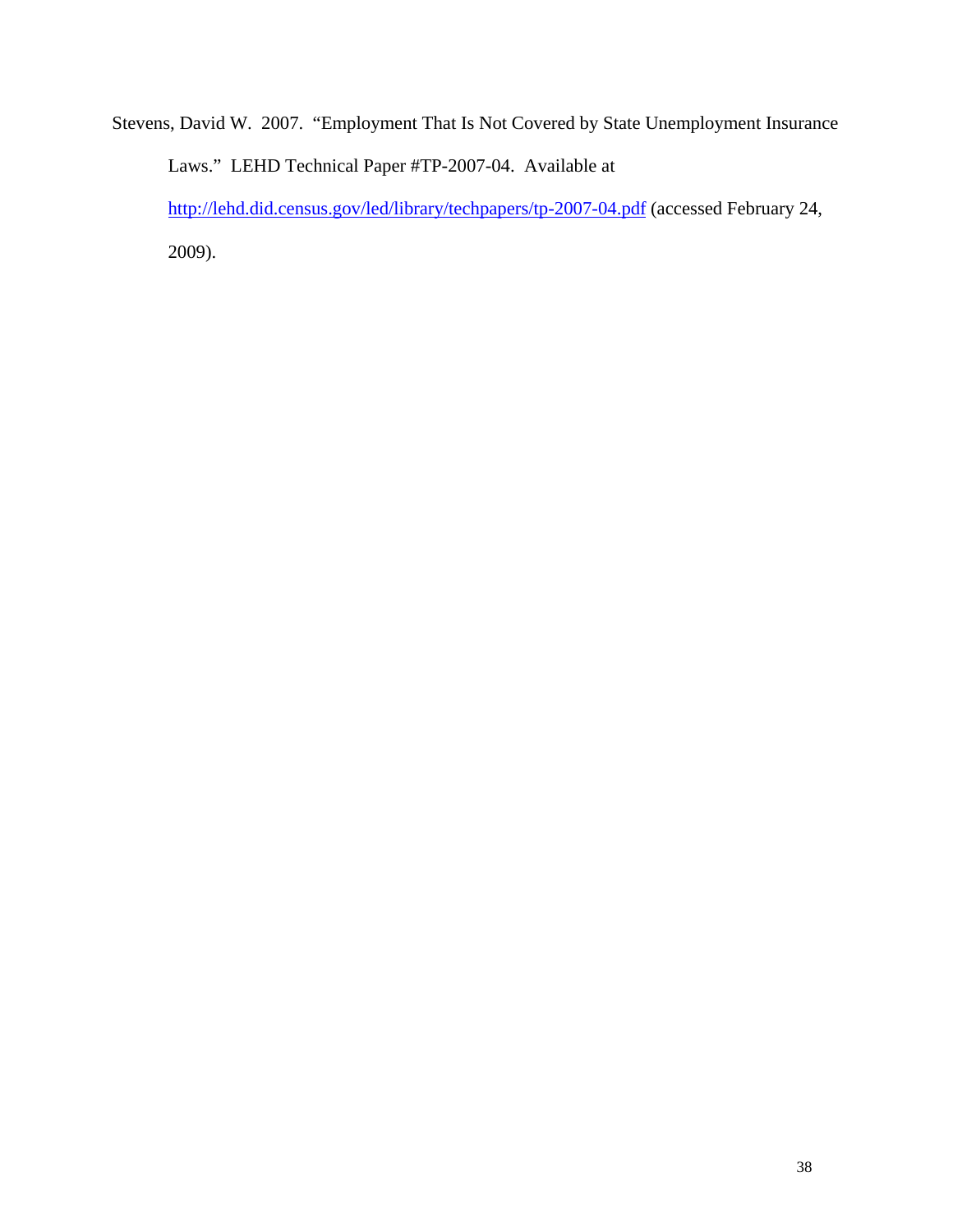Stevens, David W. 2007. "Employment That Is Not Covered by State Unemployment Insurance Laws." LEHD Technical Paper #TP-2007-04. Available at http://lehd.did.census.gov/led/library/techpapers/tp-2007-04.pdf (accessed February 24, 2009).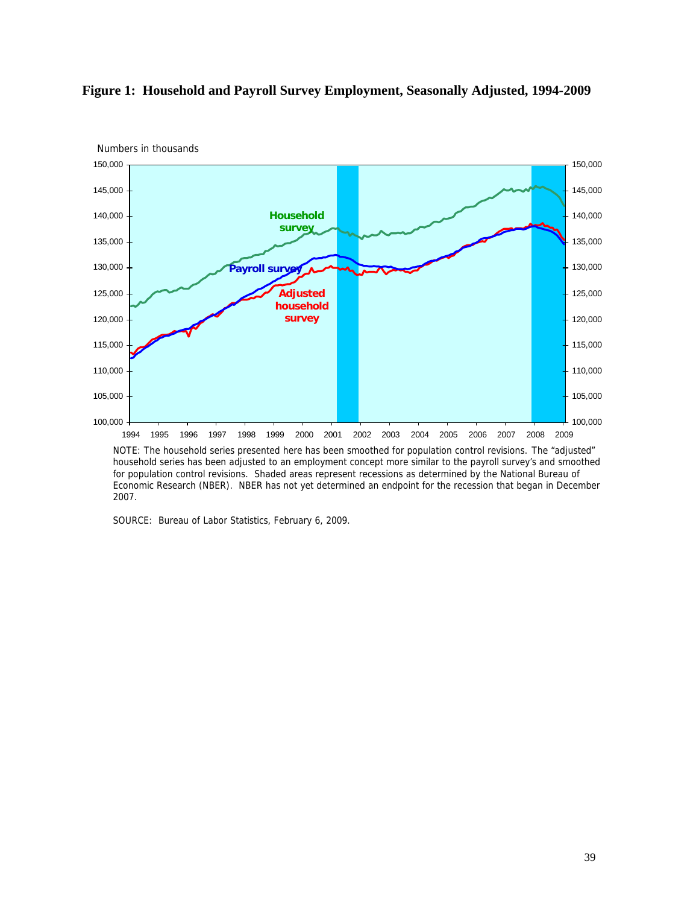**Figure 1: Household and Payroll Survey Employment, Seasonally Adjusted, 1994-2009**

NOTE: The household series presented here has been smoothed for population control revisions. The "adjusted" household series has been adjusted to an employment concept more similar to the payroll survey's and smoothed for population control revisions. Shaded areas represent recessions as determined by the National Bureau of Economic Research (NBER). NBER has not yet determined an endpoint for the recession that began in December 2007.

SOURCE: Bureau of Labor Statistics, February 6, 2009.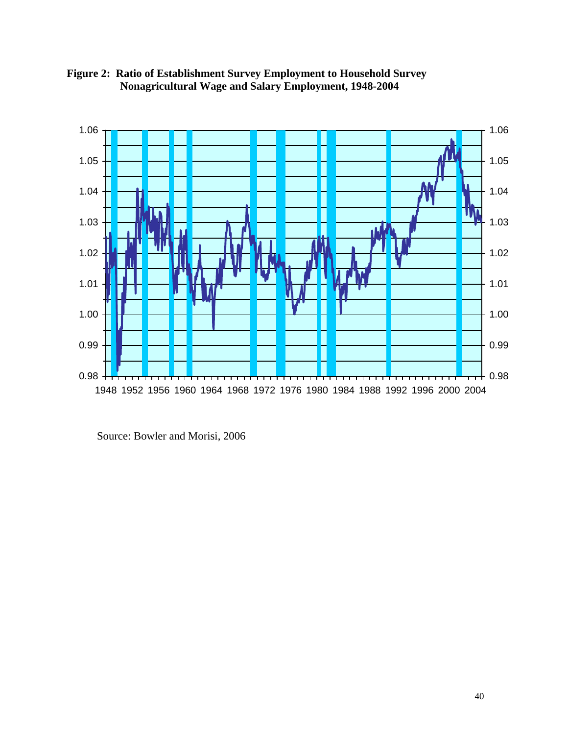**Figure 2: Ratio of Establishment Survey Employment to Household Survey Nonagricultural Wage and Salary Employment, 1948-2004**

Source: Bowler and Morisi, 2006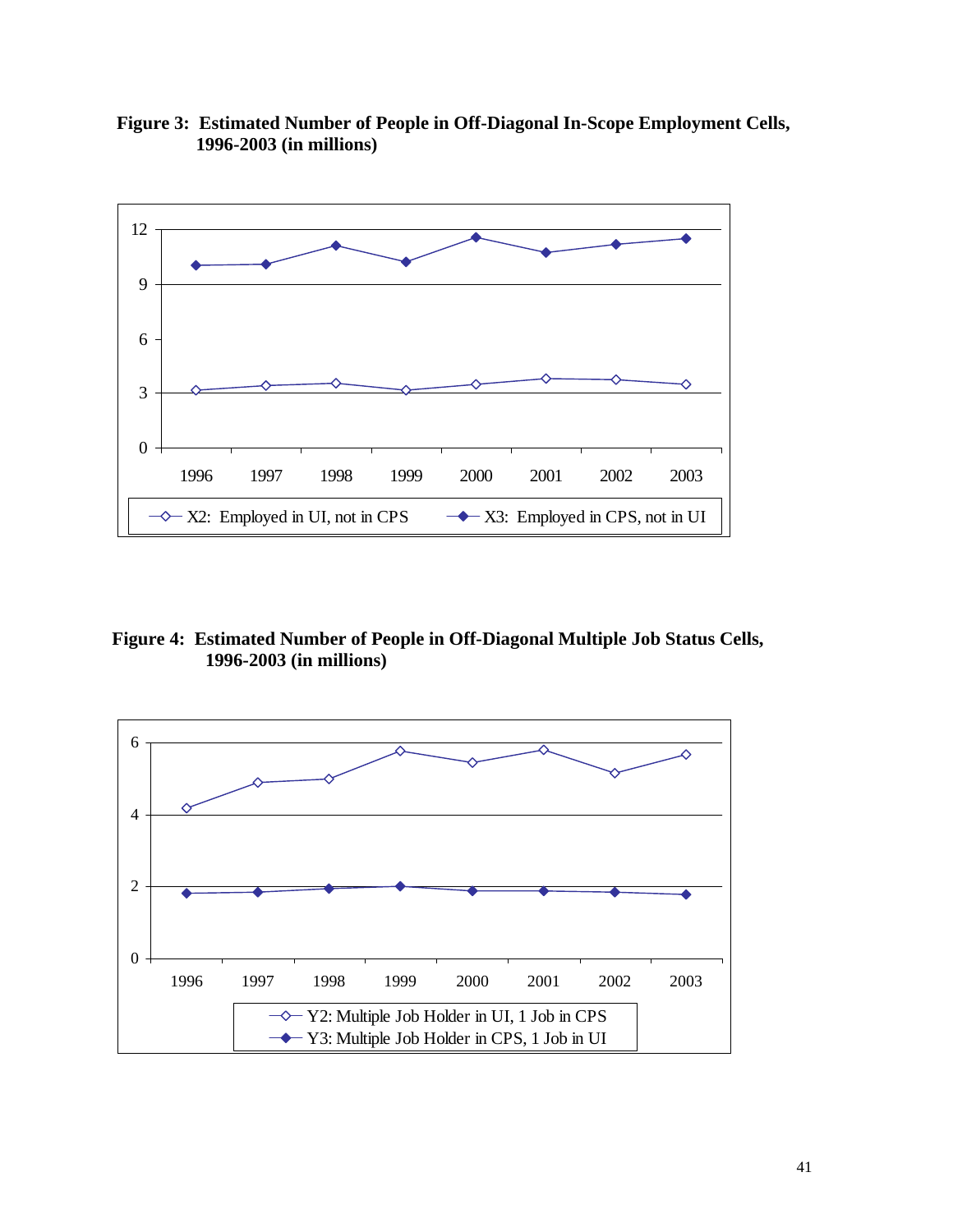**Figure 3: Estimated Number of People in Off-Diagonal In-Scope Employment Cells, 1996-2003 (in millions)**

**Figure 4: Estimated Number of People in Off-Diagonal Multiple Job Status Cells, 1996-2003 (in millions)**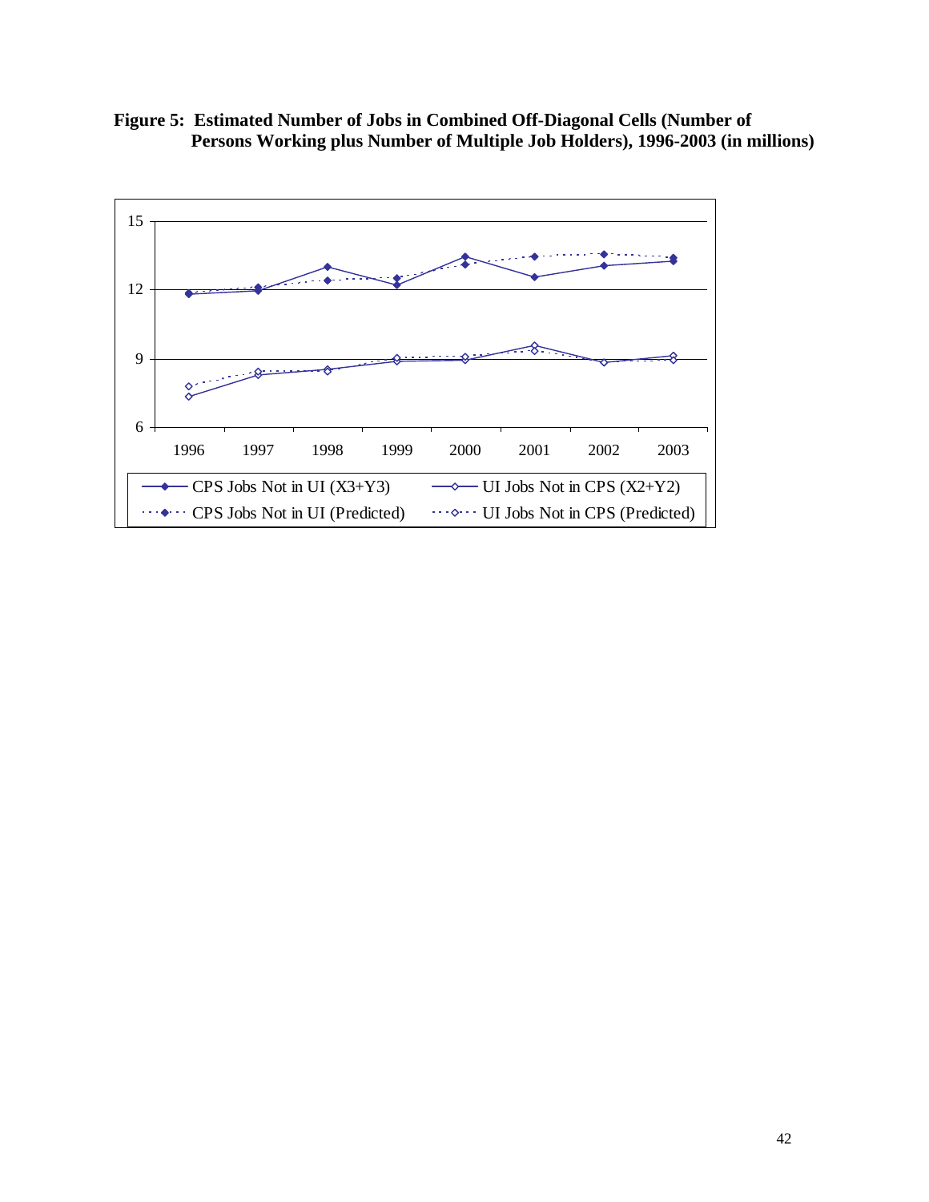**Figure 5: Estimated Number of Jobs in Combined Off-Diagonal Cells (Number of Persons Working plus Number of Multiple Job Holders), 1996-2003 (in millions)**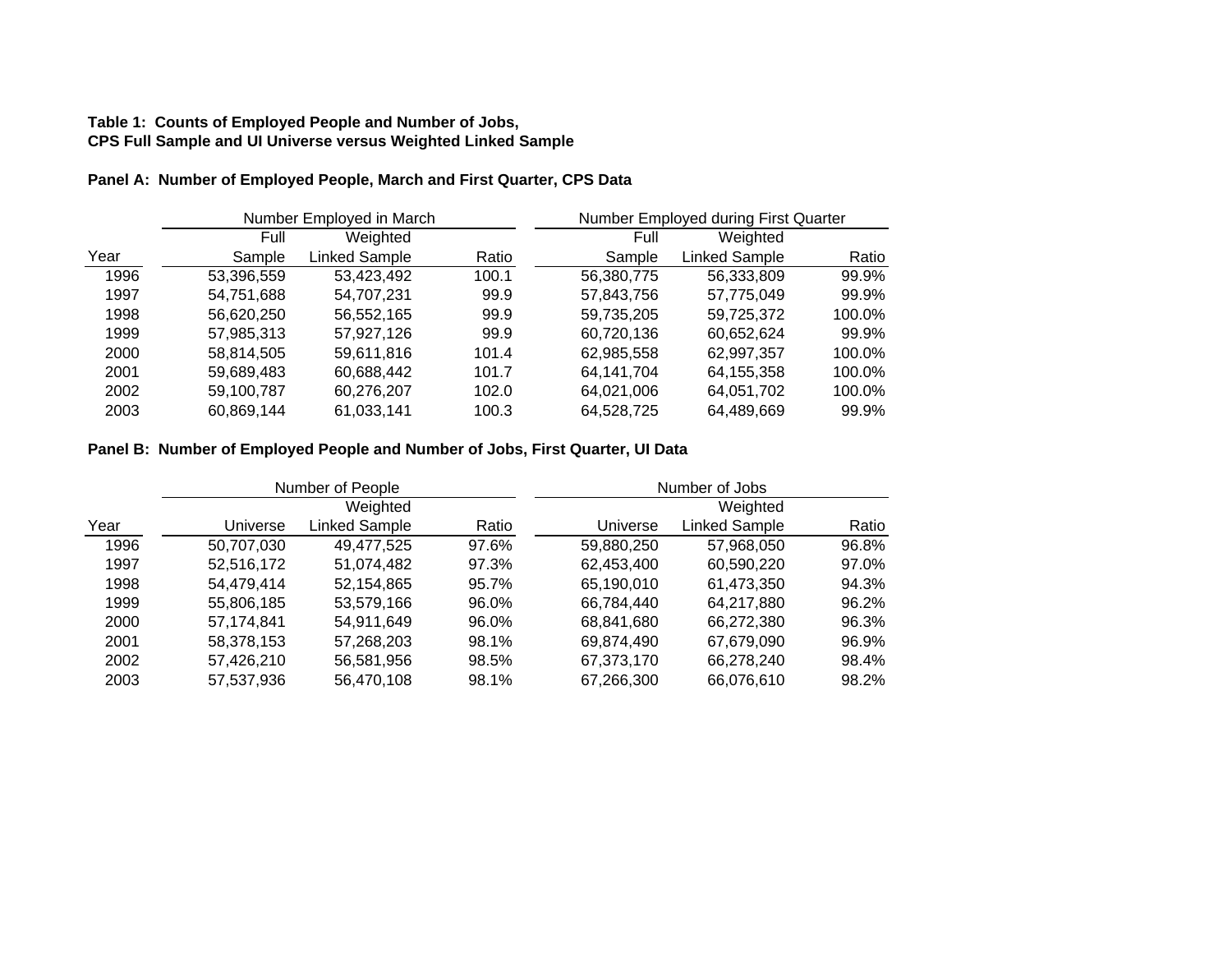**Table 1: Counts of Employed People and Number of Jobs, CPS Full Sample and UI Universe versus Weighted Linked Sample**

**Panel A: Number of Employed People, March and First Quarter, CPS Data**

| | Number Employed in March | | | Number Employed during First Quarter | | |
|---|---|---|---|---|---|---|
| Year | Full Sample | Weighted Linked Sample | Ratio | Full Sample | Weighted Linked Sample | Ratio |
| 1996 | 53,396,559 | 53,423,492 | 100.1 | 56,380,775 | 56,333,809 | 99.9% |
| 1997 | 54,751,688 | 54,707,231 | 99.9 | 57,843,756 | 57,775,049 | 99.9% |
| 1998 | 56,620,250 | 56,552,165 | 99.9 | 59,735,205 | 59,725,372 | 100.0% |
| 1999 | 57,985,313 | 57,927,126 | 99.9 | 60,720,136 | 60,652,624 | 99.9% |
| 2000 | 58,814,505 | 59,611,816 | 101.4 | 62,985,558 | 62,997,357 | 100.0% |
| 2001 | 59,689,483 | 60,688,442 | 101.7 | 64,141,704 | 64,155,358 | 100.0% |
| 2002 | 59,100,787 | 60,276,207 | 102.0 | 64,021,006 | 64,051,702 | 100.0% |
| 2003 | 60,869,144 | 61,033,141 | 100.3 | 64,528,725 | 64,489,669 | 99.9% |

**Panel B: Number of Employed People and Number of Jobs, First Quarter, UI Data**

| | Number of People | | | Number of Jobs | | |
|---|---|---|---|---|---|---|
| Year | Universe | Weighted Linked Sample | Ratio | Universe | Weighted Linked Sample | Ratio |
| 1996 | 50,707,030 | 49,477,525 | 97.6% | 59,880,250 | 57,968,050 | 96.8% |
| 1997 | 52,516,172 | 51,074,482 | 97.3% | 62,453,400 | 60,590,220 | 97.0% |
| 1998 | 54,479,414 | 52,154,865 | 95.7% | 65,190,010 | 61,473,350 | 94.3% |
| 1999 | 55,806,185 | 53,579,166 | 96.0% | 66,784,440 | 64,217,880 | 96.2% |
| 2000 | 57,174,841 | 54,911,649 | 96.0% | 68,841,680 | 66,272,380 | 96.3% |
| 2001 | 58,378,153 | 57,268,203 | 98.1% | 69,874,490 | 67,679,090 | 96.9% |
| 2002 | 57,426,210 | 56,581,956 | 98.5% | 67,373,170 | 66,278,240 | 98.4% |
| 2003 | 57,537,936 | 56,470,108 | 98.1% | 67,266,300 | 66,076,610 | 98.2% |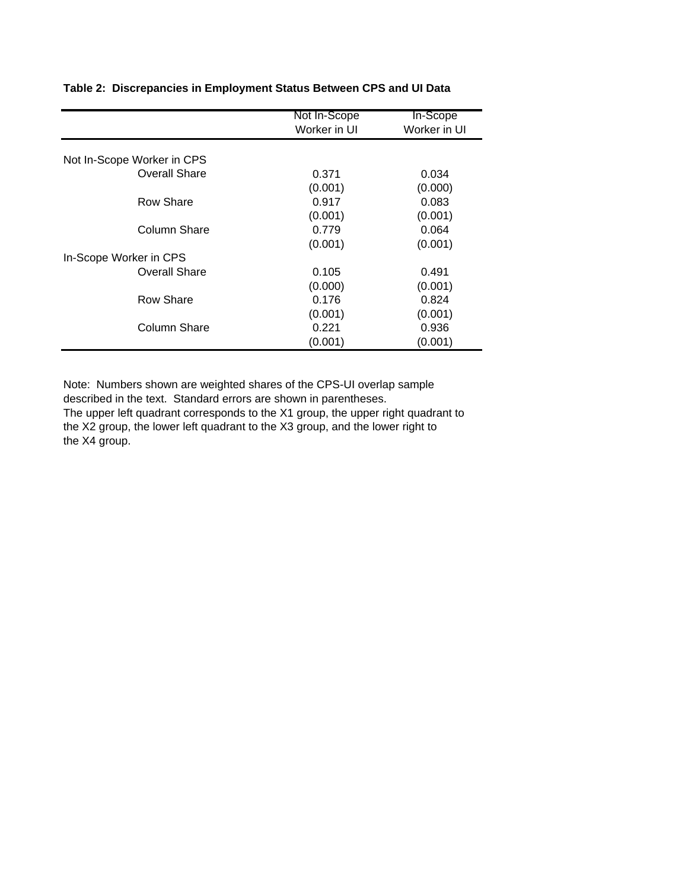**Table 2: Discrepancies in Employment Status Between CPS and UI Data**

| | Not In-Scope Worker in UI | In-Scope Worker in UI |
|---|---|---|
| Not In-Scope Worker in CPS | | |
| Overall Share | 0.371 | 0.034 |
| | (0.001) | (0.000) |
| Row Share | 0.917 | 0.083 |
| | (0.001) | (0.001) |
| Column Share | 0.779 | 0.064 |
| | (0.001) | (0.001) |
| In-Scope Worker in CPS | | |
| Overall Share | 0.105 | 0.491 |
| | (0.000) | (0.001) |
| Row Share | 0.176 | 0.824 |
| | (0.001) | (0.001) |
| Column Share | 0.221 | 0.936 |
| | (0.001) | (0.001) |

Note: Numbers shown are weighted shares of the CPS-UI overlap sample described in the text. Standard errors are shown in parentheses. The upper left quadrant corresponds to the X1 group, the upper right quadrant to the X2 group, the lower left quadrant to the X3 group, and the lower right to the X4 group.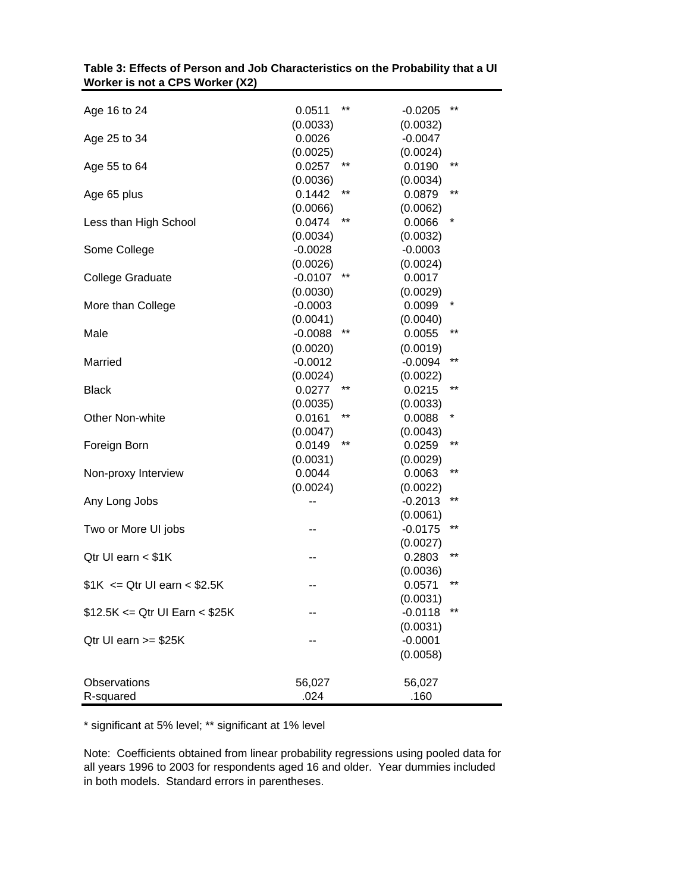**Table 3: Effects of Person and Job Characteristics on the Probability that a UI Worker is not a CPS Worker (X2)**

| | (1) | (2) |
|---|---|---|
| Age 16 to 24 | 0.0511 ** | -0.0205 ** |
| | (0.0033) | (0.0032) |
| Age 25 to 34 | 0.0026 | -0.0047 |
| | (0.0025) | (0.0024) |
| Age 55 to 64 | 0.0257 ** | 0.0190 ** |
| | (0.0036) | (0.0034) |
| Age 65 plus | 0.1442 ** | 0.0879 ** |
| | (0.0066) | (0.0062) |
| Less than High School | 0.0474 ** | 0.0066 * |
| | (0.0034) | (0.0032) |
| Some College | -0.0028 | -0.0003 |
| | (0.0026) | (0.0024) |
| College Graduate | -0.0107 ** | 0.0017 |
| | (0.0030) | (0.0029) |
| More than College | -0.0003 | 0.0099 * |
| | (0.0041) | (0.0040) |
| Male | -0.0088 ** | 0.0055 ** |
| | (0.0020) | (0.0019) |
| Married | -0.0012 | -0.0094 ** |
| | (0.0024) | (0.0022) |
| Black | 0.0277 ** | 0.0215 ** |
| | (0.0035) | (0.0033) |
| Other Non-white | 0.0161 ** | 0.0088 * |
| | (0.0047) | (0.0043) |
| Foreign Born | 0.0149 ** | 0.0259 ** |
| | (0.0031) | (0.0029) |
| Non-proxy Interview | 0.0044 | 0.0063 ** |
| | (0.0024) | (0.0022) |
| Any Long Jobs | -- | -0.2013 ** |
| | | (0.0061) |
| Two or More UI jobs | -- | -0.0175 ** |
| | | (0.0027) |
| Qtr UI earn < $1K | -- | 0.2803 ** |
| | | (0.0036) |
| $1K <= Qtr UI earn < $2.5K | -- | 0.0571 ** |
| | | (0.0031) |
| $12.5K <= Qtr UI Earn < $25K | -- | -0.0118 ** |
| | | (0.0031) |
| Qtr UI earn >= $25K | -- | -0.0001 |
| | | (0.0058) |
| Observations | 56,027 | 56,027 |
| R-squared | .024 | .160 |

* significant at 5% level; ** significant at 1% level

Note: Coefficients obtained from linear probability regressions using pooled data for all years 1996 to 2003 for respondents aged 16 and older. Year dummies included in both models. Standard errors in parentheses.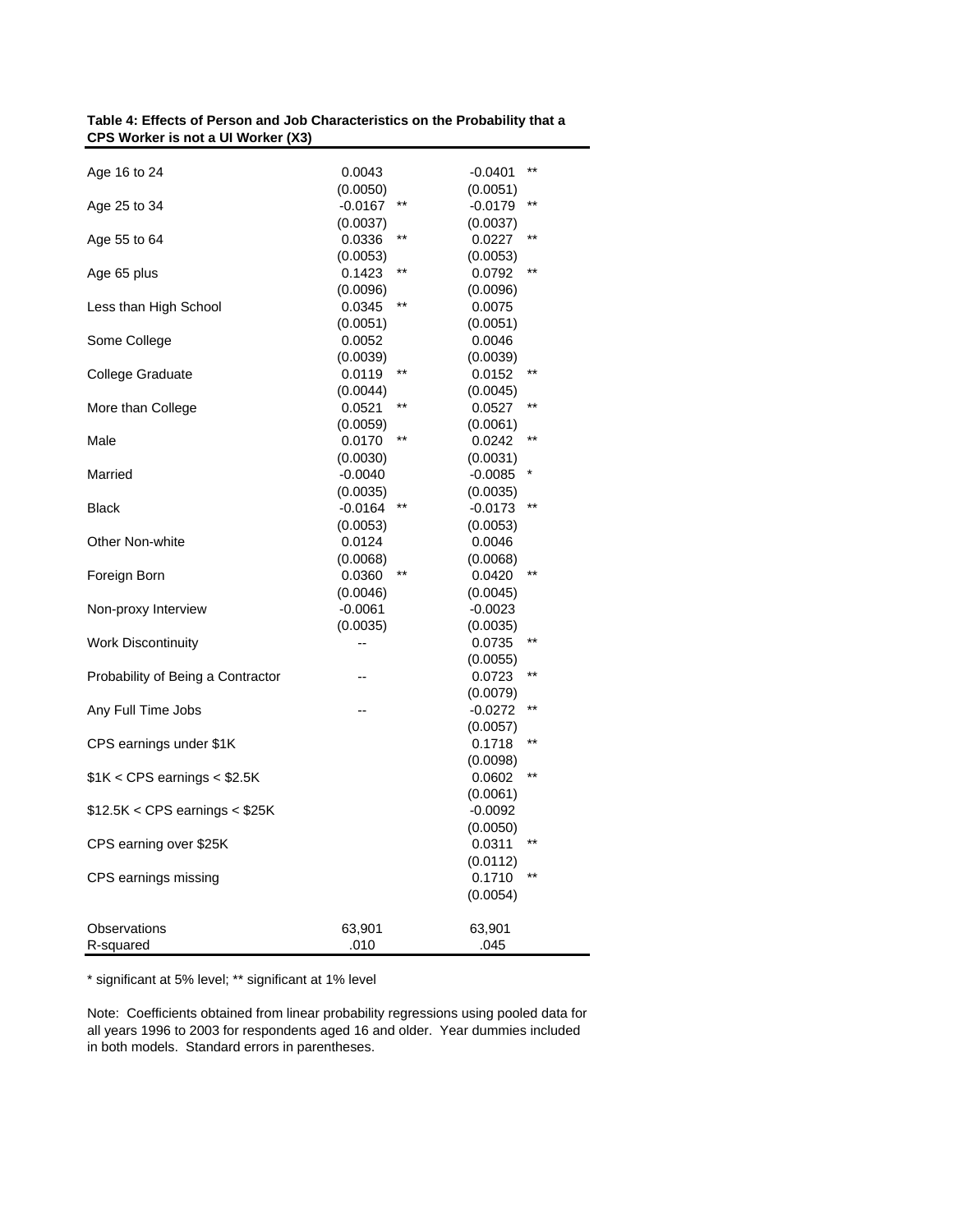**Table 4: Effects of Person and Job Characteristics on the Probability that a CPS Worker is not a UI Worker (X3)**

| | (1) | (2) |
|---|---|---|
| Age 16 to 24 | 0.0043 | -0.0401 ** |
| | (0.0050) | (0.0051) |
| Age 25 to 34 | -0.0167 ** | -0.0179 ** |
| | (0.0037) | (0.0037) |
| Age 55 to 64 | 0.0336 ** | 0.0227 ** |
| | (0.0053) | (0.0053) |
| Age 65 plus | 0.1423 ** | 0.0792 ** |
| | (0.0096) | (0.0096) |
| Less than High School | 0.0345 ** | 0.0075 |
| | (0.0051) | (0.0051) |
| Some College | 0.0052 | 0.0046 |
| | (0.0039) | (0.0039) |
| College Graduate | 0.0119 ** | 0.0152 ** |
| | (0.0044) | (0.0045) |
| More than College | 0.0521 ** | 0.0527 ** |
| | (0.0059) | (0.0061) |
| Male | 0.0170 ** | 0.0242 ** |
| | (0.0030) | (0.0031) |
| Married | -0.0040 | -0.0085 * |
| | (0.0035) | (0.0035) |
| Black | -0.0164 ** | -0.0173 ** |
| | (0.0053) | (0.0053) |
| Other Non-white | 0.0124 | 0.0046 |
| | (0.0068) | (0.0068) |
| Foreign Born | 0.0360 ** | 0.0420 ** |
| | (0.0046) | (0.0045) |
| Non-proxy Interview | -0.0061 | -0.0023 |
| | (0.0035) | (0.0035) |
| Work Discontinuity | -- | 0.0735 ** |
| | | (0.0055) |
| Probability of Being a Contractor | -- | 0.0723 ** |
| | | (0.0079) |
| Any Full Time Jobs | -- | -0.0272 ** |
| | | (0.0057) |
| CPS earnings under $1K | | 0.1718 ** |
| | | (0.0098) |
| $1K < CPS earnings < $2.5K | | 0.0602 ** |
| | | (0.0061) |
| $12.5K < CPS earnings < $25K | | -0.0092 |
| | | (0.0050) |
| CPS earning over $25K | | 0.0311 ** |
| | | (0.0112) |
| CPS earnings missing | | 0.1710 ** |
| | | (0.0054) |
| Observations | 63,901 | 63,901 |
| R-squared | .010 | .045 |

* significant at 5% level; ** significant at 1% level

Note: Coefficients obtained from linear probability regressions using pooled data for all years 1996 to 2003 for respondents aged 16 and older. Year dummies included in both models. Standard errors in parentheses.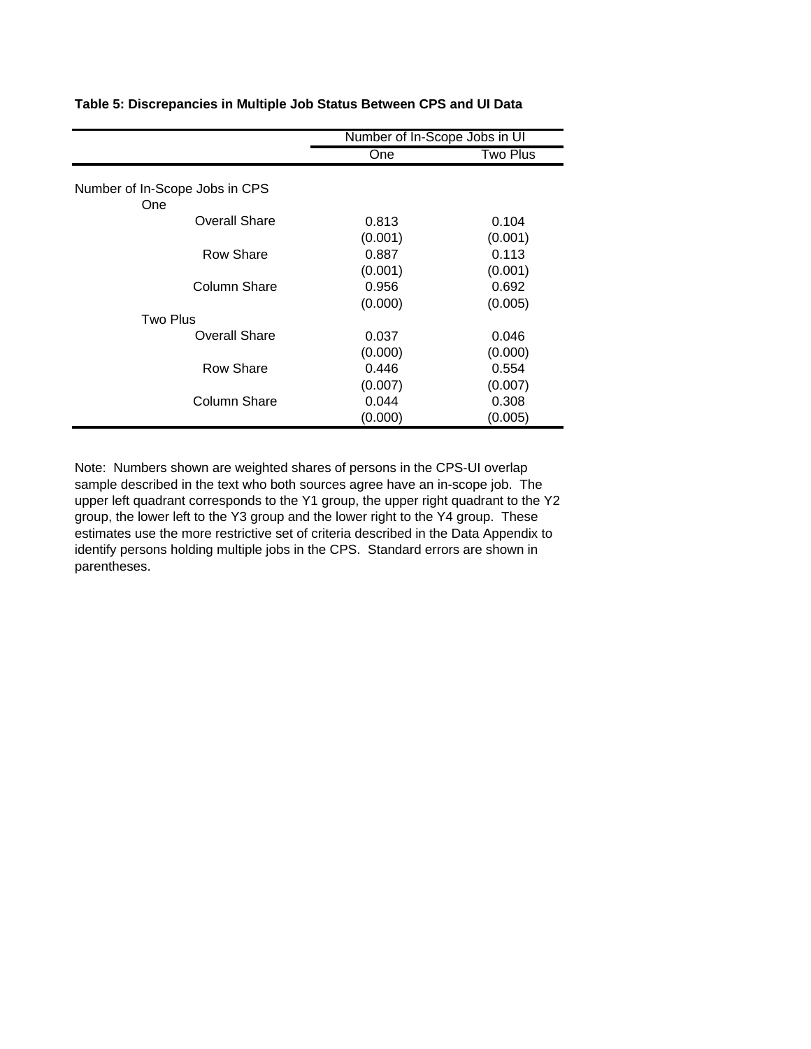**Table 5: Discrepancies in Multiple Job Status Between CPS and UI Data**

| | Number of In-Scope Jobs in UI | |
|---|---|---|
| | One | Two Plus |
| **Number of In-Scope Jobs in CPS** | | |
| One | | |
| Overall Share | 0.813 | 0.104 |
| | (0.001) | (0.001) |
| Row Share | 0.887 | 0.113 |
| | (0.001) | (0.001) |
| Column Share | 0.956 | 0.692 |
| | (0.000) | (0.005) |
| Two Plus | | |
| Overall Share | 0.037 | 0.046 |
| | (0.000) | (0.000) |
| Row Share | 0.446 | 0.554 |
| | (0.007) | (0.007) |
| Column Share | 0.044 | 0.308 |
| | (0.000) | (0.005) |

Note: Numbers shown are weighted shares of persons in the CPS-UI overlap sample described in the text who both sources agree have an in-scope job. The upper left quadrant corresponds to the Y1 group, the upper right quadrant to the Y2 group, the lower left to the Y3 group and the lower right to the Y4 group. These estimates use the more restrictive set of criteria described in the Data Appendix to identify persons holding multiple jobs in the CPS. Standard errors are shown in parentheses.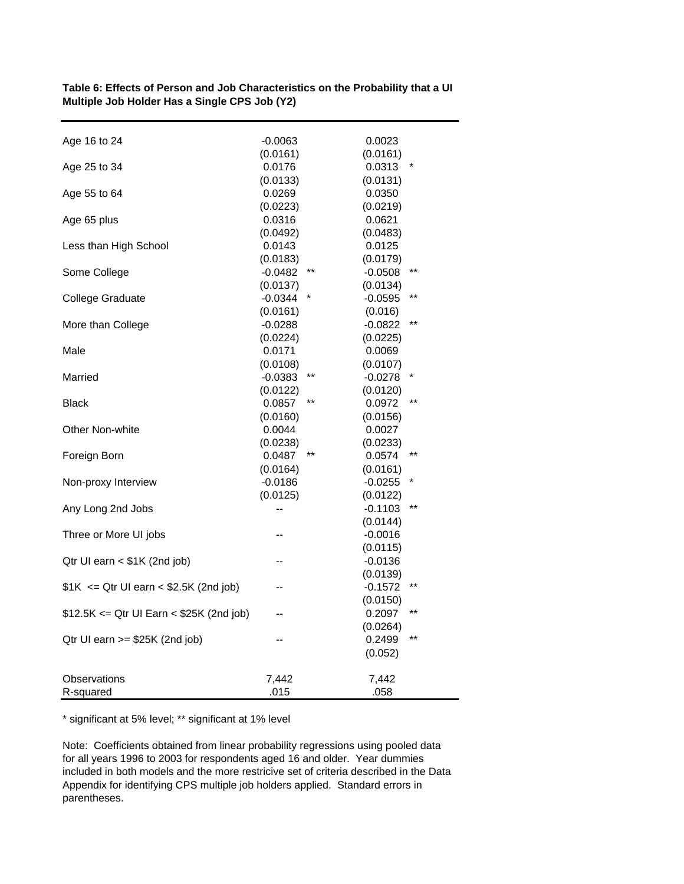**Table 6: Effects of Person and Job Characteristics on the Probability that a UI Multiple Job Holder Has a Single CPS Job (Y2)**

| | (1) | (2) |
|---|---|---|
| Age 16 to 24 | -0.0063 | 0.0023 |
| | (0.0161) | (0.0161) |
| Age 25 to 34 | 0.0176 | 0.0313 * |
| | (0.0133) | (0.0131) |
| Age 55 to 64 | 0.0269 | 0.0350 |
| | (0.0223) | (0.0219) |
| Age 65 plus | 0.0316 | 0.0621 |
| | (0.0492) | (0.0483) |
| Less than High School | 0.0143 | 0.0125 |
| | (0.0183) | (0.0179) |
| Some College | -0.0482 ** | -0.0508 ** |
| | (0.0137) | (0.0134) |
| College Graduate | -0.0344 * | -0.0595 ** |
| | (0.0161) | (0.016) |
| More than College | -0.0288 | -0.0822 ** |
| | (0.0224) | (0.0225) |
| Male | 0.0171 | 0.0069 |
| | (0.0108) | (0.0107) |
| Married | -0.0383 ** | -0.0278 * |
| | (0.0122) | (0.0120) |
| Black | 0.0857 ** | 0.0972 ** |
| | (0.0160) | (0.0156) |
| Other Non-white | 0.0044 | 0.0027 |
| | (0.0238) | (0.0233) |
| Foreign Born | 0.0487 ** | 0.0574 ** |
| | (0.0164) | (0.0161) |
| Non-proxy Interview | -0.0186 | -0.0255 * |
| | (0.0125) | (0.0122) |
| Any Long 2nd Jobs | -- | -0.1103 ** |
| | | (0.0144) |
| Three or More UI jobs | -- | -0.0016 |
| | | (0.0115) |
| Qtr UI earn < $1K (2nd job) | -- | -0.0136 |
| | | (0.0139) |
| $1K <= Qtr UI earn < $2.5K (2nd job) | -- | -0.1572 ** |
| | | (0.0150) |
| $12.5K <= Qtr UI Earn < $25K (2nd job) | -- | 0.2097 ** |
| | | (0.0264) |
| Qtr UI earn >= $25K (2nd job) | -- | 0.2499 ** |
| | | (0.052) |
| Observations | 7,442 | 7,442 |
| R-squared | .015 | .058 |

* significant at 5% level; ** significant at 1% level

Note: Coefficients obtained from linear probability regressions using pooled data for all years 1996 to 2003 for respondents aged 16 and older. Year dummies included in both models and the more restricive set of criteria described in the Data Appendix for identifying CPS multiple job holders applied. Standard errors in parentheses.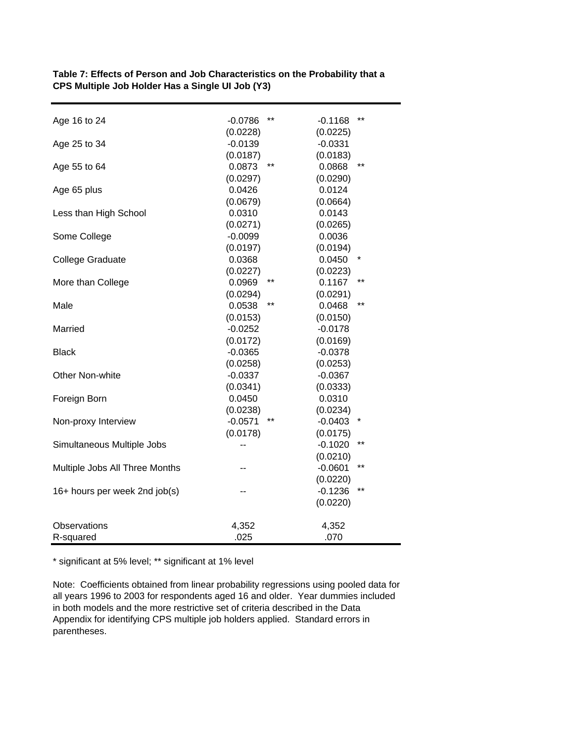**Table 7: Effects of Person and Job Characteristics on the Probability that a CPS Multiple Job Holder Has a Single UI Job (Y3)**

| | (1) | (2) |
|---|---|---|
| Age 16 to 24 | -0.0786 ** | -0.1168 ** |
| | (0.0228) | (0.0225) |
| Age 25 to 34 | -0.0139 | -0.0331 |
| | (0.0187) | (0.0183) |
| Age 55 to 64 | 0.0873 ** | 0.0868 ** |
| | (0.0297) | (0.0290) |
| Age 65 plus | 0.0426 | 0.0124 |
| | (0.0679) | (0.0664) |
| Less than High School | 0.0310 | 0.0143 |
| | (0.0271) | (0.0265) |
| Some College | -0.0099 | 0.0036 |
| | (0.0197) | (0.0194) |
| College Graduate | 0.0368 | 0.0450 * |
| | (0.0227) | (0.0223) |
| More than College | 0.0969 ** | 0.1167 ** |
| | (0.0294) | (0.0291) |
| Male | 0.0538 ** | 0.0468 ** |
| | (0.0153) | (0.0150) |
| Married | -0.0252 | -0.0178 |
| | (0.0172) | (0.0169) |
| Black | -0.0365 | -0.0378 |
| | (0.0258) | (0.0253) |
| Other Non-white | -0.0337 | -0.0367 |
| | (0.0341) | (0.0333) |
| Foreign Born | 0.0450 | 0.0310 |
| | (0.0238) | (0.0234) |
| Non-proxy Interview | -0.0571 ** | -0.0403 * |
| | (0.0178) | (0.0175) |
| Simultaneous Multiple Jobs | -- | -0.1020 ** |
| | | (0.0210) |
| Multiple Jobs All Three Months | -- | -0.0601 ** |
| | | (0.0220) |
| 16+ hours per week 2nd job(s) | -- | -0.1236 ** |
| | | (0.0220) |
| Observations | 4,352 | 4,352 |
| R-squared | .025 | .070 |

* significant at 5% level; ** significant at 1% level

Note: Coefficients obtained from linear probability regressions using pooled data for all years 1996 to 2003 for respondents aged 16 and older. Year dummies included in both models and the more restrictive set of criteria described in the Data Appendix for identifying CPS multiple job holders applied. Standard errors in parentheses.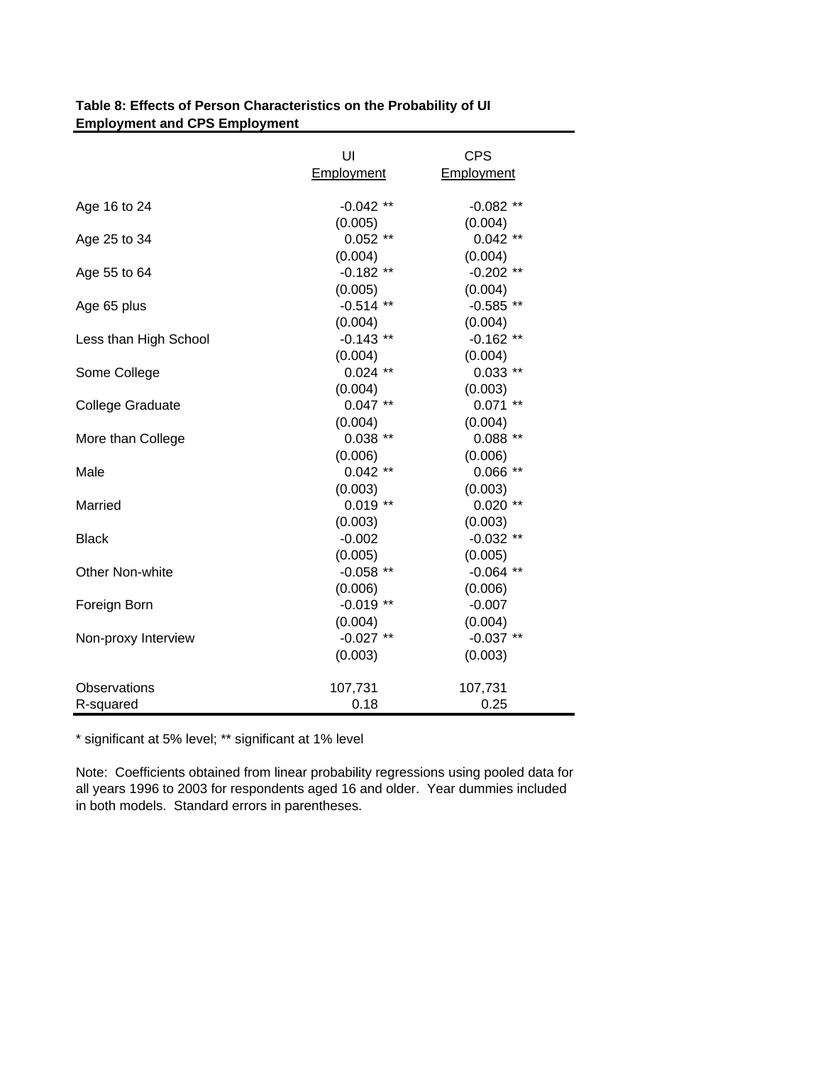**Table 8: Effects of Person Characteristics on the Probability of UI Employment and CPS Employment**

| | UI Employment | CPS Employment |
|---|---|---|
| Age 16 to 24 | -0.042 ** | -0.082 ** |
| | (0.005) | (0.004) |
| Age 25 to 34 | 0.052 ** | 0.042 ** |
| | (0.004) | (0.004) |
| Age 55 to 64 | -0.182 ** | -0.202 ** |
| | (0.005) | (0.004) |
| Age 65 plus | -0.514 ** | -0.585 ** |
| | (0.004) | (0.004) |
| Less than High School | -0.143 ** | -0.162 ** |
| | (0.004) | (0.004) |
| Some College | 0.024 ** | 0.033 ** |
| | (0.004) | (0.003) |
| College Graduate | 0.047 ** | 0.071 ** |
| | (0.004) | (0.004) |
| More than College | 0.038 ** | 0.088 ** |
| | (0.006) | (0.006) |
| Male | 0.042 ** | 0.066 ** |
| | (0.003) | (0.003) |
| Married | 0.019 ** | 0.020 ** |
| | (0.003) | (0.003) |
| Black | -0.002 | -0.032 ** |
| | (0.005) | (0.005) |
| Other Non-white | -0.058 ** | -0.064 ** |
| | (0.006) | (0.006) |
| Foreign Born | -0.019 ** | -0.007 |
| | (0.004) | (0.004) |
| Non-proxy Interview | -0.027 ** | -0.037 ** |
| | (0.003) | (0.003) |
| Observations | 107,731 | 107,731 |
| R-squared | 0.18 | 0.25 |

* significant at 5% level; ** significant at 1% level

Note: Coefficients obtained from linear probability regressions using pooled data for all years 1996 to 2003 for respondents aged 16 and older. Year dummies included in both models. Standard errors in parentheses.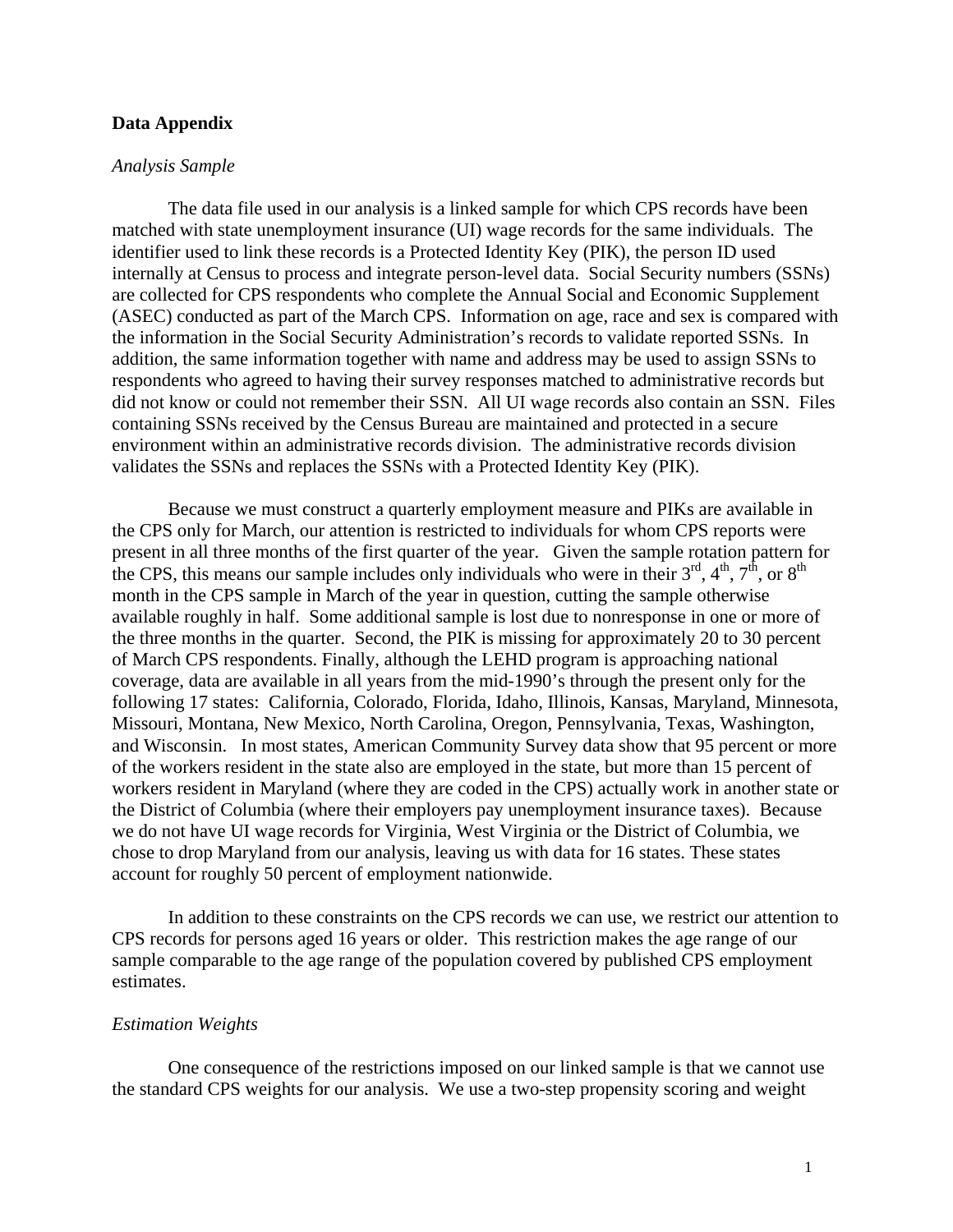**Data Appendix**

*Analysis Sample*

The data file used in our analysis is a linked sample for which CPS records have been matched with state unemployment insurance (UI) wage records for the same individuals. The identifier used to link these records is a Protected Identity Key (PIK), the person ID used internally at Census to process and integrate person-level data. Social Security numbers (SSNs) are collected for CPS respondents who complete the Annual Social and Economic Supplement (ASEC) conducted as part of the March CPS. Information on age, race and sex is compared with the information in the Social Security Administration's records to validate reported SSNs. In addition, the same information together with name and address may be used to assign SSNs to respondents who agreed to having their survey responses matched to administrative records but did not know or could not remember their SSN. All UI wage records also contain an SSN. Files containing SSNs received by the Census Bureau are maintained and protected in a secure environment within an administrative records division. The administrative records division validates the SSNs and replaces the SSNs with a Protected Identity Key (PIK).

Because we must construct a quarterly employment measure and PIKs are available in the CPS only for March, our attention is restricted to individuals for whom CPS reports were present in all three months of the first quarter of the year. Given the sample rotation pattern for the CPS, this means our sample includes only individuals who were in their 3rd, 4th, 7th, or 8th month in the CPS sample in March of the year in question, cutting the sample otherwise available roughly in half. Some additional sample is lost due to nonresponse in one or more of the three months in the quarter. Second, the PIK is missing for approximately 20 to 30 percent of March CPS respondents. Finally, although the LEHD program is approaching national coverage, data are available in all years from the mid-1990's through the present only for the following 17 states: California, Colorado, Florida, Idaho, Illinois, Kansas, Maryland, Minnesota, Missouri, Montana, New Mexico, North Carolina, Oregon, Pennsylvania, Texas, Washington, and Wisconsin. In most states, American Community Survey data show that 95 percent or more of the workers resident in the state also are employed in the state, but more than 15 percent of workers resident in Maryland (where they are coded in the CPS) actually work in another state or the District of Columbia (where their employers pay unemployment insurance taxes). Because we do not have UI wage records for Virginia, West Virginia or the District of Columbia, we chose to drop Maryland from our analysis, leaving us with data for 16 states. These states account for roughly 50 percent of employment nationwide.

In addition to these constraints on the CPS records we can use, we restrict our attention to CPS records for persons aged 16 years or older. This restriction makes the age range of our sample comparable to the age range of the population covered by published CPS employment estimates.

*Estimation Weights*

One consequence of the restrictions imposed on our linked sample is that we cannot use the standard CPS weights for our analysis. We use a two-step propensity scoring and weight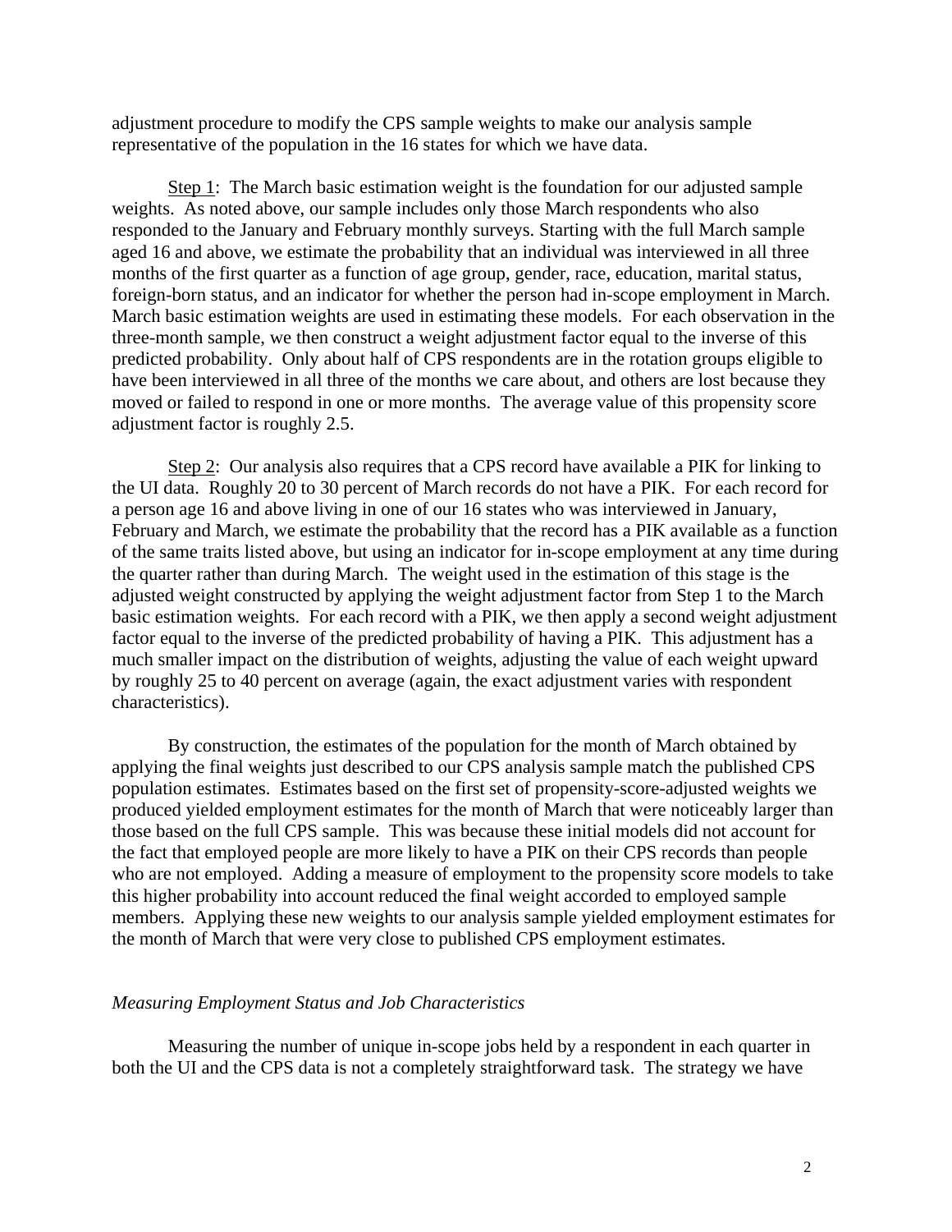adjustment procedure to modify the CPS sample weights to make our analysis sample representative of the population in the 16 states for which we have data.

<u>Step 1</u>: The March basic estimation weight is the foundation for our adjusted sample weights. As noted above, our sample includes only those March respondents who also responded to the January and February monthly surveys. Starting with the full March sample aged 16 and above, we estimate the probability that an individual was interviewed in all three months of the first quarter as a function of age group, gender, race, education, marital status, foreign-born status, and an indicator for whether the person had in-scope employment in March. March basic estimation weights are used in estimating these models. For each observation in the three-month sample, we then construct a weight adjustment factor equal to the inverse of this predicted probability. Only about half of CPS respondents are in the rotation groups eligible to have been interviewed in all three of the months we care about, and others are lost because they moved or failed to respond in one or more months. The average value of this propensity score adjustment factor is roughly 2.5.

<u>Step 2</u>: Our analysis also requires that a CPS record have available a PIK for linking to the UI data. Roughly 20 to 30 percent of March records do not have a PIK. For each record for a person age 16 and above living in one of our 16 states who was interviewed in January, February and March, we estimate the probability that the record has a PIK available as a function of the same traits listed above, but using an indicator for in-scope employment at any time during the quarter rather than during March. The weight used in the estimation of this stage is the adjusted weight constructed by applying the weight adjustment factor from Step 1 to the March basic estimation weights. For each record with a PIK, we then apply a second weight adjustment factor equal to the inverse of the predicted probability of having a PIK. This adjustment has a much smaller impact on the distribution of weights, adjusting the value of each weight upward by roughly 25 to 40 percent on average (again, the exact adjustment varies with respondent characteristics).

By construction, the estimates of the population for the month of March obtained by applying the final weights just described to our CPS analysis sample match the published CPS population estimates. Estimates based on the first set of propensity-score-adjusted weights we produced yielded employment estimates for the month of March that were noticeably larger than those based on the full CPS sample. This was because these initial models did not account for the fact that employed people are more likely to have a PIK on their CPS records than people who are not employed. Adding a measure of employment to the propensity score models to take this higher probability into account reduced the final weight accorded to employed sample members. Applying these new weights to our analysis sample yielded employment estimates for the month of March that were very close to published CPS employment estimates.

*Measuring Employment Status and Job Characteristics*

Measuring the number of unique in-scope jobs held by a respondent in each quarter in both the UI and the CPS data is not a completely straightforward task. The strategy we have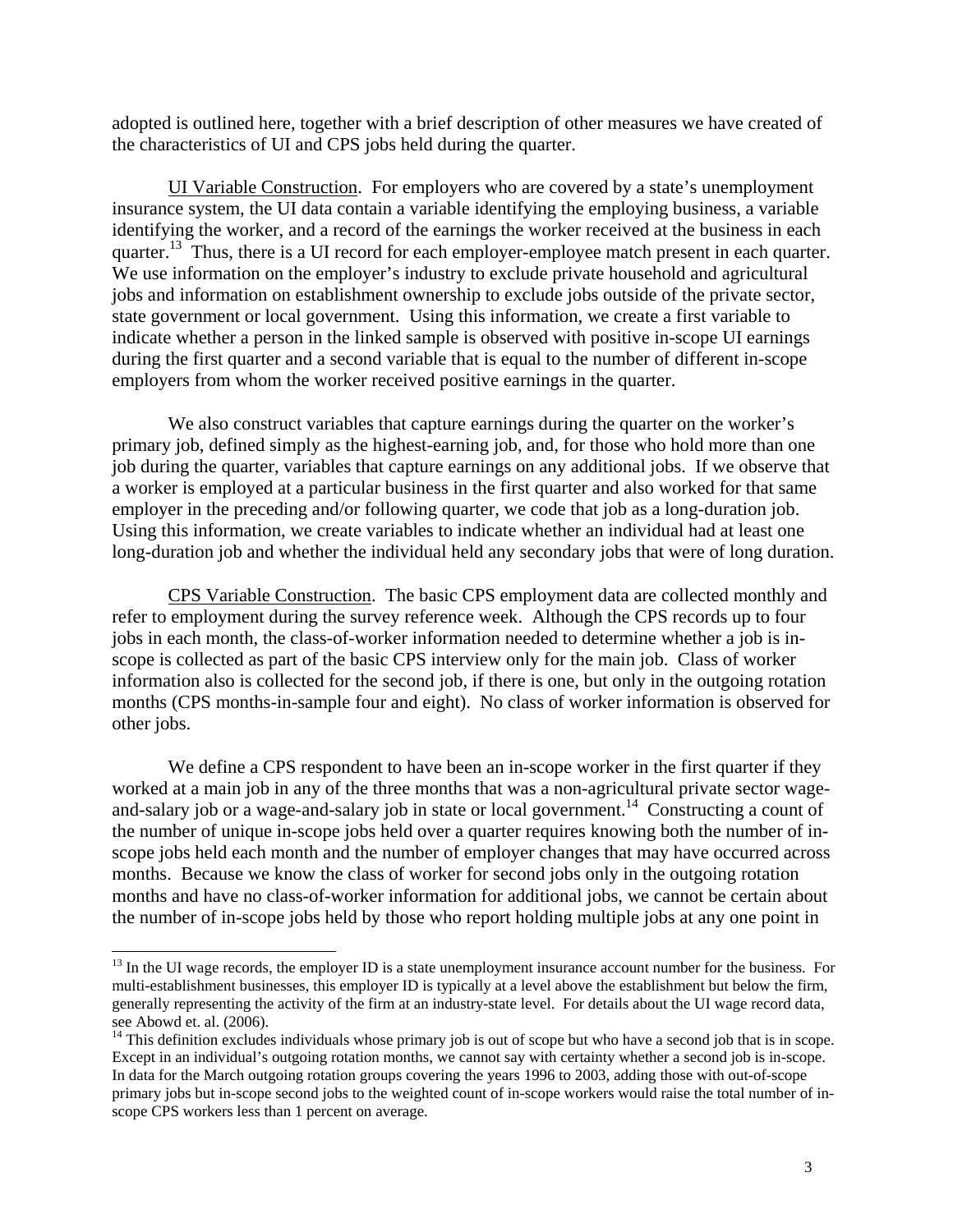adopted is outlined here, together with a brief description of other measures we have created of the characteristics of UI and CPS jobs held during the quarter.

UI Variable Construction. For employers who are covered by a state's unemployment insurance system, the UI data contain a variable identifying the employing business, a variable identifying the worker, and a record of the earnings the worker received at the business in each quarter.[13] Thus, there is a UI record for each employer-employee match present in each quarter. We use information on the employer's industry to exclude private household and agricultural jobs and information on establishment ownership to exclude jobs outside of the private sector, state government or local government. Using this information, we create a first variable to indicate whether a person in the linked sample is observed with positive in-scope UI earnings during the first quarter and a second variable that is equal to the number of different in-scope employers from whom the worker received positive earnings in the quarter.

We also construct variables that capture earnings during the quarter on the worker's primary job, defined simply as the highest-earning job, and, for those who hold more than one job during the quarter, variables that capture earnings on any additional jobs. If we observe that a worker is employed at a particular business in the first quarter and also worked for that same employer in the preceding and/or following quarter, we code that job as a long-duration job. Using this information, we create variables to indicate whether an individual had at least one long-duration job and whether the individual held any secondary jobs that were of long duration.

CPS Variable Construction. The basic CPS employment data are collected monthly and refer to employment during the survey reference week. Although the CPS records up to four jobs in each month, the class-of-worker information needed to determine whether a job is in-scope is collected as part of the basic CPS interview only for the main job. Class of worker information also is collected for the second job, if there is one, but only in the outgoing rotation months (CPS months-in-sample four and eight). No class of worker information is observed for other jobs.

We define a CPS respondent to have been an in-scope worker in the first quarter if they worked at a main job in any of the three months that was a non-agricultural private sector wage-and-salary job or a wage-and-salary job in state or local government.[14] Constructing a count of the number of unique in-scope jobs held over a quarter requires knowing both the number of in-scope jobs held each month and the number of employer changes that may have occurred across months. Because we know the class of worker for second jobs only in the outgoing rotation months and have no class-of-worker information for additional jobs, we cannot be certain about the number of in-scope jobs held by those who report holding multiple jobs at any one point in

---

[13] In the UI wage records, the employer ID is a state unemployment insurance account number for the business. For multi-establishment businesses, this employer ID is typically at a level above the establishment but below the firm, generally representing the activity of the firm at an industry-state level. For details about the UI wage record data, see Abowd et. al. (2006).

[14] This definition excludes individuals whose primary job is out of scope but who have a second job that is in scope. Except in an individual's outgoing rotation months, we cannot say with certainty whether a second job is in-scope. In data for the March outgoing rotation groups covering the years 1996 to 2003, adding those with out-of-scope primary jobs but in-scope second jobs to the weighted count of in-scope workers would raise the total number of in-scope CPS workers less than 1 percent on average.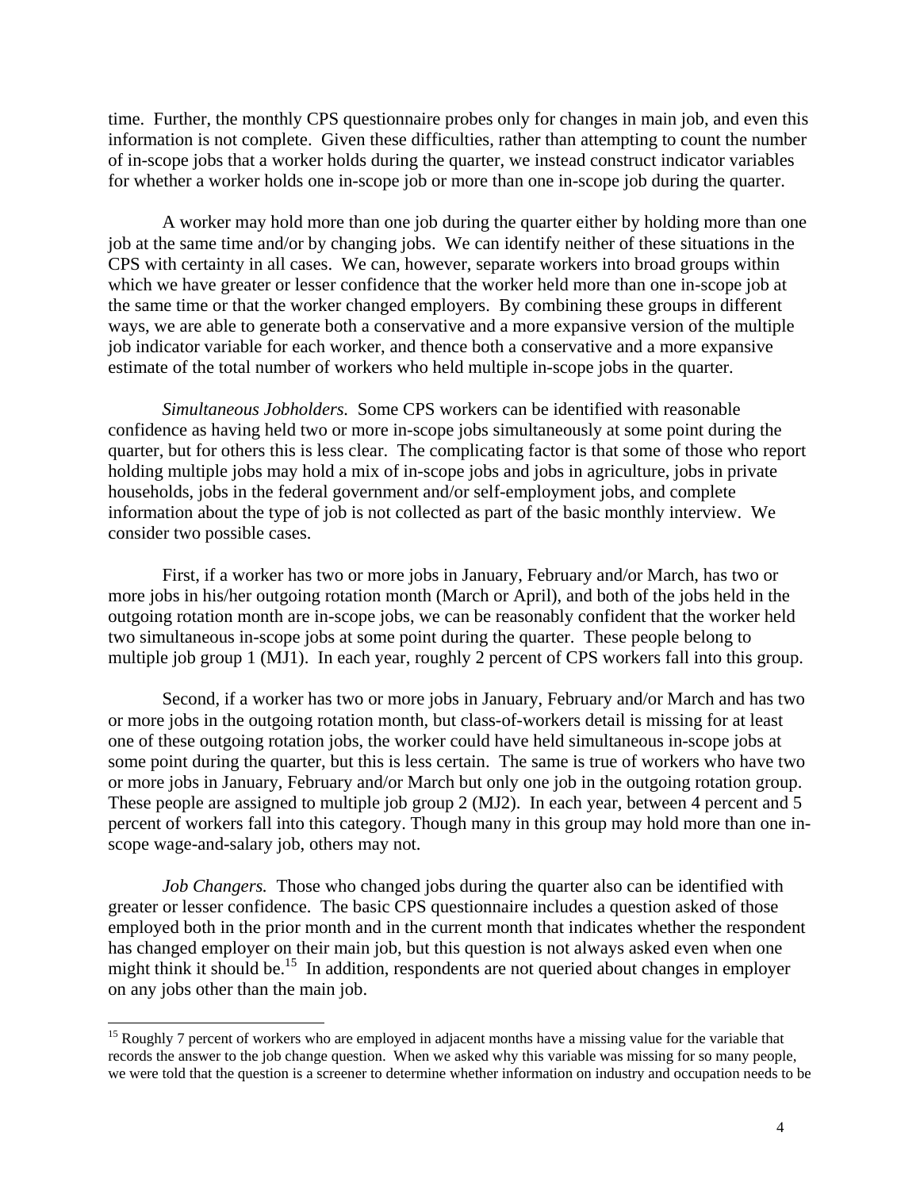time. Further, the monthly CPS questionnaire probes only for changes in main job, and even this information is not complete. Given these difficulties, rather than attempting to count the number of in-scope jobs that a worker holds during the quarter, we instead construct indicator variables for whether a worker holds one in-scope job or more than one in-scope job during the quarter.

A worker may hold more than one job during the quarter either by holding more than one job at the same time and/or by changing jobs. We can identify neither of these situations in the CPS with certainty in all cases. We can, however, separate workers into broad groups within which we have greater or lesser confidence that the worker held more than one in-scope job at the same time or that the worker changed employers. By combining these groups in different ways, we are able to generate both a conservative and a more expansive version of the multiple job indicator variable for each worker, and thence both a conservative and a more expansive estimate of the total number of workers who held multiple in-scope jobs in the quarter.

*Simultaneous Jobholders.* Some CPS workers can be identified with reasonable confidence as having held two or more in-scope jobs simultaneously at some point during the quarter, but for others this is less clear. The complicating factor is that some of those who report holding multiple jobs may hold a mix of in-scope jobs and jobs in agriculture, jobs in private households, jobs in the federal government and/or self-employment jobs, and complete information about the type of job is not collected as part of the basic monthly interview. We consider two possible cases.

First, if a worker has two or more jobs in January, February and/or March, has two or more jobs in his/her outgoing rotation month (March or April), and both of the jobs held in the outgoing rotation month are in-scope jobs, we can be reasonably confident that the worker held two simultaneous in-scope jobs at some point during the quarter. These people belong to multiple job group 1 (MJ1). In each year, roughly 2 percent of CPS workers fall into this group.

Second, if a worker has two or more jobs in January, February and/or March and has two or more jobs in the outgoing rotation month, but class-of-workers detail is missing for at least one of these outgoing rotation jobs, the worker could have held simultaneous in-scope jobs at some point during the quarter, but this is less certain. The same is true of workers who have two or more jobs in January, February and/or March but only one job in the outgoing rotation group. These people are assigned to multiple job group 2 (MJ2). In each year, between 4 percent and 5 percent of workers fall into this category. Though many in this group may hold more than one in-scope wage-and-salary job, others may not.

*Job Changers.* Those who changed jobs during the quarter also can be identified with greater or lesser confidence. The basic CPS questionnaire includes a question asked of those employed both in the prior month and in the current month that indicates whether the respondent has changed employer on their main job, but this question is not always asked even when one might think it should be.[15] In addition, respondents are not queried about changes in employer on any jobs other than the main job.

[15] Roughly 7 percent of workers who are employed in adjacent months have a missing value for the variable that records the answer to the job change question. When we asked why this variable was missing for so many people, we were told that the question is a screener to determine whether information on industry and occupation needs to be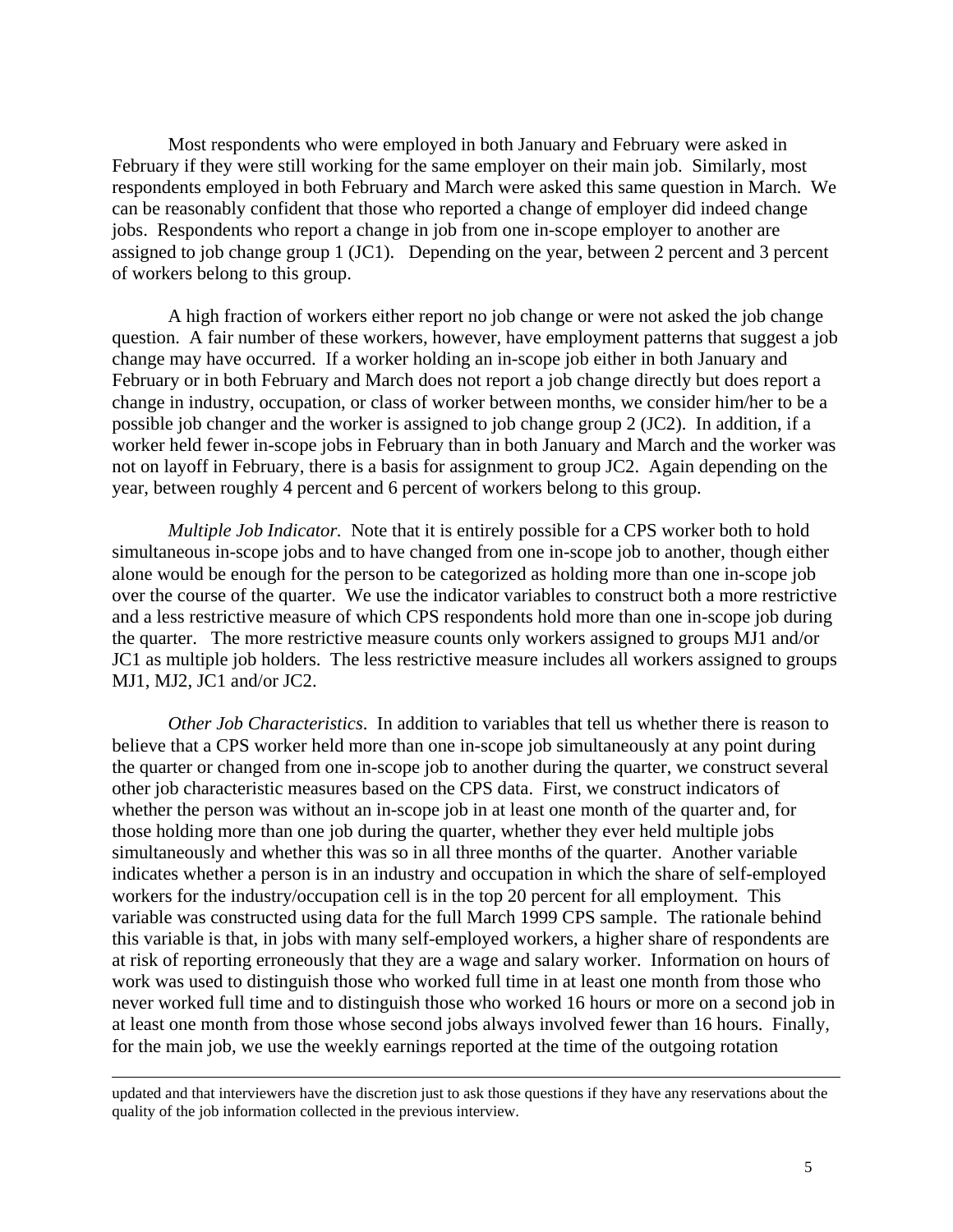Most respondents who were employed in both January and February were asked in February if they were still working for the same employer on their main job. Similarly, most respondents employed in both February and March were asked this same question in March. We can be reasonably confident that those who reported a change of employer did indeed change jobs. Respondents who report a change in job from one in-scope employer to another are assigned to job change group 1 (JC1). Depending on the year, between 2 percent and 3 percent of workers belong to this group.

A high fraction of workers either report no job change or were not asked the job change question. A fair number of these workers, however, have employment patterns that suggest a job change may have occurred. If a worker holding an in-scope job either in both January and February or in both February and March does not report a job change directly but does report a change in industry, occupation, or class of worker between months, we consider him/her to be a possible job changer and the worker is assigned to job change group 2 (JC2). In addition, if a worker held fewer in-scope jobs in February than in both January and March and the worker was not on layoff in February, there is a basis for assignment to group JC2. Again depending on the year, between roughly 4 percent and 6 percent of workers belong to this group.

*Multiple Job Indicator.* Note that it is entirely possible for a CPS worker both to hold simultaneous in-scope jobs and to have changed from one in-scope job to another, though either alone would be enough for the person to be categorized as holding more than one in-scope job over the course of the quarter. We use the indicator variables to construct both a more restrictive and a less restrictive measure of which CPS respondents hold more than one in-scope job during the quarter. The more restrictive measure counts only workers assigned to groups MJ1 and/or JC1 as multiple job holders. The less restrictive measure includes all workers assigned to groups MJ1, MJ2, JC1 and/or JC2.

*Other Job Characteristics*. In addition to variables that tell us whether there is reason to believe that a CPS worker held more than one in-scope job simultaneously at any point during the quarter or changed from one in-scope job to another during the quarter, we construct several other job characteristic measures based on the CPS data. First, we construct indicators of whether the person was without an in-scope job in at least one month of the quarter and, for those holding more than one job during the quarter, whether they ever held multiple jobs simultaneously and whether this was so in all three months of the quarter. Another variable indicates whether a person is in an industry and occupation in which the share of self-employed workers for the industry/occupation cell is in the top 20 percent for all employment. This variable was constructed using data for the full March 1999 CPS sample. The rationale behind this variable is that, in jobs with many self-employed workers, a higher share of respondents are at risk of reporting erroneously that they are a wage and salary worker. Information on hours of work was used to distinguish those who worked full time in at least one month from those who never worked full time and to distinguish those who worked 16 hours or more on a second job in at least one month from those whose second jobs always involved fewer than 16 hours. Finally, for the main job, we use the weekly earnings reported at the time of the outgoing rotation

---

updated and that interviewers have the discretion just to ask those questions if they have any reservations about the quality of the job information collected in the previous interview.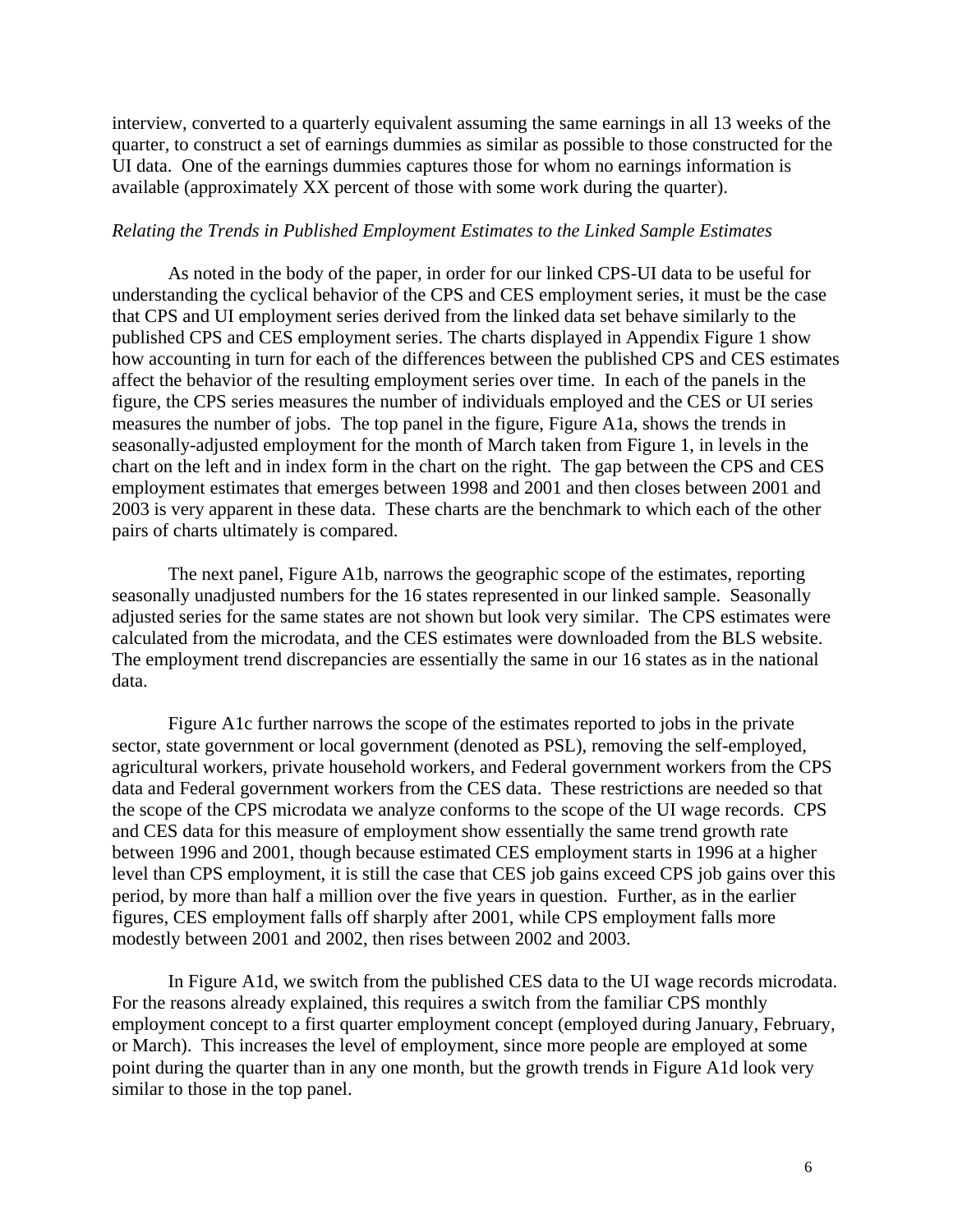interview, converted to a quarterly equivalent assuming the same earnings in all 13 weeks of the quarter, to construct a set of earnings dummies as similar as possible to those constructed for the UI data. One of the earnings dummies captures those for whom no earnings information is available (approximately XX percent of those with some work during the quarter).

*Relating the Trends in Published Employment Estimates to the Linked Sample Estimates*

As noted in the body of the paper, in order for our linked CPS-UI data to be useful for understanding the cyclical behavior of the CPS and CES employment series, it must be the case that CPS and UI employment series derived from the linked data set behave similarly to the published CPS and CES employment series. The charts displayed in Appendix Figure 1 show how accounting in turn for each of the differences between the published CPS and CES estimates affect the behavior of the resulting employment series over time. In each of the panels in the figure, the CPS series measures the number of individuals employed and the CES or UI series measures the number of jobs. The top panel in the figure, Figure A1a, shows the trends in seasonally-adjusted employment for the month of March taken from Figure 1, in levels in the chart on the left and in index form in the chart on the right. The gap between the CPS and CES employment estimates that emerges between 1998 and 2001 and then closes between 2001 and 2003 is very apparent in these data. These charts are the benchmark to which each of the other pairs of charts ultimately is compared.

The next panel, Figure A1b, narrows the geographic scope of the estimates, reporting seasonally unadjusted numbers for the 16 states represented in our linked sample. Seasonally adjusted series for the same states are not shown but look very similar. The CPS estimates were calculated from the microdata, and the CES estimates were downloaded from the BLS website. The employment trend discrepancies are essentially the same in our 16 states as in the national data.

Figure A1c further narrows the scope of the estimates reported to jobs in the private sector, state government or local government (denoted as PSL), removing the self-employed, agricultural workers, private household workers, and Federal government workers from the CPS data and Federal government workers from the CES data. These restrictions are needed so that the scope of the CPS microdata we analyze conforms to the scope of the UI wage records. CPS and CES data for this measure of employment show essentially the same trend growth rate between 1996 and 2001, though because estimated CES employment starts in 1996 at a higher level than CPS employment, it is still the case that CES job gains exceed CPS job gains over this period, by more than half a million over the five years in question. Further, as in the earlier figures, CES employment falls off sharply after 2001, while CPS employment falls more modestly between 2001 and 2002, then rises between 2002 and 2003.

In Figure A1d, we switch from the published CES data to the UI wage records microdata. For the reasons already explained, this requires a switch from the familiar CPS monthly employment concept to a first quarter employment concept (employed during January, February, or March). This increases the level of employment, since more people are employed at some point during the quarter than in any one month, but the growth trends in Figure A1d look very similar to those in the top panel.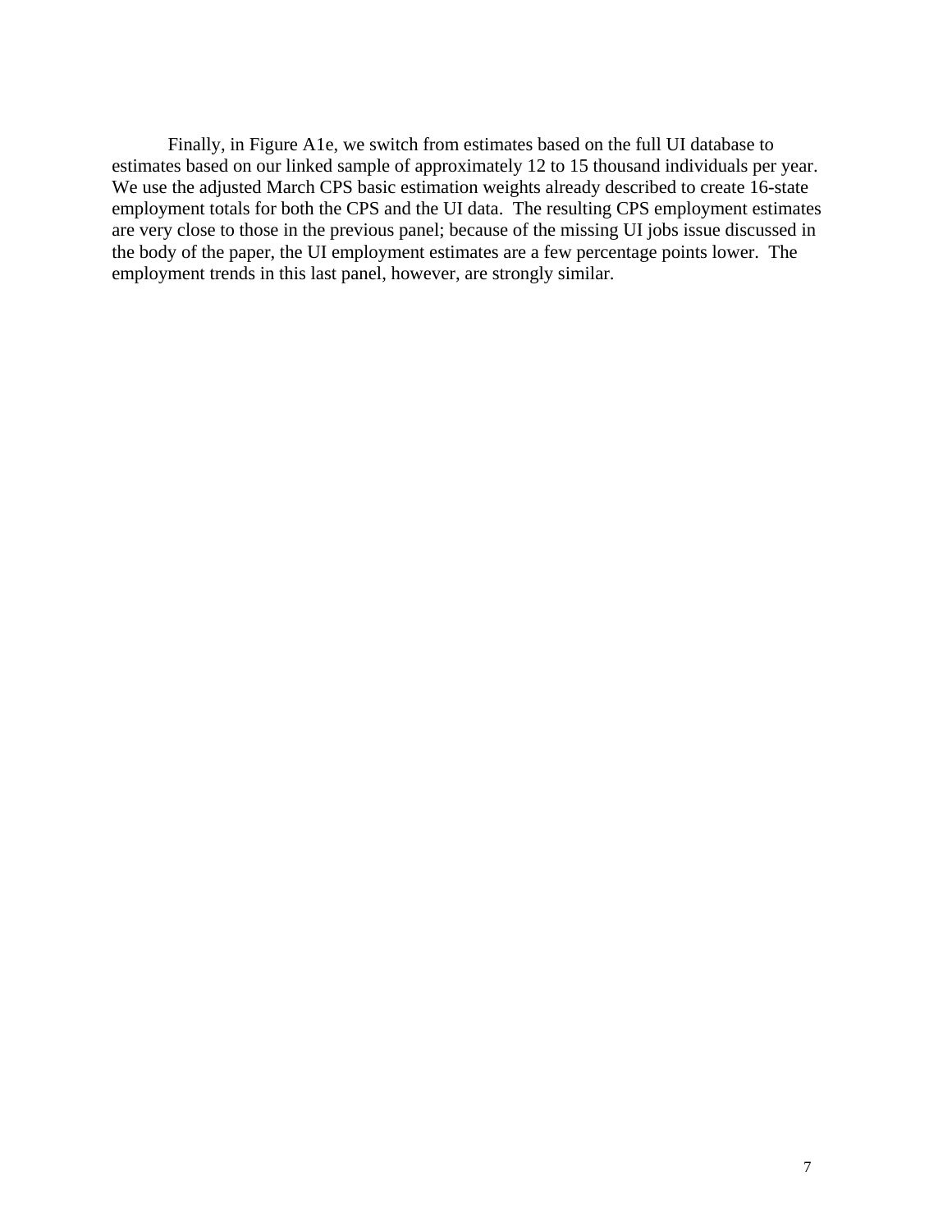Finally, in Figure A1e, we switch from estimates based on the full UI database to estimates based on our linked sample of approximately 12 to 15 thousand individuals per year. We use the adjusted March CPS basic estimation weights already described to create 16-state employment totals for both the CPS and the UI data. The resulting CPS employment estimates are very close to those in the previous panel; because of the missing UI jobs issue discussed in the body of the paper, the UI employment estimates are a few percentage points lower. The employment trends in this last panel, however, are strongly similar.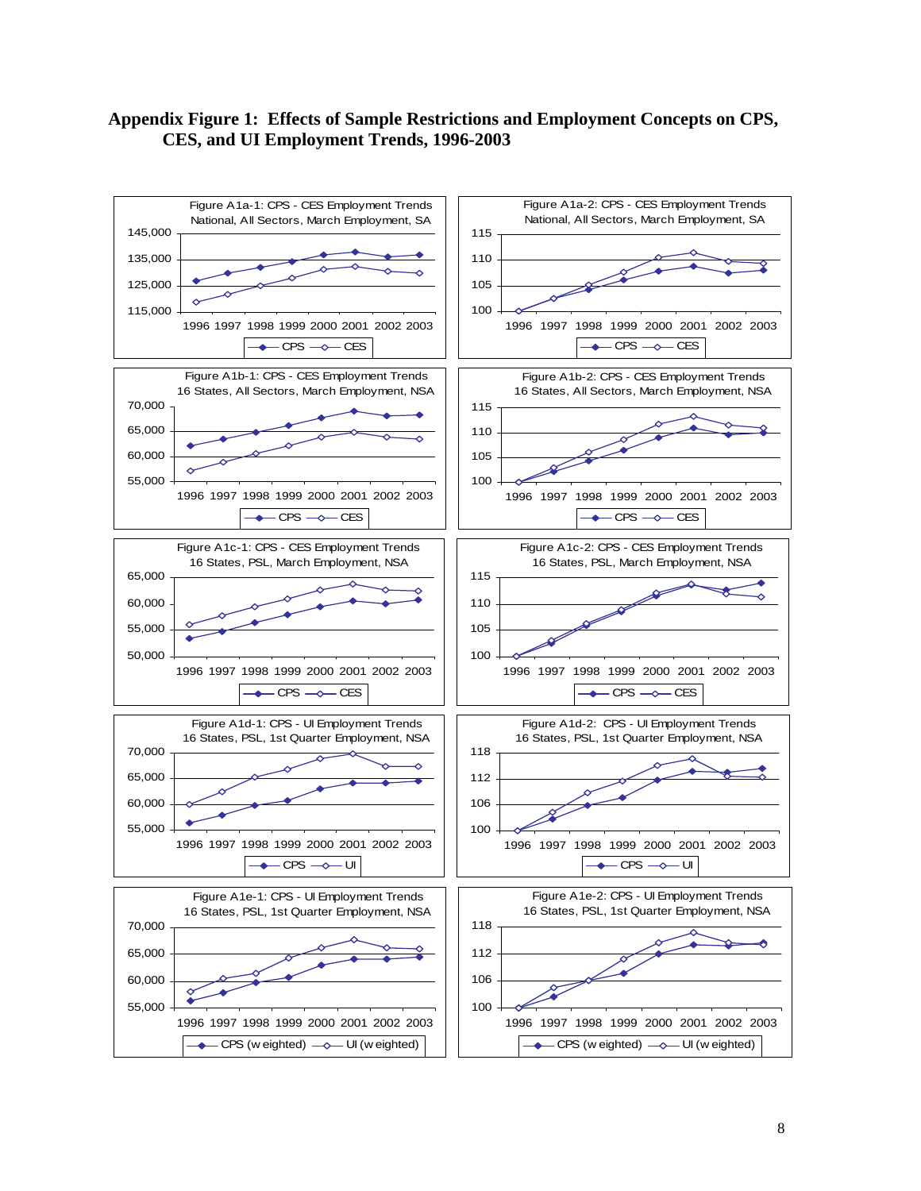**Appendix Figure 1: Effects of Sample Restrictions and Employment Concepts on CPS, CES, and UI Employment Trends, 1996-2003**

Figure A1a-1: CPS - CES Employment Trends
National, All Sectors, March Employment, SA
145,000
135,000
125,000
115,000
1996 1997 1998 1999 2000 2001 2002 2003
CPS CES

Figure A1a-2: CPS - CES Employment Trends
National, All Sectors, March Employment, SA
115
110
105
100
1996 1997 1998 1999 2000 2001 2002 2003
CPS CES

Figure A1b-1: CPS - CES Employment Trends
16 States, All Sectors, March Employment, NSA
70,000
65,000
60,000
55,000
1996 1997 1998 1999 2000 2001 2002 2003
CPS CES

Figure A1b-2: CPS - CES Employment Trends
16 States, All Sectors, March Employment, NSA
115
110
105
100
1996 1997 1998 1999 2000 2001 2002 2003
CPS CES

Figure A1c-1: CPS - CES Employment Trends
16 States, PSL, March Employment, NSA
65,000
60,000
55,000
50,000
1996 1997 1998 1999 2000 2001 2002 2003
CPS CES

Figure A1c-2: CPS - CES Employment Trends
16 States, PSL, March Employment, NSA
115
110
105
100
1996 1997 1998 1999 2000 2001 2002 2003
CPS CES

Figure A1d-1: CPS - UI Employment Trends
16 States, PSL, 1st Quarter Employment, NSA
70,000
65,000
60,000
55,000
1996 1997 1998 1999 2000 2001 2002 2003
CPS UI

Figure A1d-2: CPS - UI Employment Trends
16 States, PSL, 1st Quarter Employment, NSA
118
112
106
100
1996 1997 1998 1999 2000 2001 2002 2003
CPS UI

Figure A1e-1: CPS - UI Employment Trends
16 States, PSL, 1st Quarter Employment, NSA
70,000
65,000
60,000
55,000
1996 1997 1998 1999 2000 2001 2002 2003
CPS (weighted) UI (weighted)

Figure A1e-2: CPS - UI Employment Trends
16 States, PSL, 1st Quarter Employment, NSA
118
112
106
100
1996 1997 1998 1999 2000 2001 2002 2003
CPS (weighted) UI (weighted)